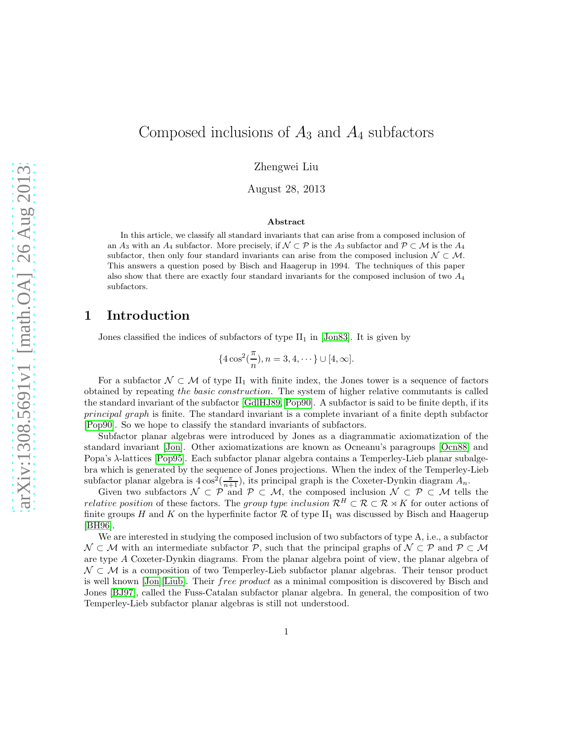# Composed inclusions of $A_3$ and $A_4$ subfactors

Zhengwei Liu

August 28, 2013

### Abstract

In this article, we classify all standard invariants that can arise from a composed inclusion of an $A_3$ with an $A_4$ subfactor. More precisely, if $\mathcal{N} \subset \mathcal{P}$ is the $A_3$ subfactor and $\mathcal{P} \subset \mathcal{M}$ is the $A_4$ subfactor, then only four standard invariants can arise from the composed inclusion $\mathcal{N} \subset \mathcal{M}$. This answers a question posed by Bisch and Haagerup in 1994. The techniques of this paper also show that there are exactly four standard invariants for the composed inclusion of two $A_4$ subfactors.

## 1 Introduction

Jones classified the indices of subfactors of type $\text{II}_1$ in [Jon83]. It is given by

$$\{4\cos^2(\frac{\pi}{n}), n = 3, 4, \cdots\} \cup [4, \infty].$$

For a subfactor $\mathcal{N} \subset \mathcal{M}$ of type $\text{II}_1$ with finite index, the Jones tower is a sequence of factors obtained by repeating *the basic construction*. The system of higher relative commutants is called the standard invariant of the subfactor [GdlHJ89, Pop90]. A subfactor is said to be finite depth, if its *principal graph* is finite. The standard invariant is a complete invariant of a finite depth subfactor [Pop90]. So we hope to classify the standard invariants of subfactors.

Subfactor planar algebras were introduced by Jones as a diagrammatic axiomatization of the standard invariant [Jon]. Other axiomatizations are known as Ocneanu's paragroups [Ocn88] and Popa's $\lambda$-lattices [Pop95]. Each subfactor planar algebra contains a Temperley-Lieb planar subalgebra which is generated by the sequence of Jones projections. When the index of the Temperley-Lieb subfactor planar algebra is $4\cos^2(\frac{\pi}{n+1})$, its principal graph is the Coxeter-Dynkin diagram $A_n$.

Given two subfactors $\mathcal{N} \subset \mathcal{P}$ and $\mathcal{P} \subset \mathcal{M}$, the composed inclusion $\mathcal{N} \subset \mathcal{P} \subset \mathcal{M}$ tells the *relative position* of these factors. The *group type inclusion* $\mathcal{R}^H \subset \mathcal{R} \subset \mathcal{R} \rtimes K$ for outer actions of finite groups $H$ and $K$ on the hyperfinite factor $\mathcal{R}$ of type $\text{II}_1$ was discussed by Bisch and Haagerup [BH96].

We are interested in studying the composed inclusion of two subfactors of type A, i.e., a subfactor $\mathcal{N} \subset \mathcal{M}$ with an intermediate subfactor $\mathcal{P}$, such that the principal graphs of $\mathcal{N} \subset \mathcal{P}$ and $\mathcal{P} \subset \mathcal{M}$ are type $A$ Coxeter-Dynkin diagrams. From the planar algebra point of view, the planar algebra of $\mathcal{N} \subset \mathcal{M}$ is a composition of two Temperley-Lieb subfactor planar algebras. Their tensor product is well known [Jon][Liub]. Their *free product* as a minimal composition is discovered by Bisch and Jones [BJ97], called the Fuss-Catalan subfactor planar algebra. In general, the composition of two Temperley-Lieb subfactor planar algebras is still not understood.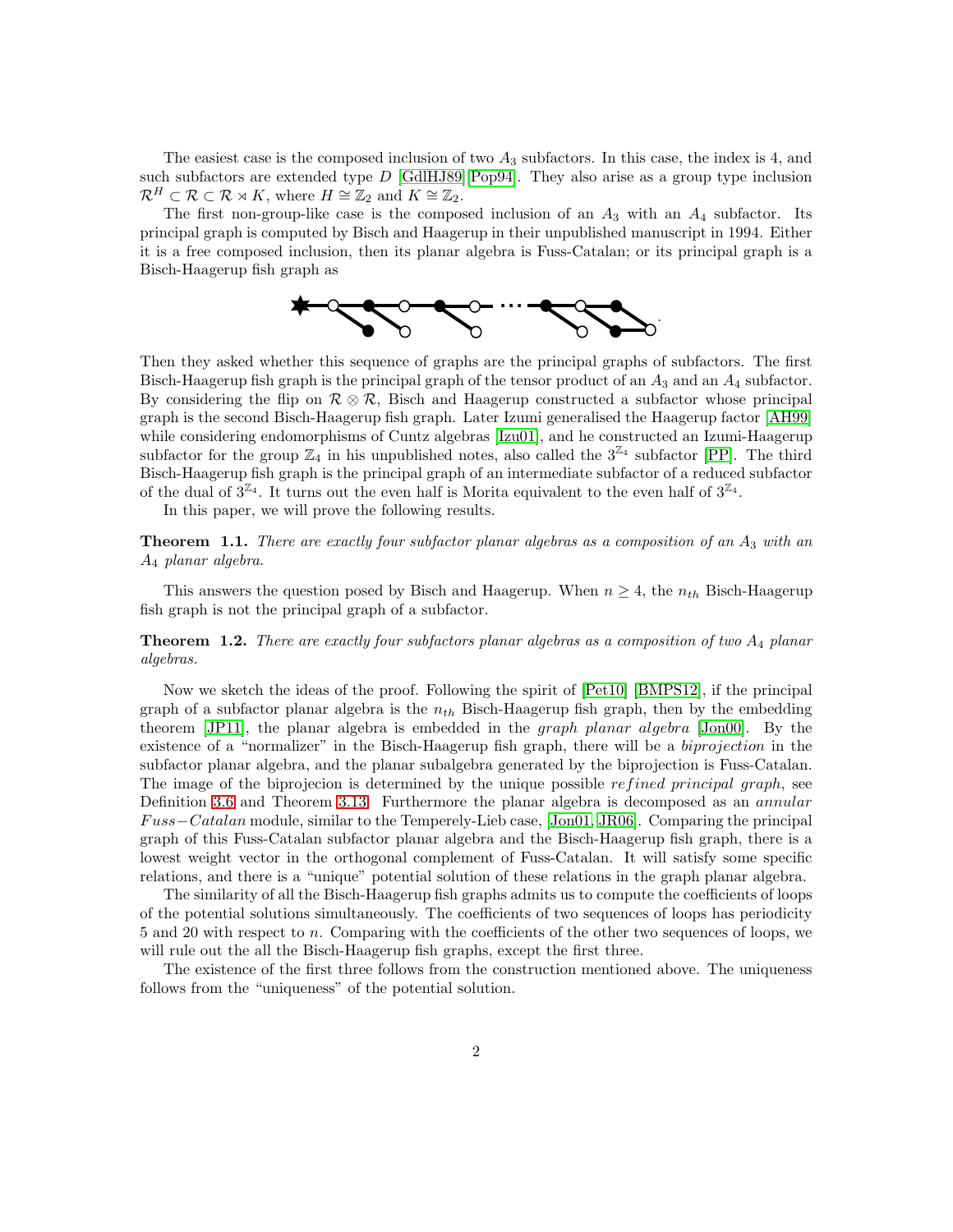The easiest case is the composed inclusion of two $A_3$ subfactors. In this case, the index is 4, and such subfactors are extended type $D$ [GdlHJ89][Pop94]. They also arise as a group type inclusion $\mathcal{R}^H \subset \mathcal{R} \subset \mathcal{R} \rtimes K$, where $H \cong \mathbb{Z}_2$ and $K \cong \mathbb{Z}_2$.

The first non-group-like case is the composed inclusion of an $A_3$ with an $A_4$ subfactor. Its principal graph is computed by Bisch and Haagerup in their unpublished manuscript in 1994. Either it is a free composed inclusion, then its planar algebra is Fuss-Catalan; or its principal graph is a Bisch-Haagerup fish graph as

Then they asked whether this sequence of graphs are the principal graphs of subfactors. The first Bisch-Haagerup fish graph is the principal graph of the tensor product of an $A_3$ and an $A_4$ subfactor. By considering the flip on $\mathcal{R} \otimes \mathcal{R}$, Bisch and Haagerup constructed a subfactor whose principal graph is the second Bisch-Haagerup fish graph. Later Izumi generalised the Haagerup factor [AH99] while considering endomorphisms of Cuntz algebras [Izu01], and he constructed an Izumi-Haagerup subfactor for the group $\mathbb{Z}_4$ in his unpublished notes, also called the $3^{\mathbb{Z}_4}$ subfactor [PP]. The third Bisch-Haagerup fish graph is the principal graph of an intermediate subfactor of a reduced subfactor of the dual of $3^{\mathbb{Z}_4}$. It turns out the even half is Morita equivalent to the even half of $3^{\mathbb{Z}_4}$.

In this paper, we will prove the following results.

**Theorem 1.1.** *There are exactly four subfactor planar algebras as a composition of an $A_3$ with an $A_4$ planar algebra.*

This answers the question posed by Bisch and Haagerup. When $n \geq 4$, the $n_{th}$ Bisch-Haagerup fish graph is not the principal graph of a subfactor.

**Theorem 1.2.** *There are exactly four subfactors planar algebras as a composition of two $A_4$ planar algebras.*

Now we sketch the ideas of the proof. Following the spirit of [Pet10] [BMPS12], if the principal graph of a subfactor planar algebra is the $n_{th}$ Bisch-Haagerup fish graph, then by the embedding theorem [JP11], the planar algebra is embedded in the *graph planar algebra* [Jon00]. By the existence of a "normalizer" in the Bisch-Haagerup fish graph, there will be a *biprojection* in the subfactor planar algebra, and the planar subalgebra generated by the biprojection is Fuss-Catalan. The image of the biprojecion is determined by the unique possible *refined principal graph*, see Definition 3.6 and Theorem 3.13. Furthermore the planar algebra is decomposed as an *annular Fuss−Catalan* module, similar to the Temperely-Lieb case, [Jon01, JR06]. Comparing the principal graph of this Fuss-Catalan subfactor planar algebra and the Bisch-Haagerup fish graph, there is a lowest weight vector in the orthogonal complement of Fuss-Catalan. It will satisfy some specific relations, and there is a "unique" potential solution of these relations in the graph planar algebra.

The similarity of all the Bisch-Haagerup fish graphs admits us to compute the coefficients of loops of the potential solutions simultaneously. The coefficients of two sequences of loops has periodicity 5 and 20 with respect to $n$. Comparing with the coefficients of the other two sequences of loops, we will rule out the all the Bisch-Haagerup fish graphs, except the first three.

The existence of the first three follows from the construction mentioned above. The uniqueness follows from the "uniqueness" of the potential solution.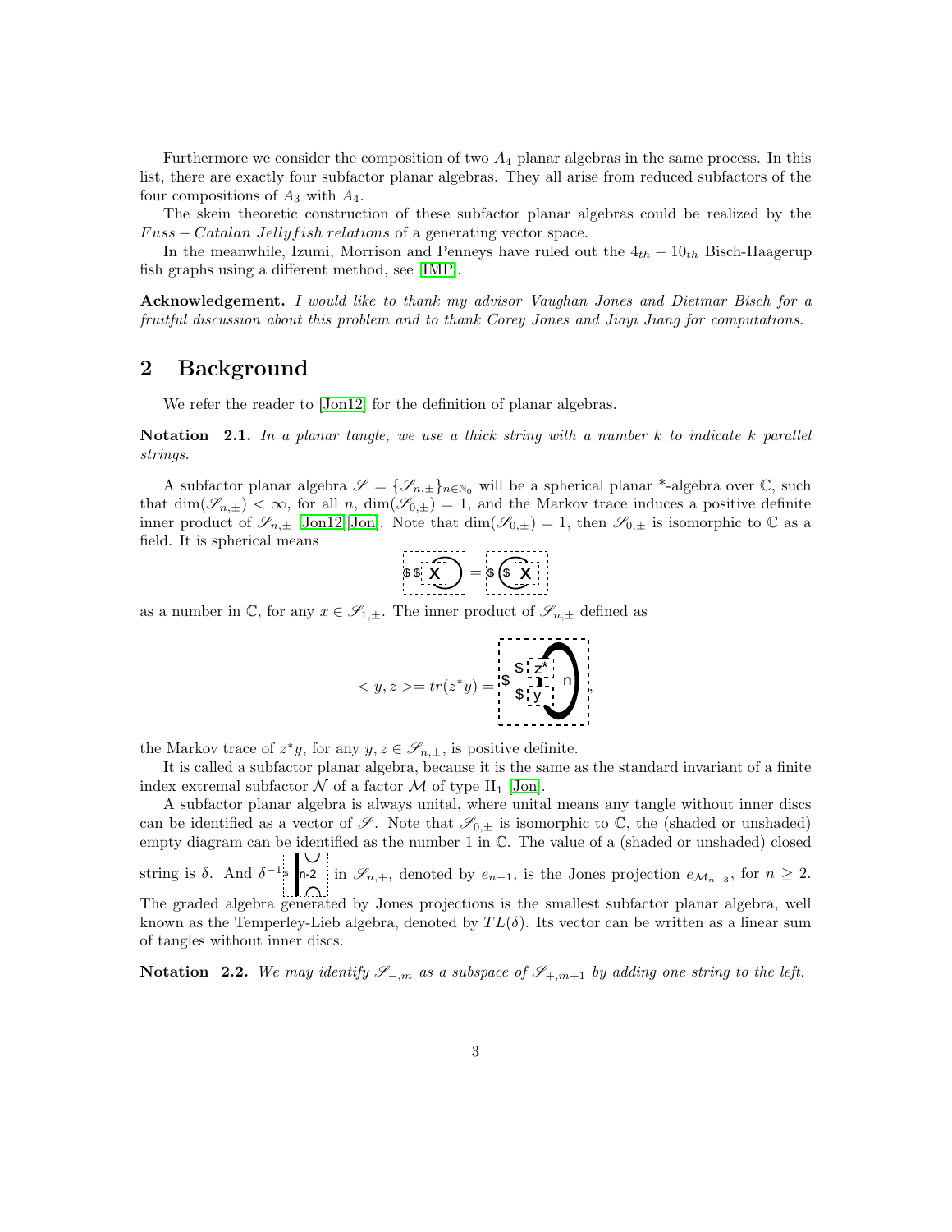Furthermore we consider the composition of two $A_4$ planar algebras in the same process. In this list, there are exactly four subfactor planar algebras. They all arise from reduced subfactors of the four compositions of $A_3$ with $A_4$.

The skein theoretic construction of these subfactor planar algebras could be realized by the $Fuss-Catalan\ Jellyfish\ relations$ of a generating vector space.

In the meanwhile, Izumi, Morrison and Penneys have ruled out the $4_{th}-10_{th}$ Bisch-Haagerup fish graphs using a different method, see [IMP].

**Acknowledgement.** *I would like to thank my advisor Vaughan Jones and Dietmar Bisch for a fruitful discussion about this problem and to thank Corey Jones and Jiayi Jiang for computations.*

## 2 Background

We refer the reader to [Jon12] for the definition of planar algebras.

**Notation 2.1.** *In a planar tangle, we use a thick string with a number $k$ to indicate $k$ parallel strings.*

A subfactor planar algebra $\mathscr{S}=\{\mathscr{S}_{n,\pm}\}_{n\in\mathbb{N}_0}$ will be a spherical planar \*-algebra over $\mathbb{C}$, such that $\dim(\mathscr{S}_{n,\pm})<\infty$, for all $n$, $\dim(\mathscr{S}_{0,\pm})=1$, and the Markov trace induces a positive definite inner product of $\mathscr{S}_{n,\pm}$ [Jon12][Jon]. Note that $\dim(\mathscr{S}_{0,\pm})=1$, then $\mathscr{S}_{0,\pm}$ is isomorphic to $\mathbb{C}$ as a field. It is spherical means

[diagram] = [diagram]

as a number in $\mathbb{C}$, for any $x\in\mathscr{S}_{1,\pm}$. The inner product of $\mathscr{S}_{n,\pm}$ defined as

$$<y,z>=tr(z^*y)= \text{[diagram]},$$

the Markov trace of $z^*y$, for any $y,z\in\mathscr{S}_{n,\pm}$, is positive definite.

It is called a subfactor planar algebra, because it is the same as the standard invariant of a finite index extremal subfactor $\mathcal{N}$ of a factor $\mathcal{M}$ of type $\mathrm{II}_1$ [Jon].

A subfactor planar algebra is always unital, where unital means any tangle without inner discs can be identified as a vector of $\mathscr{S}$. Note that $\mathscr{S}_{0,\pm}$ is isomorphic to $\mathbb{C}$, the (shaded or unshaded) empty diagram can be identified as the number 1 in $\mathbb{C}$. The value of a (shaded or unshaded) closed string is $\delta$. And $\delta^{-1}$ [diagram] in $\mathscr{S}_{n,+}$, denoted by $e_{n-1}$, is the Jones projection $e_{\mathcal{M}_{n-3}}$, for $n\geq 2$. The graded algebra generated by Jones projections is the smallest subfactor planar algebra, well known as the Temperley-Lieb algebra, denoted by $TL(\delta)$. Its vector can be written as a linear sum of tangles without inner discs.

**Notation 2.2.** *We may identify $\mathscr{S}_{-,m}$ as a subspace of $\mathscr{S}_{+,m+1}$ by adding one string to the left.*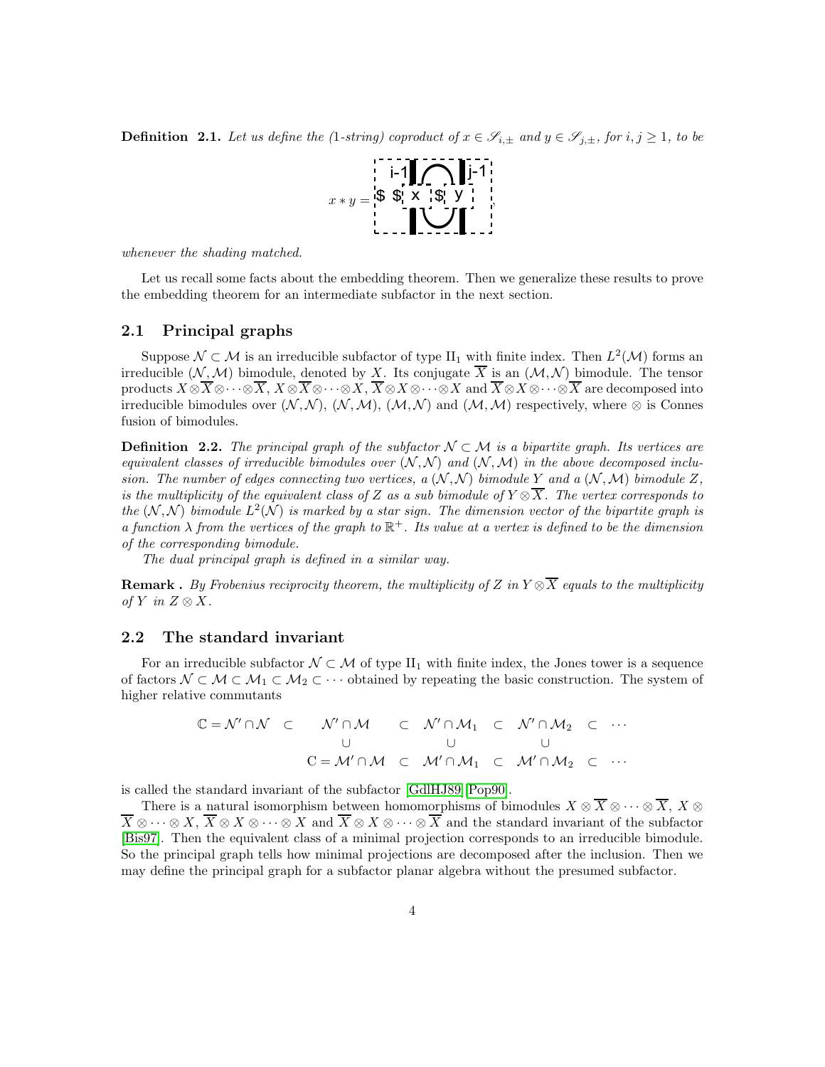**Definition 2.1.** *Let us define the (1-string) coproduct of $x \in \mathscr{S}_{i,\pm}$ and $y \in \mathscr{S}_{j,\pm}$, for $i, j \geq 1$, to be*

$$x * y = \quad ,$$

*whenever the shading matched.*

Let us recall some facts about the embedding theorem. Then we generalize these results to prove the embedding theorem for an intermediate subfactor in the next section.

## 2.1 Principal graphs

Suppose $\mathcal{N} \subset \mathcal{M}$ is an irreducible subfactor of type $\text{II}_1$ with finite index. Then $L^2(\mathcal{M})$ forms an irreducible $(\mathcal{N}, \mathcal{M})$ bimodule, denoted by $X$. Its conjugate $\overline{X}$ is an $(\mathcal{M}, \mathcal{N})$ bimodule. The tensor products $X \otimes \overline{X} \otimes \cdots \otimes \overline{X}$, $X \otimes \overline{X} \otimes \cdots \otimes X$, $\overline{X} \otimes X \otimes \cdots \otimes X$ and $\overline{X} \otimes X \otimes \cdots \otimes \overline{X}$ are decomposed into irreducible bimodules over $(\mathcal{N}, \mathcal{N})$, $(\mathcal{N}, \mathcal{M})$, $(\mathcal{M}, \mathcal{N})$ and $(\mathcal{M}, \mathcal{M})$ respectively, where $\otimes$ is Connes fusion of bimodules.

**Definition 2.2.** *The principal graph of the subfactor $\mathcal{N} \subset \mathcal{M}$ is a bipartite graph. Its vertices are equivalent classes of irreducible bimodules over $(\mathcal{N}, \mathcal{N})$ and $(\mathcal{N}, \mathcal{M})$ in the above decomposed inclusion. The number of edges connecting two vertices, a $(\mathcal{N}, \mathcal{N})$ bimodule $Y$ and a $(\mathcal{N}, \mathcal{M})$ bimodule $Z$, is the multiplicity of the equivalent class of $Z$ as a sub bimodule of $Y \otimes \overline{X}$. The vertex corresponds to the $(\mathcal{N}, \mathcal{N})$ bimodule $L^2(\mathcal{N})$ is marked by a star sign. The dimension vector of the bipartite graph is a function $\lambda$ from the vertices of the graph to $\mathbb{R}^+$. Its value at a vertex is defined to be the dimension of the corresponding bimodule.*

*The dual principal graph is defined in a similar way.*

**Remark .** *By Frobenius reciprocity theorem, the multiplicity of $Z$ in $Y \otimes \overline{X}$ equals to the multiplicity of $Y$ in $Z \otimes X$.*

## 2.2 The standard invariant

For an irreducible subfactor $\mathcal{N} \subset \mathcal{M}$ of type $\text{II}_1$ with finite index, the Jones tower is a sequence of factors $\mathcal{N} \subset \mathcal{M} \subset \mathcal{M}_1 \subset \mathcal{M}_2 \subset \cdots$ obtained by repeating the basic construction. The system of higher relative commutants

$$\begin{array}{ccccccccc}
\mathbb{C} = \mathcal{N}' \cap \mathcal{N} & \subset & \mathcal{N}' \cap \mathcal{M} & \subset & \mathcal{N}' \cap \mathcal{M}_1 & \subset & \mathcal{N}' \cap \mathcal{M}_2 & \subset & \cdots \\
 & & \cup & & \cup & & \cup & & \\
 & & \mathbb{C} = \mathcal{M}' \cap \mathcal{M} & \subset & \mathcal{M}' \cap \mathcal{M}_1 & \subset & \mathcal{M}' \cap \mathcal{M}_2 & \subset & \cdots
\end{array}$$

is called the standard invariant of the subfactor [GdlHJ89] [Pop90].

There is a natural isomorphism between homomorphisms of bimodules $X \otimes \overline{X} \otimes \cdots \otimes \overline{X}$, $X \otimes \overline{X} \otimes \cdots \otimes X$, $\overline{X} \otimes X \otimes \cdots \otimes X$ and $\overline{X} \otimes X \otimes \cdots \otimes \overline{X}$ and the standard invariant of the subfactor [Bis97]. Then the equivalent class of a minimal projection corresponds to an irreducible bimodule. So the principal graph tells how minimal projections are decomposed after the inclusion. Then we may define the principal graph for a subfactor planar algebra without the presumed subfactor.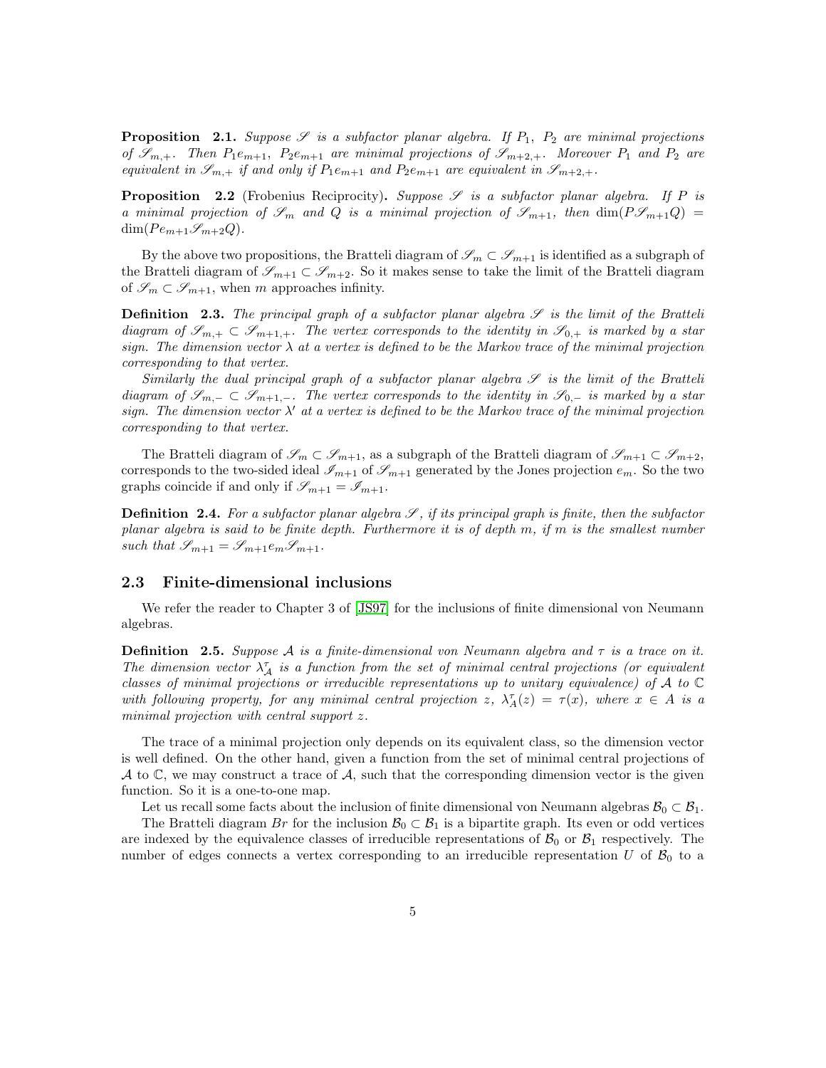**Proposition 2.1.** *Suppose $\mathscr{S}$ is a subfactor planar algebra. If $P_1$, $P_2$ are minimal projections of $\mathscr{S}_{m,+}$. Then $P_1 e_{m+1}$, $P_2 e_{m+1}$ are minimal projections of $\mathscr{S}_{m+2,+}$. Moreover $P_1$ and $P_2$ are equivalent in $\mathscr{S}_{m,+}$ if and only if $P_1 e_{m+1}$ and $P_2 e_{m+1}$ are equivalent in $\mathscr{S}_{m+2,+}$.*

**Proposition 2.2** (Frobenius Reciprocity)**.** *Suppose $\mathscr{S}$ is a subfactor planar algebra. If $P$ is a minimal projection of $\mathscr{S}_m$ and $Q$ is a minimal projection of $\mathscr{S}_{m+1}$, then $\dim(P\mathscr{S}_{m+1}Q) = \dim(Pe_{m+1}\mathscr{S}_{m+2}Q)$.*

By the above two propositions, the Bratteli diagram of $\mathscr{S}_m \subset \mathscr{S}_{m+1}$ is identified as a subgraph of the Bratteli diagram of $\mathscr{S}_{m+1} \subset \mathscr{S}_{m+2}$. So it makes sense to take the limit of the Bratteli diagram of $\mathscr{S}_m \subset \mathscr{S}_{m+1}$, when $m$ approaches infinity.

**Definition 2.3.** *The principal graph of a subfactor planar algebra $\mathscr{S}$ is the limit of the Bratteli diagram of $\mathscr{S}_{m,+} \subset \mathscr{S}_{m+1,+}$. The vertex corresponds to the identity in $\mathscr{S}_{0,+}$ is marked by a star sign. The dimension vector $\lambda$ at a vertex is defined to be the Markov trace of the minimal projection corresponding to that vertex.*

*Similarly the dual principal graph of a subfactor planar algebra $\mathscr{S}$ is the limit of the Bratteli diagram of $\mathscr{S}_{m,-} \subset \mathscr{S}_{m+1,-}$. The vertex corresponds to the identity in $\mathscr{S}_{0,-}$ is marked by a star sign. The dimension vector $\lambda'$ at a vertex is defined to be the Markov trace of the minimal projection corresponding to that vertex.*

The Bratteli diagram of $\mathscr{S}_m \subset \mathscr{S}_{m+1}$, as a subgraph of the Bratteli diagram of $\mathscr{S}_{m+1} \subset \mathscr{S}_{m+2}$, corresponds to the two-sided ideal $\mathscr{I}_{m+1}$ of $\mathscr{S}_{m+1}$ generated by the Jones projection $e_m$. So the two graphs coincide if and only if $\mathscr{S}_{m+1} = \mathscr{I}_{m+1}$.

**Definition 2.4.** *For a subfactor planar algebra $\mathscr{S}$, if its principal graph is finite, then the subfactor planar algebra is said to be finite depth. Furthermore it is of depth $m$, if $m$ is the smallest number such that $\mathscr{S}_{m+1} = \mathscr{S}_{m+1}e_m\mathscr{S}_{m+1}$.*

## 2.3 Finite-dimensional inclusions

We refer the reader to Chapter 3 of [JS97] for the inclusions of finite dimensional von Neumann algebras.

**Definition 2.5.** *Suppose $\mathcal{A}$ is a finite-dimensional von Neumann algebra and $\tau$ is a trace on it. The dimension vector $\lambda_{\mathcal{A}}^{\tau}$ is a function from the set of minimal central projections (or equivalent classes of minimal projections or irreducible representations up to unitary equivalence) of $\mathcal{A}$ to $\mathbb{C}$ with following property, for any minimal central projection $z$, $\lambda_{\mathcal{A}}^{\tau}(z) = \tau(x)$, where $x \in A$ is a minimal projection with central support $z$.*

The trace of a minimal projection only depends on its equivalent class, so the dimension vector is well defined. On the other hand, given a function from the set of minimal central projections of $\mathcal{A}$ to $\mathbb{C}$, we may construct a trace of $\mathcal{A}$, such that the corresponding dimension vector is the given function. So it is a one-to-one map.

Let us recall some facts about the inclusion of finite dimensional von Neumann algebras $\mathcal{B}_0 \subset \mathcal{B}_1$.

The Bratteli diagram $Br$ for the inclusion $\mathcal{B}_0 \subset \mathcal{B}_1$ is a bipartite graph. Its even or odd vertices are indexed by the equivalence classes of irreducible representations of $\mathcal{B}_0$ or $\mathcal{B}_1$ respectively. The number of edges connects a vertex corresponding to an irreducible representation $U$ of $\mathcal{B}_0$ to a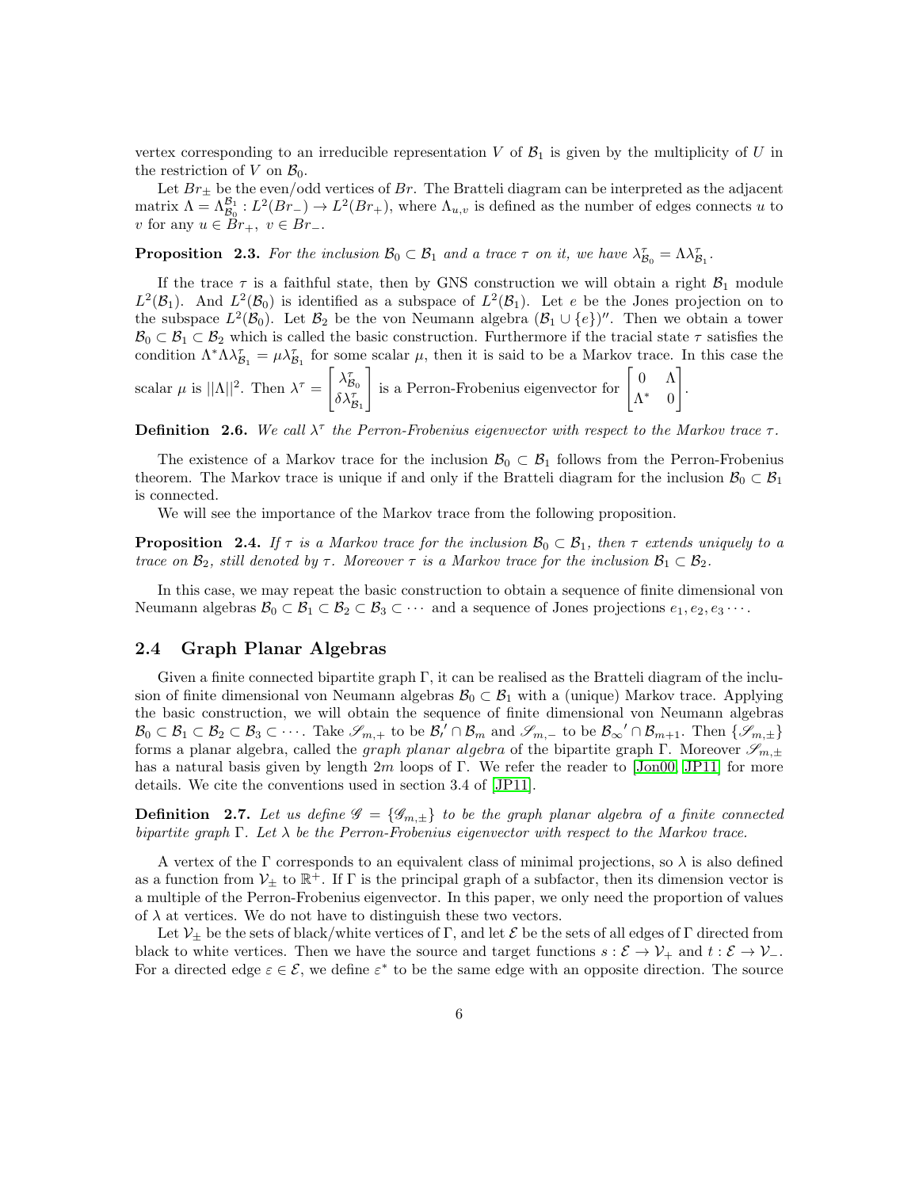vertex corresponding to an irreducible representation $V$ of $\mathcal{B}_1$ is given by the multiplicity of $U$ in the restriction of $V$ on $\mathcal{B}_0$.

Let $Br_\pm$ be the even/odd vertices of $Br$. The Bratteli diagram can be interpreted as the adjacent matrix $\Lambda = \Lambda_{\mathcal{B}_0}^{\mathcal{B}_1} : L^2(Br_-) \to L^2(Br_+)$, where $\Lambda_{u,v}$ is defined as the number of edges connects $u$ to $v$ for any $u \in Br_+,\ v \in Br_-$.

**Proposition 2.3.** *For the inclusion $\mathcal{B}_0 \subset \mathcal{B}_1$ and a trace $\tau$ on it, we have $\lambda^\tau_{\mathcal{B}_0} = \Lambda \lambda^\tau_{\mathcal{B}_1}$.*

If the trace $\tau$ is a faithful state, then by GNS construction we will obtain a right $\mathcal{B}_1$ module $L^2(\mathcal{B}_1)$. And $L^2(\mathcal{B}_0)$ is identified as a subspace of $L^2(\mathcal{B}_1)$. Let $e$ be the Jones projection on to the subspace $L^2(\mathcal{B}_0)$. Let $\mathcal{B}_2$ be the von Neumann algebra $(\mathcal{B}_1 \cup \{e\})''$. Then we obtain a tower $\mathcal{B}_0 \subset \mathcal{B}_1 \subset \mathcal{B}_2$ which is called the basic construction. Furthermore if the tracial state $\tau$ satisfies the condition $\Lambda^* \Lambda \lambda^\tau_{\mathcal{B}_1} = \mu \lambda^\tau_{\mathcal{B}_1}$ for some scalar $\mu$, then it is said to be a Markov trace. In this case the scalar $\mu$ is $||\Lambda||^2$. Then $\lambda^\tau = \begin{bmatrix} \lambda^\tau_{\mathcal{B}_0} \\ \delta \lambda^\tau_{\mathcal{B}_1} \end{bmatrix}$ is a Perron-Frobenius eigenvector for $\begin{bmatrix} 0 & \Lambda \\ \Lambda^* & 0 \end{bmatrix}$.

**Definition 2.6.** *We call $\lambda^\tau$ the Perron-Frobenius eigenvector with respect to the Markov trace $\tau$.*

The existence of a Markov trace for the inclusion $\mathcal{B}_0 \subset \mathcal{B}_1$ follows from the Perron-Frobenius theorem. The Markov trace is unique if and only if the Bratteli diagram for the inclusion $\mathcal{B}_0 \subset \mathcal{B}_1$ is connected.

We will see the importance of the Markov trace from the following proposition.

**Proposition 2.4.** *If $\tau$ is a Markov trace for the inclusion $\mathcal{B}_0 \subset \mathcal{B}_1$, then $\tau$ extends uniquely to a trace on $\mathcal{B}_2$, still denoted by $\tau$. Moreover $\tau$ is a Markov trace for the inclusion $\mathcal{B}_1 \subset \mathcal{B}_2$.*

In this case, we may repeat the basic construction to obtain a sequence of finite dimensional von Neumann algebras $\mathcal{B}_0 \subset \mathcal{B}_1 \subset \mathcal{B}_2 \subset \mathcal{B}_3 \subset \cdots$ and a sequence of Jones projections $e_1, e_2, e_3 \cdots$.

## 2.4 Graph Planar Algebras

Given a finite connected bipartite graph $\Gamma$, it can be realised as the Bratteli diagram of the inclusion of finite dimensional von Neumann algebras $\mathcal{B}_0 \subset \mathcal{B}_1$ with a (unique) Markov trace. Applying the basic construction, we will obtain the sequence of finite dimensional von Neumann algebras $\mathcal{B}_0 \subset \mathcal{B}_1 \subset \mathcal{B}_2 \subset \mathcal{B}_3 \subset \cdots$. Take $\mathscr{S}_{m,+}$ to be $\mathcal{B}_l' \cap \mathcal{B}_m$ and $\mathscr{S}_{m,-}$ to be $\mathcal{B}_\infty' \cap \mathcal{B}_{m+1}$. Then $\{\mathscr{S}_{m,\pm}\}$ forms a planar algebra, called the *graph planar algebra* of the bipartite graph $\Gamma$. Moreover $\mathscr{S}_{m,\pm}$ has a natural basis given by length $2m$ loops of $\Gamma$. We refer the reader to [Jon00, JP11] for more details. We cite the conventions used in section 3.4 of [JP11].

**Definition 2.7.** *Let us define $\mathscr{G} = \{\mathscr{G}_{m,\pm}\}$ to be the graph planar algebra of a finite connected bipartite graph $\Gamma$. Let $\lambda$ be the Perron-Frobenius eigenvector with respect to the Markov trace.*

A vertex of the $\Gamma$ corresponds to an equivalent class of minimal projections, so $\lambda$ is also defined as a function from $\mathcal{V}_\pm$ to $\mathbb{R}^+$. If $\Gamma$ is the principal graph of a subfactor, then its dimension vector is a multiple of the Perron-Frobenius eigenvector. In this paper, we only need the proportion of values of $\lambda$ at vertices. We do not have to distinguish these two vectors.

Let $\mathcal{V}_\pm$ be the sets of black/white vertices of $\Gamma$, and let $\mathcal{E}$ be the sets of all edges of $\Gamma$ directed from black to white vertices. Then we have the source and target functions $s : \mathcal{E} \to \mathcal{V}_+$ and $t : \mathcal{E} \to \mathcal{V}_-$. For a directed edge $\varepsilon \in \mathcal{E}$, we define $\varepsilon^*$ to be the same edge with an opposite direction. The source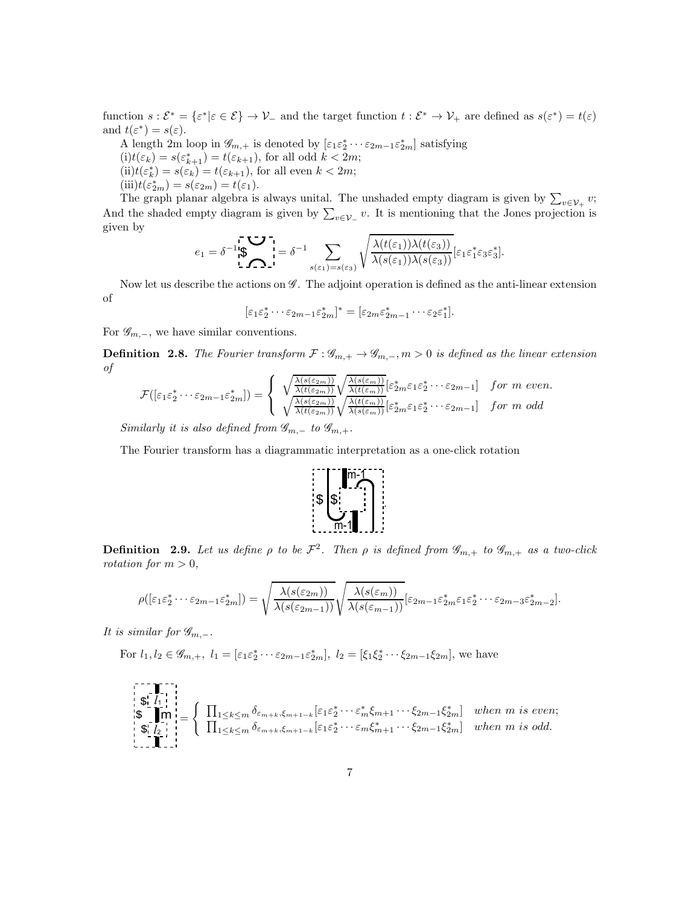function $s : \mathcal{E}^* = \{\varepsilon^* | \varepsilon \in \mathcal{E}\} \to \mathcal{V}_-$ and the target function $t : \mathcal{E}^* \to \mathcal{V}_+$ are defined as $s(\varepsilon^*) = t(\varepsilon)$ and $t(\varepsilon^*) = s(\varepsilon)$.

A length 2m loop in $\mathscr{G}_{m,+}$ is denoted by $[\varepsilon_1\varepsilon_2^* \cdots \varepsilon_{2m-1}\varepsilon_{2m}^*]$ satisfying

(i)$t(\varepsilon_k) = s(\varepsilon_{k+1}^*) = t(\varepsilon_{k+1})$, for all odd $k < 2m$;

(ii)$t(\varepsilon_k^*) = s(\varepsilon_k) = t(\varepsilon_{k+1})$, for all even $k < 2m$;

(iii)$t(\varepsilon_{2m}^*) = s(\varepsilon_{2m}) = t(\varepsilon_1)$.

The graph planar algebra is always unital. The unshaded empty diagram is given by $\sum_{v\in\mathcal{V}_+} v$; And the shaded empty diagram is given by $\sum_{v\in\mathcal{V}_-} v$. It is mentioning that the Jones projection is given by

$$e_1 = \delta^{-1} [\text{diagram}] = \delta^{-1} \sum_{s(\varepsilon_1)=s(\varepsilon_3)} \sqrt{\frac{\lambda(t(\varepsilon_1))\lambda(t(\varepsilon_3))}{\lambda(s(\varepsilon_1))\lambda(s(\varepsilon_3))}} [\varepsilon_1\varepsilon_1^*\varepsilon_3\varepsilon_3^*].$$

Now let us describe the actions on $\mathscr{G}$. The adjoint operation is defined as the anti-linear extension of

$$[\varepsilon_1\varepsilon_2^* \cdots \varepsilon_{2m-1}\varepsilon_{2m}^*]^* = [\varepsilon_{2m}\varepsilon_{2m-1}^* \cdots \varepsilon_2\varepsilon_1^*].$$

For $\mathscr{G}_{m,-}$, we have similar conventions.

**Definition 2.8.** *The Fourier transform $\mathcal{F} : \mathscr{G}_{m,+} \to \mathscr{G}_{m,-}, m > 0$ is defined as the linear extension of*

$$\mathcal{F}([\varepsilon_1\varepsilon_2^* \cdots \varepsilon_{2m-1}\varepsilon_{2m}^*]) = \begin{cases} \sqrt{\frac{\lambda(s(\varepsilon_{2m}))}{\lambda(t(\varepsilon_{2m}))}} \sqrt{\frac{\lambda(s(\varepsilon_m))}{\lambda(t(\varepsilon_m))}} [\varepsilon_{2m}^*\varepsilon_1\varepsilon_2^* \cdots \varepsilon_{2m-1}] & \text{for } m \text{ even.} \\ \sqrt{\frac{\lambda(s(\varepsilon_{2m}))}{\lambda(t(\varepsilon_{2m}))}} \sqrt{\frac{\lambda(t(\varepsilon_m))}{\lambda(s(\varepsilon_m))}} [\varepsilon_{2m}^*\varepsilon_1\varepsilon_2^* \cdots \varepsilon_{2m-1}] & \text{for } m \text{ odd} \end{cases}$$

*Similarly it is also defined from $\mathscr{G}_{m,-}$ to $\mathscr{G}_{m,+}$.*

The Fourier transform has a diagrammatic interpretation as a one-click rotation

[diagram]

**Definition 2.9.** *Let us define $\rho$ to be $\mathcal{F}^2$. Then $\rho$ is defined from $\mathscr{G}_{m,+}$ to $\mathscr{G}_{m,+}$ as a two-click rotation for $m > 0$,*

$$\rho([\varepsilon_1\varepsilon_2^* \cdots \varepsilon_{2m-1}\varepsilon_{2m}^*]) = \sqrt{\frac{\lambda(s(\varepsilon_{2m}))}{\lambda(s(\varepsilon_{2m-1}))}} \sqrt{\frac{\lambda(s(\varepsilon_m))}{\lambda(s(\varepsilon_{m-1}))}} [\varepsilon_{2m-1}\varepsilon_{2m}^*\varepsilon_1\varepsilon_2^* \cdots \varepsilon_{2m-3}\varepsilon_{2m-2}^*].$$

*It is similar for $\mathscr{G}_{m,-}$.*

For $l_1, l_2 \in \mathscr{G}_{m,+}$, $l_1 = [\varepsilon_1\varepsilon_2^* \cdots \varepsilon_{2m-1}\varepsilon_{2m}^*]$, $l_2 = [\xi_1\xi_2^* \cdots \xi_{2m-1}\xi_{2m}]$, we have

$$[\text{diagram}] = \begin{cases} \prod_{1\leq k\leq m} \delta_{\varepsilon_{m+k},\xi_{m+1-k}} [\varepsilon_1\varepsilon_2^* \cdots \varepsilon_m^*\xi_{m+1} \cdots \xi_{2m-1}\xi_{2m}^*] & \text{when } m \text{ is even;} \\ \prod_{1\leq k\leq m} \delta_{\varepsilon_{m+k},\xi_{m+1-k}} [\varepsilon_1\varepsilon_2^* \cdots \varepsilon_m\xi_{m+1}^* \cdots \xi_{2m-1}\xi_{2m}^*] & \text{when } m \text{ is odd.} \end{cases}$$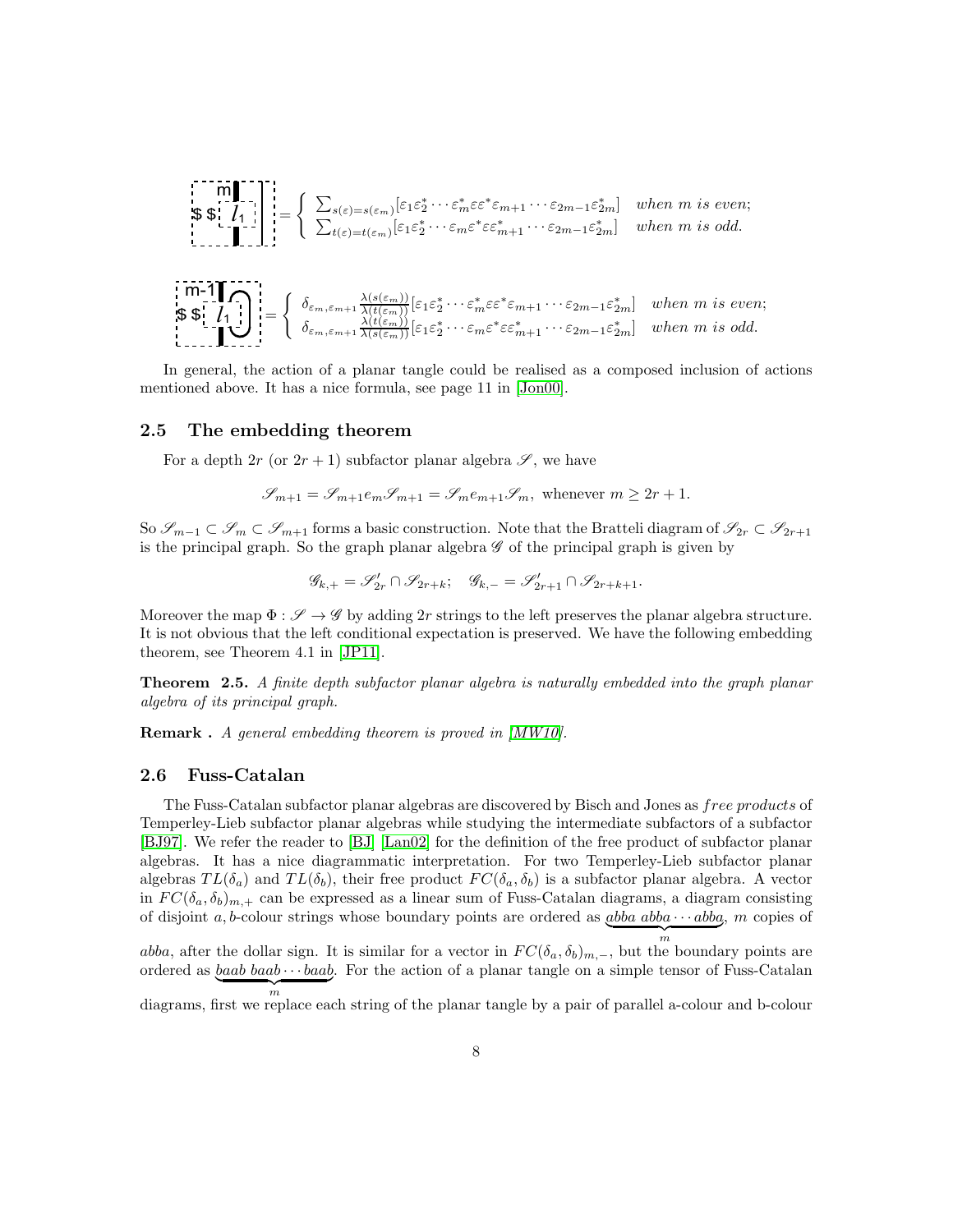$$\left[\text{diagram: } m, \$\,\$, l_1\right] = \begin{cases} \sum_{s(\varepsilon)=s(\varepsilon_m)}[\varepsilon_1\varepsilon_2^* \cdots \varepsilon_m^*\varepsilon\varepsilon^*\varepsilon_{m+1}\cdots\varepsilon_{2m-1}\varepsilon_{2m}^*] & \textit{when } m \textit{ is even;} \\ \sum_{t(\varepsilon)=t(\varepsilon_m)}[\varepsilon_1\varepsilon_2^* \cdots \varepsilon_m\varepsilon^*\varepsilon\varepsilon_{m+1}^*\cdots\varepsilon_{2m-1}\varepsilon_{2m}^*] & \textit{when } m \textit{ is odd.} \end{cases}$$

$$\left[\text{diagram: } m\text{-}1, \$\,\$, l_1\right] = \begin{cases} \delta_{\varepsilon_m,\varepsilon_{m+1}}\frac{\lambda(s(\varepsilon_m))}{\lambda(t(\varepsilon_m))}[\varepsilon_1\varepsilon_2^* \cdots \varepsilon_m^*\varepsilon\varepsilon^*\varepsilon_{m+1}\cdots\varepsilon_{2m-1}\varepsilon_{2m}^*] & \textit{when } m \textit{ is even;} \\ \delta_{\varepsilon_m,\varepsilon_{m+1}}\frac{\lambda(t(\varepsilon_m))}{\lambda(s(\varepsilon_m))}[\varepsilon_1\varepsilon_2^* \cdots \varepsilon_m\varepsilon^*\varepsilon\varepsilon_{m+1}^*\cdots\varepsilon_{2m-1}\varepsilon_{2m}^*] & \textit{when } m \textit{ is odd.} \end{cases}$$

In general, the action of a planar tangle could be realised as a composed inclusion of actions mentioned above. It has a nice formula, see page 11 in [Jon00].

## 2.5 The embedding theorem

For a depth $2r$ (or $2r+1$) subfactor planar algebra $\mathscr{S}$, we have

$$\mathscr{S}_{m+1} = \mathscr{S}_{m+1}e_m\mathscr{S}_{m+1} = \mathscr{S}_m e_{m+1}\mathscr{S}_m, \text{ whenever } m \geq 2r+1.$$

So $\mathscr{S}_{m-1} \subset \mathscr{S}_m \subset \mathscr{S}_{m+1}$ forms a basic construction. Note that the Bratteli diagram of $\mathscr{S}_{2r} \subset \mathscr{S}_{2r+1}$ is the principal graph. So the graph planar algebra $\mathscr{G}$ of the principal graph is given by

$$\mathscr{G}_{k,+} = \mathscr{S}_{2r}' \cap \mathscr{S}_{2r+k}; \quad \mathscr{G}_{k,-} = \mathscr{S}_{2r+1}' \cap \mathscr{S}_{2r+k+1}.$$

Moreover the map $\Phi : \mathscr{S} \to \mathscr{G}$ by adding $2r$ strings to the left preserves the planar algebra structure. It is not obvious that the left conditional expectation is preserved. We have the following embedding theorem, see Theorem 4.1 in [JP11].

**Theorem 2.5.** *A finite depth subfactor planar algebra is naturally embedded into the graph planar algebra of its principal graph.*

**Remark .** *A general embedding theorem is proved in [MW10].*

## 2.6 Fuss-Catalan

The Fuss-Catalan subfactor planar algebras are discovered by Bisch and Jones as *free products* of Temperley-Lieb subfactor planar algebras while studying the intermediate subfactors of a subfactor [BJ97]. We refer the reader to [BJ] [Lan02] for the definition of the free product of subfactor planar algebras. It has a nice diagrammatic interpretation. For two Temperley-Lieb subfactor planar algebras $TL(\delta_a)$ and $TL(\delta_b)$, their free product $FC(\delta_a, \delta_b)$ is a subfactor planar algebra. A vector in $FC(\delta_a, \delta_b)_{m,+}$ can be expressed as a linear sum of Fuss-Catalan diagrams, a diagram consisting of disjoint $a, b$-colour strings whose boundary points are ordered as $\underbrace{abba\ abba \cdots abba}_{m}$, $m$ copies of $abba$, after the dollar sign. It is similar for a vector in $FC(\delta_a, \delta_b)_{m,-}$, but the boundary points are ordered as $\underbrace{baab\ baab \cdots baab}_{m}$. For the action of a planar tangle on a simple tensor of Fuss-Catalan diagrams, first we replace each string of the planar tangle by a pair of parallel a-colour and b-colour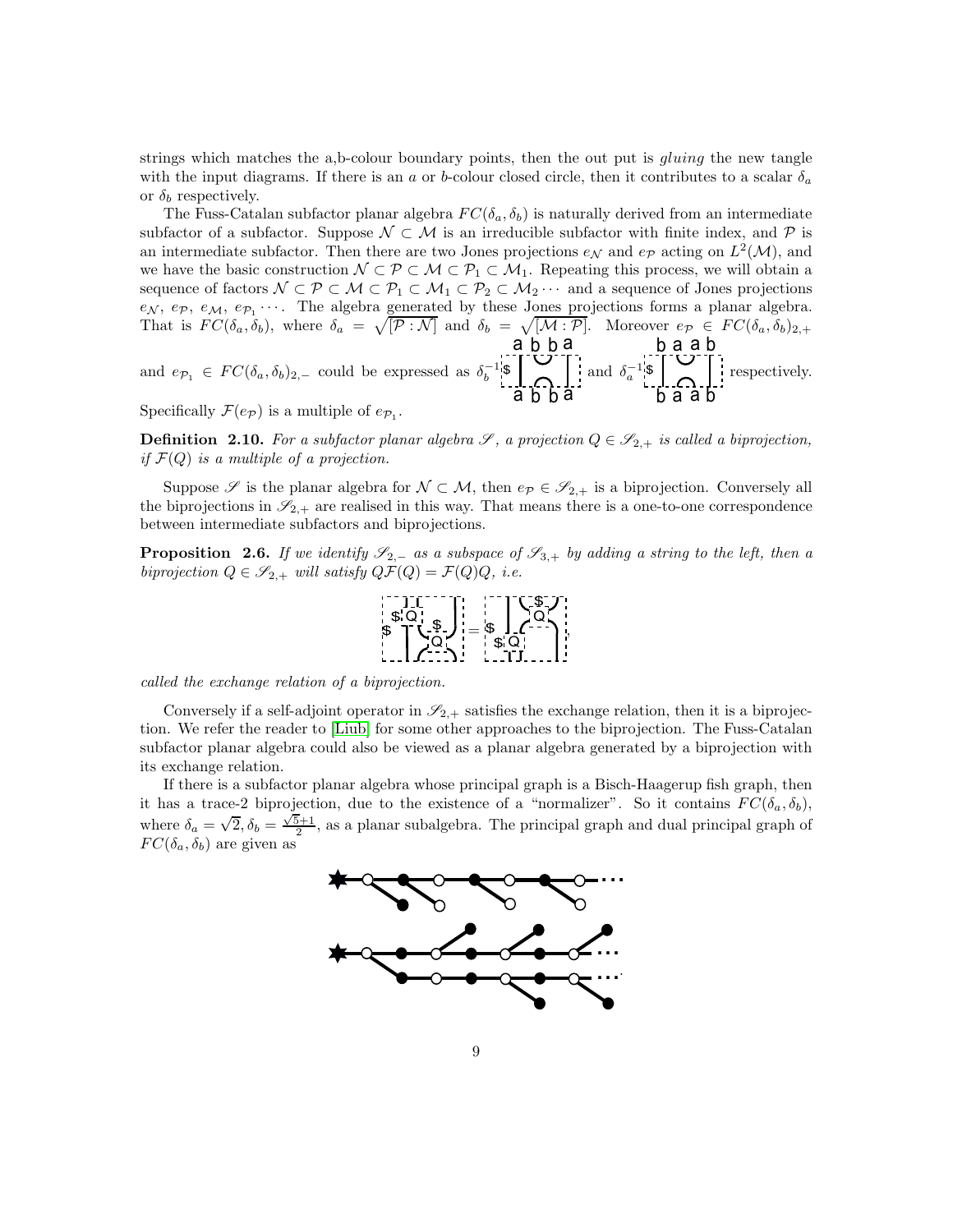strings which matches the a,b-colour boundary points, then the out put is *gluing* the new tangle with the input diagrams. If there is an $a$ or $b$-colour closed circle, then it contributes to a scalar $\delta_a$ or $\delta_b$ respectively.

The Fuss-Catalan subfactor planar algebra $FC(\delta_a, \delta_b)$ is naturally derived from an intermediate subfactor of a subfactor. Suppose $\mathcal{N} \subset \mathcal{M}$ is an irreducible subfactor with finite index, and $\mathcal{P}$ is an intermediate subfactor. Then there are two Jones projections $e_{\mathcal{N}}$ and $e_{\mathcal{P}}$ acting on $L^2(\mathcal{M})$, and we have the basic construction $\mathcal{N} \subset \mathcal{P} \subset \mathcal{M} \subset \mathcal{P}_1 \subset \mathcal{M}_1$. Repeating this process, we will obtain a sequence of factors $\mathcal{N} \subset \mathcal{P} \subset \mathcal{M} \subset \mathcal{P}_1 \subset \mathcal{M}_1 \subset \mathcal{P}_2 \subset \mathcal{M}_2 \cdots$ and a sequence of Jones projections $e_{\mathcal{N}}, e_{\mathcal{P}}, e_{\mathcal{M}}, e_{\mathcal{P}_1} \cdots$. The algebra generated by these Jones projections forms a planar algebra. That is $FC(\delta_a, \delta_b)$, where $\delta_a = \sqrt{[\mathcal{P} : \mathcal{N}]}$ and $\delta_b = \sqrt{[\mathcal{M} : \mathcal{P}]}$. Moreover $e_{\mathcal{P}} \in FC(\delta_a, \delta_b)_{2,+}$ and $e_{\mathcal{P}_1} \in FC(\delta_a, \delta_b)_{2,-}$ could be expressed as $\delta_b^{-1}$ [diagram with boundary points a b b a] and $\delta_a^{-1}$ [diagram with boundary points b a a b] respectively.

Specifically $\mathcal{F}(e_{\mathcal{P}})$ is a multiple of $e_{\mathcal{P}_1}$.

**Definition 2.10.** *For a subfactor planar algebra $\mathscr{S}$, a projection $Q \in \mathscr{S}_{2,+}$ is called a biprojection, if $\mathcal{F}(Q)$ is a multiple of a projection.*

Suppose $\mathscr{S}$ is the planar algebra for $\mathcal{N} \subset \mathcal{M}$, then $e_{\mathcal{P}} \in \mathscr{S}_{2,+}$ is a biprojection. Conversely all the biprojections in $\mathscr{S}_{2,+}$ are realised in this way. That means there is a one-to-one correspondence between intermediate subfactors and biprojections.

**Proposition 2.6.** *If we identify $\mathscr{S}_{2,-}$ as a subspace of $\mathscr{S}_{3,+}$ by adding a string to the left, then a biprojection $Q \in \mathscr{S}_{2,+}$ will satisfy $Q\mathcal{F}(Q) = \mathcal{F}(Q)Q$, i.e.*

[diagram] = [diagram],

*called the exchange relation of a biprojection.*

Conversely if a self-adjoint operator in $\mathscr{S}_{2,+}$ satisfies the exchange relation, then it is a biprojection. We refer the reader to [Liub] for some other approaches to the biprojection. The Fuss-Catalan subfactor planar algebra could also be viewed as a planar algebra generated by a biprojection with its exchange relation.

If there is a subfactor planar algebra whose principal graph is a Bisch-Haagerup fish graph, then it has a trace-2 biprojection, due to the existence of a "normalizer". So it contains $FC(\delta_a, \delta_b)$, where $\delta_a = \sqrt{2}, \delta_b = \frac{\sqrt{5}+1}{2}$, as a planar subalgebra. The principal graph and dual principal graph of $FC(\delta_a, \delta_b)$ are given as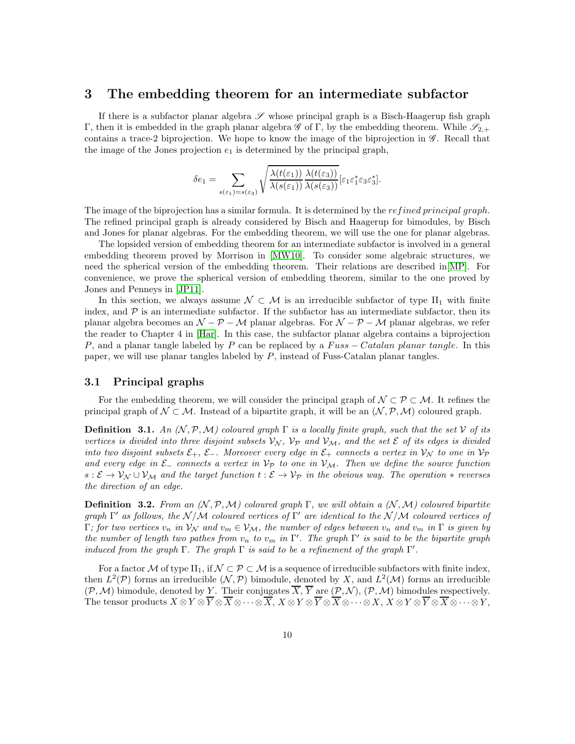## 3 The embedding theorem for an intermediate subfactor

If there is a subfactor planar algebra $\mathscr{S}$ whose principal graph is a Bisch-Haagerup fish graph $\Gamma$, then it is embedded in the graph planar algebra $\mathscr{G}$ of $\Gamma$, by the embedding theorem. While $\mathscr{S}_{2,+}$ contains a trace-2 biprojection. We hope to know the image of the biprojection in $\mathscr{G}$. Recall that the image of the Jones projection $e_1$ is determined by the principal graph,

$$\delta e_1 = \sum_{s(\varepsilon_1)=s(\varepsilon_3)} \sqrt{\frac{\lambda(t(\varepsilon_1))}{\lambda(s(\varepsilon_1))}\frac{\lambda(t(\varepsilon_3))}{\lambda(s(\varepsilon_3))}}[\varepsilon_1\varepsilon_1^*\varepsilon_3\varepsilon_3^*].$$

The image of the biprojection has a similar formula. It is determined by the *refined principal graph*. The refined principal graph is already considered by Bisch and Haagerup for bimodules, by Bisch and Jones for planar algebras. For the embedding theorem, we will use the one for planar algebras.

The lopsided version of embedding theorem for an intermediate subfactor is involved in a general embedding theorem proved by Morrison in [MW10]. To consider some algebraic structures, we need the spherical version of the embedding theorem. Their relations are described in[MP]. For convenience, we prove the spherical version of embedding theorem, similar to the one proved by Jones and Penneys in [JP11].

In this section, we always assume $\mathcal{N} \subset \mathcal{M}$ is an irreducible subfactor of type $\mathrm{II}_1$ with finite index, and $\mathcal{P}$ is an intermediate subfactor. If the subfactor has an intermediate subfactor, then its planar algebra becomes an $\mathcal{N}-\mathcal{P}-\mathcal{M}$ planar algebras. For $\mathcal{N}-\mathcal{P}-\mathcal{M}$ planar algebras, we refer the reader to Chapter 4 in [Har]. In this case, the subfactor planar algebra contains a biprojection $P$, and a planar tangle labeled by $P$ can be replaced by a *Fuss − Catalan planar tangle*. In this paper, we will use planar tangles labeled by $P$, instead of Fuss-Catalan planar tangles.

### 3.1 Principal graphs

For the embedding theorem, we will consider the principal graph of $\mathcal{N} \subset \mathcal{P} \subset \mathcal{M}$. It refines the principal graph of $\mathcal{N} \subset \mathcal{M}$. Instead of a bipartite graph, it will be an $(\mathcal{N}, \mathcal{P}, \mathcal{M})$ coloured graph.

**Definition 3.1.** *An $(\mathcal{N}, \mathcal{P}, \mathcal{M})$ coloured graph $\Gamma$ is a locally finite graph, such that the set $\mathcal{V}$ of its vertices is divided into three disjoint subsets $\mathcal{V}_\mathcal{N}$, $\mathcal{V}_\mathcal{P}$ and $\mathcal{V}_\mathcal{M}$, and the set $\mathcal{E}$ of its edges is divided into two disjoint subsets $\mathcal{E}_+$, $\mathcal{E}_-$. Moreover every edge in $\mathcal{E}_+$ connects a vertex in $\mathcal{V}_\mathcal{N}$ to one in $\mathcal{V}_\mathcal{P}$ and every edge in $\mathcal{E}_-$ connects a vertex in $\mathcal{V}_\mathcal{P}$ to one in $\mathcal{V}_\mathcal{M}$. Then we define the source function $s : \mathcal{E} \to \mathcal{V}_\mathcal{N} \cup \mathcal{V}_\mathcal{M}$ and the target function $t : \mathcal{E} \to \mathcal{V}_\mathcal{P}$ in the obvious way. The operation $*$ reverses the direction of an edge.*

**Definition 3.2.** *From an $(\mathcal{N}, \mathcal{P}, \mathcal{M})$ coloured graph $\Gamma$, we will obtain a $(\mathcal{N}, \mathcal{M})$ coloured bipartite graph $\Gamma'$ as follows, the $\mathcal{N}/\mathcal{M}$ coloured vertices of $\Gamma'$ are identical to the $\mathcal{N}/\mathcal{M}$ coloured vertices of $\Gamma$; for two vertices $v_n$ in $\mathcal{V}_\mathcal{N}$ and $v_m \in \mathcal{V}_\mathcal{M}$, the number of edges between $v_n$ and $v_m$ in $\Gamma$ is given by the number of length two pathes from $v_n$ to $v_m$ in $\Gamma'$. The graph $\Gamma'$ is said to be the bipartite graph induced from the graph $\Gamma$. The graph $\Gamma$ is said to be a refinement of the graph $\Gamma'$.*

For a factor $\mathcal{M}$ of type $\mathrm{II}_1$, if $\mathcal{N} \subset \mathcal{P} \subset \mathcal{M}$ is a sequence of irreducible subfactors with finite index, then $L^2(\mathcal{P})$ forms an irreducible $(\mathcal{N}, \mathcal{P})$ bimodule, denoted by $X$, and $L^2(\mathcal{M})$ forms an irreducible $(\mathcal{P}, \mathcal{M})$ bimodule, denoted by $Y$. Their conjugates $\overline{X}$, $\overline{Y}$ are $(\mathcal{P}, \mathcal{N})$, $(\mathcal{P}, \mathcal{M})$ bimodules respectively. The tensor products $X \otimes Y \otimes \overline{Y} \otimes \overline{X} \otimes \cdots \otimes \overline{X}$, $X \otimes Y \otimes \overline{Y} \otimes \overline{X} \otimes \cdots \otimes X$, $X \otimes Y \otimes \overline{Y} \otimes \overline{X} \otimes \cdots \otimes Y$,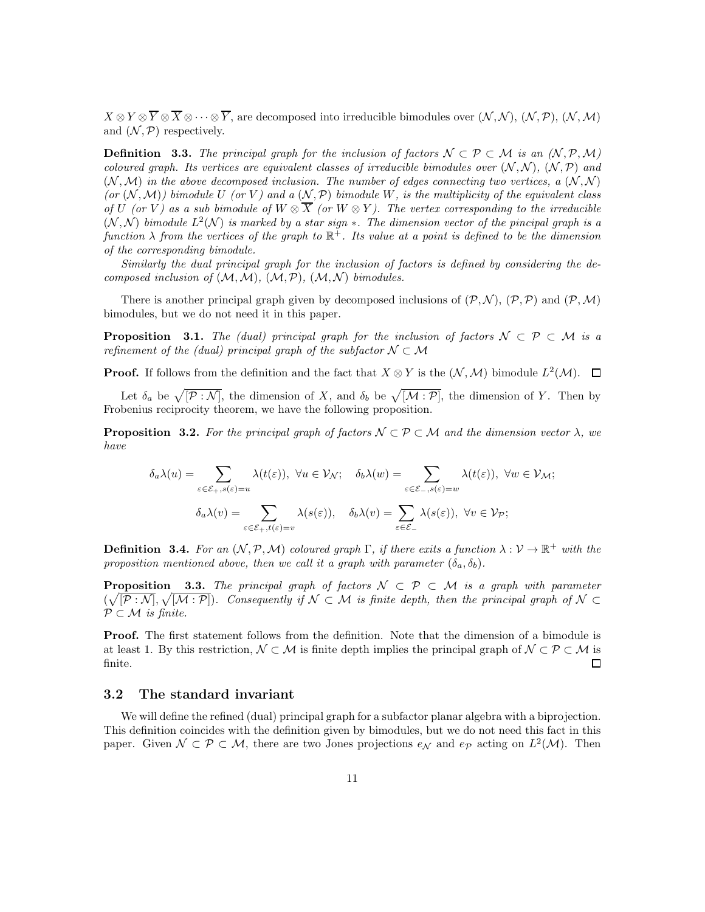$X \otimes Y \otimes \overline{Y} \otimes \overline{X} \otimes \cdots \otimes \overline{Y}$, are decomposed into irreducible bimodules over $(\mathcal{N},\mathcal{N})$, $(\mathcal{N},\mathcal{P})$, $(\mathcal{N},\mathcal{M})$ and $(\mathcal{N},\mathcal{P})$ respectively.

**Definition 3.3.** *The principal graph for the inclusion of factors $\mathcal{N} \subset \mathcal{P} \subset \mathcal{M}$ is an $(\mathcal{N},\mathcal{P},\mathcal{M})$ coloured graph. Its vertices are equivalent classes of irreducible bimodules over $(\mathcal{N},\mathcal{N})$, $(\mathcal{N},\mathcal{P})$ and $(\mathcal{N},\mathcal{M})$ in the above decomposed inclusion. The number of edges connecting two vertices, a $(\mathcal{N},\mathcal{N})$ (or $(\mathcal{N},\mathcal{M})$) bimodule $U$ (or $V$) and a $(\mathcal{N},\mathcal{P})$ bimodule $W$, is the multiplicity of the equivalent class of $U$ (or $V$) as a sub bimodule of $W \otimes \overline{X}$ (or $W \otimes Y$). The vertex corresponding to the irreducible $(\mathcal{N},\mathcal{N})$ bimodule $L^2(\mathcal{N})$ is marked by a star sign $*$. The dimension vector of the pincipal graph is a function $\lambda$ from the vertices of the graph to $\mathbb{R}^+$. Its value at a point is defined to be the dimension of the corresponding bimodule.*

*Similarly the dual principal graph for the inclusion of factors is defined by considering the decomposed inclusion of $(\mathcal{M},\mathcal{M})$, $(\mathcal{M},\mathcal{P})$, $(\mathcal{M},\mathcal{N})$ bimodules.*

There is another principal graph given by decomposed inclusions of $(\mathcal{P},\mathcal{N})$, $(\mathcal{P},\mathcal{P})$ and $(\mathcal{P},\mathcal{M})$ bimodules, but we do not need it in this paper.

**Proposition 3.1.** *The (dual) principal graph for the inclusion of factors $\mathcal{N} \subset \mathcal{P} \subset \mathcal{M}$ is a refinement of the (dual) principal graph of the subfactor $\mathcal{N} \subset \mathcal{M}$*

**Proof.** If follows from the definition and the fact that $X \otimes Y$ is the $(\mathcal{N},\mathcal{M})$ bimodule $L^2(\mathcal{M})$. $\square$

Let $\delta_a$ be $\sqrt{[\mathcal{P}:\mathcal{N}]}$, the dimension of $X$, and $\delta_b$ be $\sqrt{[\mathcal{M}:\mathcal{P}]}$, the dimension of $Y$. Then by Frobenius reciprocity theorem, we have the following proposition.

**Proposition 3.2.** *For the principal graph of factors $\mathcal{N} \subset \mathcal{P} \subset \mathcal{M}$ and the dimension vector $\lambda$, we have*

$$\delta_a\lambda(u) = \sum_{\varepsilon\in\mathcal{E}_+, s(\varepsilon)=u} \lambda(t(\varepsilon)),\ \forall u \in \mathcal{V}_\mathcal{N}; \quad \delta_b\lambda(w) = \sum_{\varepsilon\in\mathcal{E}_-, s(\varepsilon)=w} \lambda(t(\varepsilon)),\ \forall w \in \mathcal{V}_\mathcal{M};$$

$$\delta_a\lambda(v) = \sum_{\varepsilon\in\mathcal{E}_+, t(\varepsilon)=v} \lambda(s(\varepsilon)), \quad \delta_b\lambda(v) = \sum_{\varepsilon\in\mathcal{E}_-} \lambda(s(\varepsilon)),\ \forall v \in \mathcal{V}_\mathcal{P};$$

**Definition 3.4.** *For an $(\mathcal{N},\mathcal{P},\mathcal{M})$ coloured graph $\Gamma$, if there exits a function $\lambda : \mathcal{V} \to \mathbb{R}^+$ with the proposition mentioned above, then we call it a graph with parameter $(\delta_a, \delta_b)$.*

**Proposition 3.3.** *The principal graph of factors $\mathcal{N} \subset \mathcal{P} \subset \mathcal{M}$ is a graph with parameter $(\sqrt{[\mathcal{P}:\mathcal{N}]}, \sqrt{[\mathcal{M}:\mathcal{P}]})$. Consequently if $\mathcal{N} \subset \mathcal{M}$ is finite depth, then the principal graph of $\mathcal{N} \subset \mathcal{P} \subset \mathcal{M}$ is finite.*

**Proof.** The first statement follows from the definition. Note that the dimension of a bimodule is at least 1. By this restriction, $\mathcal{N} \subset \mathcal{M}$ is finite depth implies the principal graph of $\mathcal{N} \subset \mathcal{P} \subset \mathcal{M}$ is finite. $\square$

## 3.2 The standard invariant

We will define the refined (dual) principal graph for a subfactor planar algebra with a biprojection. This definition coincides with the definition given by bimodules, but we do not need this fact in this paper. Given $\mathcal{N} \subset \mathcal{P} \subset \mathcal{M}$, there are two Jones projections $e_\mathcal{N}$ and $e_\mathcal{P}$ acting on $L^2(\mathcal{M})$. Then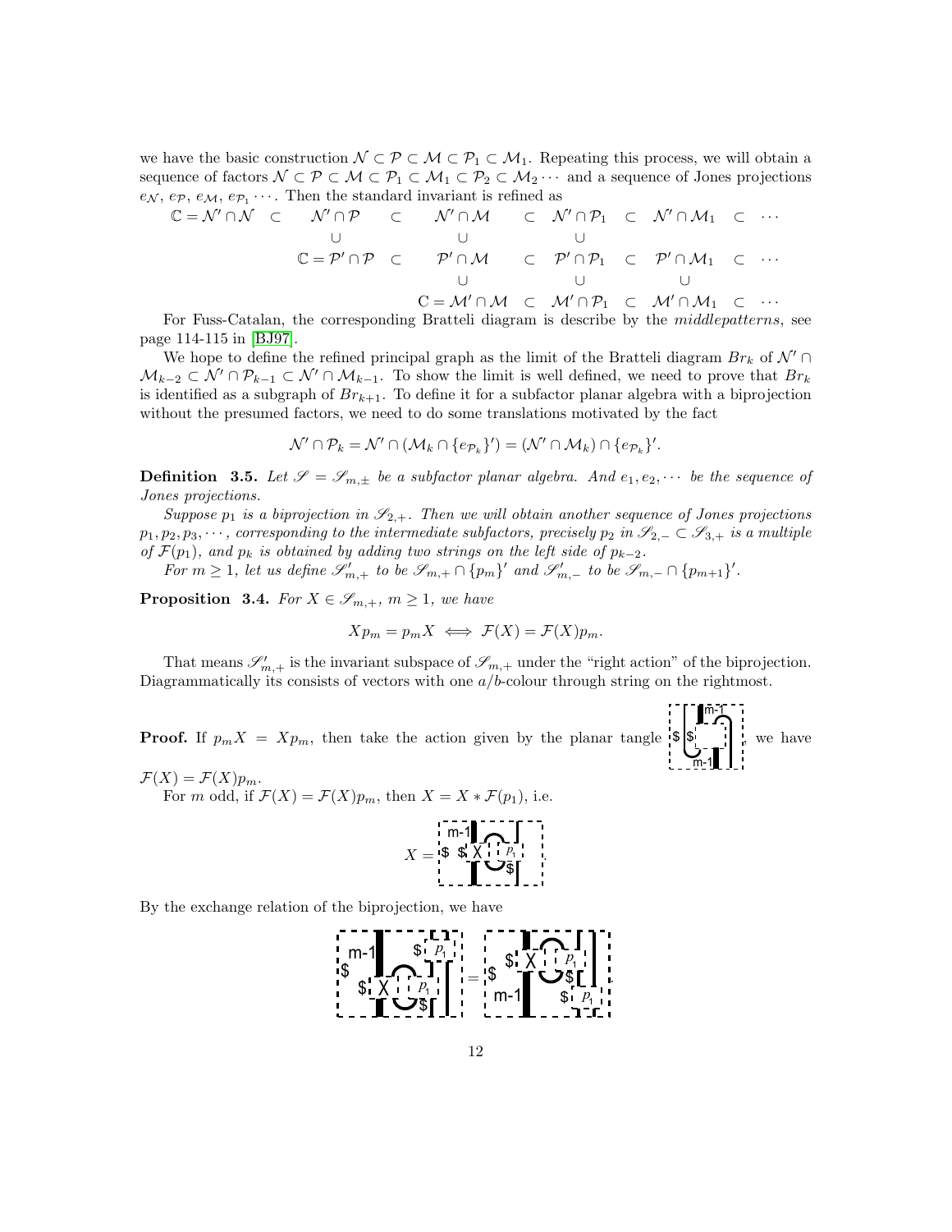we have the basic construction $\mathcal{N} \subset \mathcal{P} \subset \mathcal{M} \subset \mathcal{P}_1 \subset \mathcal{M}_1$. Repeating this process, we will obtain a sequence of factors $\mathcal{N} \subset \mathcal{P} \subset \mathcal{M} \subset \mathcal{P}_1 \subset \mathcal{M}_1 \subset \mathcal{P}_2 \subset \mathcal{M}_2 \cdots$ and a sequence of Jones projections $e_{\mathcal{N}}$, $e_{\mathcal{P}}$, $e_{\mathcal{M}}$, $e_{\mathcal{P}_1} \cdots$. Then the standard invariant is refined as

$$\begin{array}{ccccccccccc}
\mathbb{C} = \mathcal{N}' \cap \mathcal{N} & \subset & \mathcal{N}' \cap \mathcal{P} & \subset & \mathcal{N}' \cap \mathcal{M} & \subset & \mathcal{N}' \cap \mathcal{P}_1 & \subset & \mathcal{N}' \cap \mathcal{M}_1 & \subset & \cdots \\
 & & \cup & & \cup & & \cup & & & & \\
 & & \mathbb{C} = \mathcal{P}' \cap \mathcal{P} & \subset & \mathcal{P}' \cap \mathcal{M} & \subset & \mathcal{P}' \cap \mathcal{P}_1 & \subset & \mathcal{P}' \cap \mathcal{M}_1 & \subset & \cdots \\
 & & & & \cup & & \cup & & \cup & & \\
 & & & & \mathrm{C} = \mathcal{M}' \cap \mathcal{M} & \subset & \mathcal{M}' \cap \mathcal{P}_1 & \subset & \mathcal{M}' \cap \mathcal{M}_1 & \subset & \cdots
\end{array}$$

For Fuss-Catalan, the corresponding Bratteli diagram is describe by the *middlepatterns*, see page 114-115 in [BJ97].

We hope to define the refined principal graph as the limit of the Bratteli diagram $Br_k$ of $\mathcal{N}' \cap \mathcal{M}_{k-2} \subset \mathcal{N}' \cap \mathcal{P}_{k-1} \subset \mathcal{N}' \cap \mathcal{M}_{k-1}$. To show the limit is well defined, we need to prove that $Br_k$ is identified as a subgraph of $Br_{k+1}$. To define it for a subfactor planar algebra with a biprojection without the presumed factors, we need to do some translations motivated by the fact

$$\mathcal{N}' \cap \mathcal{P}_k = \mathcal{N}' \cap (\mathcal{M}_k \cap \{e_{\mathcal{P}_k}\}') = (\mathcal{N}' \cap \mathcal{M}_k) \cap \{e_{\mathcal{P}_k}\}'.$$

**Definition 3.5.** *Let $\mathscr{S} = \mathscr{S}_{m,\pm}$ be a subfactor planar algebra. And $e_1, e_2, \cdots$ be the sequence of Jones projections.*

*Suppose $p_1$ is a biprojection in $\mathscr{S}_{2,+}$. Then we will obtain another sequence of Jones projections $p_1, p_2, p_3, \cdots$, corresponding to the intermediate subfactors, precisely $p_2$ in $\mathscr{S}_{2,-} \subset \mathscr{S}_{3,+}$ is a multiple of $\mathcal{F}(p_1)$, and $p_k$ is obtained by adding two strings on the left side of $p_{k-2}$.*

*For $m \geq 1$, let us define $\mathscr{S}'_{m,+}$ to be $\mathscr{S}_{m,+} \cap \{p_m\}'$ and $\mathscr{S}'_{m,-}$ to be $\mathscr{S}_{m,-} \cap \{p_{m+1}\}'$.*

**Proposition 3.4.** *For $X \in \mathscr{S}_{m,+}$, $m \geq 1$, we have*

$$Xp_m = p_m X \iff \mathcal{F}(X) = \mathcal{F}(X)p_m.$$

That means $\mathscr{S}'_{m,+}$ is the invariant subspace of $\mathscr{S}_{m,+}$ under the "right action" of the biprojection. Diagrammatically its consists of vectors with one $a/b$-colour through string on the rightmost.

**Proof.** If $p_m X = X p_m$, then take the action given by the planar tangle [diagram], we have $\mathcal{F}(X) = \mathcal{F}(X)p_m$.

For $m$ odd, if $\mathcal{F}(X) = \mathcal{F}(X)p_m$, then $X = X * \mathcal{F}(p_1)$, i.e.

$$X = [\text{diagram}].$$

By the exchange relation of the biprojection, we have

$$[\text{diagram}] = [\text{diagram}].$$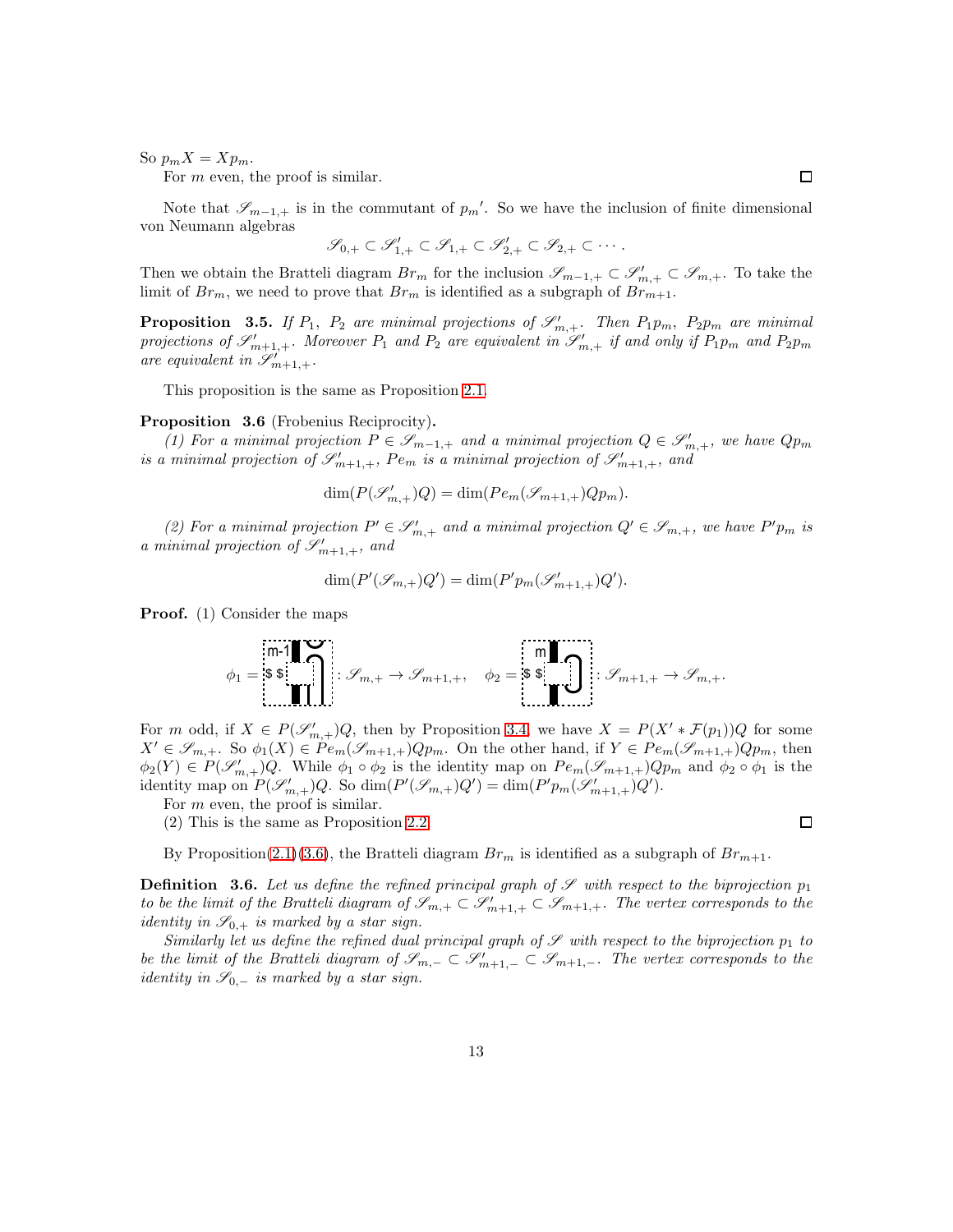So $p_m X = X p_m$.

For $m$ even, the proof is similar. $\square$

Note that $\mathscr{S}_{m-1,+}$ is in the commutant of $p_m{}'$. So we have the inclusion of finite dimensional von Neumann algebras

$$\mathscr{S}_{0,+} \subset \mathscr{S}'_{1,+} \subset \mathscr{S}_{1,+} \subset \mathscr{S}'_{2,+} \subset \mathscr{S}_{2,+} \subset \cdots .$$

Then we obtain the Bratteli diagram $Br_m$ for the inclusion $\mathscr{S}_{m-1,+} \subset \mathscr{S}'_{m,+} \subset \mathscr{S}_{m,+}$. To take the limit of $Br_m$, we need to prove that $Br_m$ is identified as a subgraph of $Br_{m+1}$.

**Proposition 3.5.** *If $P_1$, $P_2$ are minimal projections of $\mathscr{S}'_{m,+}$. Then $P_1 p_m$, $P_2 p_m$ are minimal projections of $\mathscr{S}'_{m+1,+}$. Moreover $P_1$ and $P_2$ are equivalent in $\mathscr{S}'_{m,+}$ if and only if $P_1 p_m$ and $P_2 p_m$ are equivalent in $\mathscr{S}'_{m+1,+}$.*

This proposition is the same as Proposition 2.1.

**Proposition 3.6** (Frobenius Reciprocity)**.**

*(1) For a minimal projection $P \in \mathscr{S}_{m-1,+}$ and a minimal projection $Q \in \mathscr{S}'_{m,+}$, we have $Q p_m$ is a minimal projection of $\mathscr{S}'_{m+1,+}$, $P e_m$ is a minimal projection of $\mathscr{S}'_{m+1,+}$, and*

$$\dim(P(\mathscr{S}'_{m,+})Q) = \dim(P e_m (\mathscr{S}_{m+1,+}) Q p_m).$$

*(2) For a minimal projection $P' \in \mathscr{S}'_{m,+}$ and a minimal projection $Q' \in \mathscr{S}_{m,+}$, we have $P' p_m$ is a minimal projection of $\mathscr{S}'_{m+1,+}$, and*

$$\dim(P'(\mathscr{S}_{m,+})Q') = \dim(P' p_m (\mathscr{S}'_{m+1,+}) Q').$$

**Proof.** (1) Consider the maps

$$\phi_1 = [\text{diagram}] : \mathscr{S}_{m,+} \to \mathscr{S}_{m+1,+}, \quad \phi_2 = [\text{diagram}] : \mathscr{S}_{m+1,+} \to \mathscr{S}_{m,+}.$$

For $m$ odd, if $X \in P(\mathscr{S}'_{m,+})Q$, then by Proposition 3.4, we have $X = P(X' * \mathcal{F}(p_1))Q$ for some $X' \in \mathscr{S}_{m,+}$. So $\phi_1(X) \in P e_m (\mathscr{S}_{m+1,+}) Q p_m$. On the other hand, if $Y \in P e_m (\mathscr{S}_{m+1,+}) Q p_m$, then $\phi_2(Y) \in P(\mathscr{S}'_{m,+})Q$. While $\phi_1 \circ \phi_2$ is the identity map on $P e_m (\mathscr{S}_{m+1,+}) Q p_m$ and $\phi_2 \circ \phi_1$ is the identity map on $P(\mathscr{S}'_{m,+})Q$. So $\dim(P'(\mathscr{S}_{m,+})Q') = \dim(P' p_m (\mathscr{S}'_{m+1,+})Q')$.

For $m$ even, the proof is similar.

(2) This is the same as Proposition 2.2. $\square$

By Proposition(2.1)(3.6), the Bratteli diagram $Br_m$ is identified as a subgraph of $Br_{m+1}$.

**Definition 3.6.** *Let us define the refined principal graph of $\mathscr{S}$ with respect to the biprojection $p_1$ to be the limit of the Bratteli diagram of $\mathscr{S}_{m,+} \subset \mathscr{S}'_{m+1,+} \subset \mathscr{S}_{m+1,+}$. The vertex corresponds to the identity in $\mathscr{S}_{0,+}$ is marked by a star sign.*

*Similarly let us define the refined dual principal graph of $\mathscr{S}$ with respect to the biprojection $p_1$ to be the limit of the Bratteli diagram of $\mathscr{S}_{m,-} \subset \mathscr{S}'_{m+1,-} \subset \mathscr{S}_{m+1,-}$. The vertex corresponds to the identity in $\mathscr{S}_{0,-}$ is marked by a star sign.*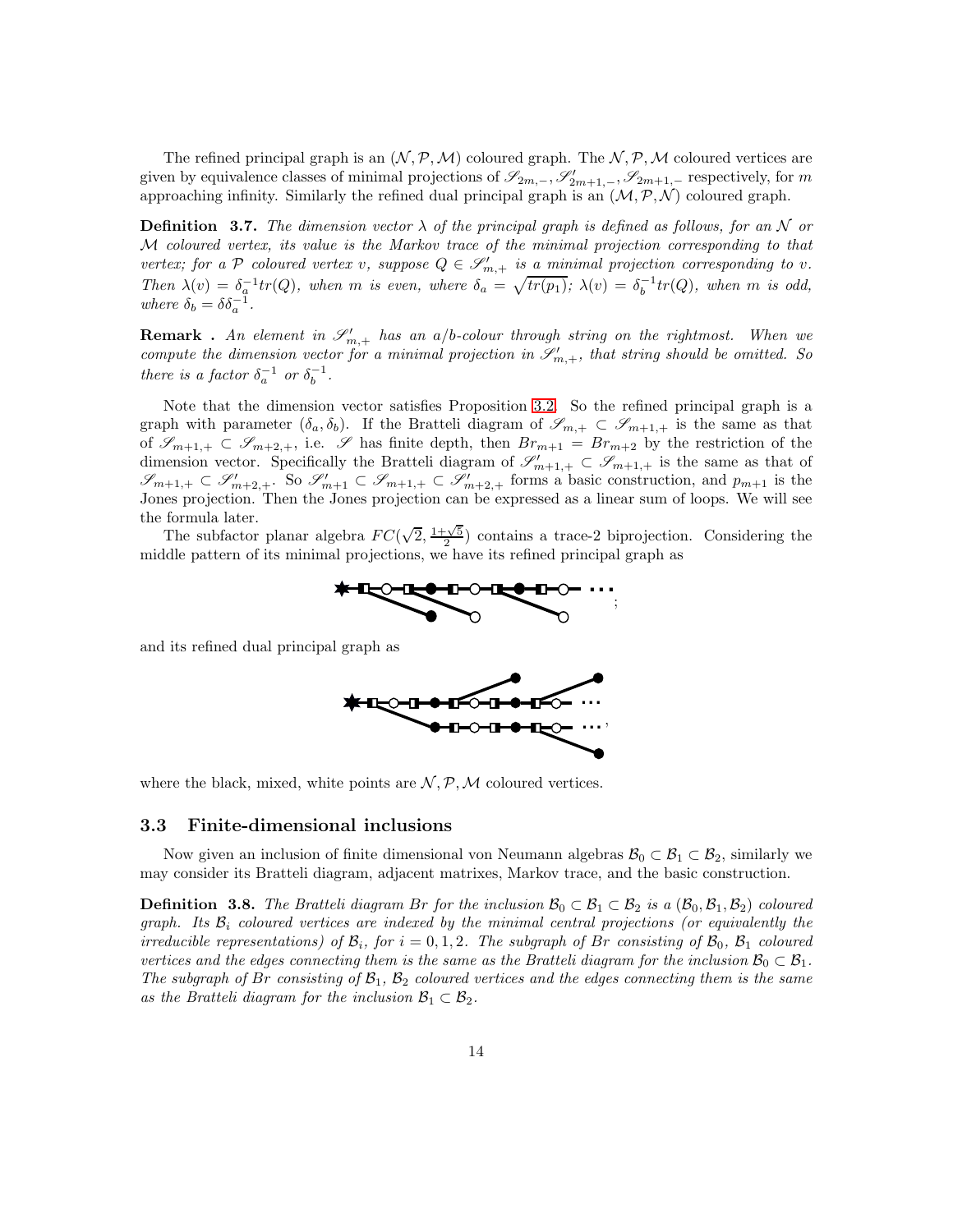The refined principal graph is an $(\mathcal{N},\mathcal{P},\mathcal{M})$ coloured graph. The $\mathcal{N},\mathcal{P},\mathcal{M}$ coloured vertices are given by equivalence classes of minimal projections of $\mathscr{S}_{2m,-}, \mathscr{S}'_{2m+1,-}, \mathscr{S}_{2m+1,-}$ respectively, for $m$ approaching infinity. Similarly the refined dual principal graph is an $(\mathcal{M},\mathcal{P},\mathcal{N})$ coloured graph.

**Definition 3.7.** *The dimension vector $\lambda$ of the principal graph is defined as follows, for an $\mathcal{N}$ or $\mathcal{M}$ coloured vertex, its value is the Markov trace of the minimal projection corresponding to that vertex; for a $\mathcal{P}$ coloured vertex $v$, suppose $Q \in \mathscr{S}'_{m,+}$ is a minimal projection corresponding to $v$. Then $\lambda(v) = \delta_a^{-1} tr(Q)$, when $m$ is even, where $\delta_a = \sqrt{tr(p_1)}$; $\lambda(v) = \delta_b^{-1} tr(Q)$, when $m$ is odd, where $\delta_b = \delta\delta_a^{-1}$.*

**Remark .** *An element in $\mathscr{S}'_{m,+}$ has an a/b-colour through string on the rightmost. When we compute the dimension vector for a minimal projection in $\mathscr{S}'_{m,+}$, that string should be omitted. So there is a factor $\delta_a^{-1}$ or $\delta_b^{-1}$.*

Note that the dimension vector satisfies Proposition 3.2. So the refined principal graph is a graph with parameter $(\delta_a, \delta_b)$. If the Bratteli diagram of $\mathscr{S}_{m,+} \subset \mathscr{S}_{m+1,+}$ is the same as that of $\mathscr{S}_{m+1,+} \subset \mathscr{S}_{m+2,+}$, i.e. $\mathscr{S}$ has finite depth, then $Br_{m+1} = Br_{m+2}$ by the restriction of the dimension vector. Specifically the Bratteli diagram of $\mathscr{S}'_{m+1,+} \subset \mathscr{S}_{m+1,+}$ is the same as that of $\mathscr{S}_{m+1,+} \subset \mathscr{S}'_{m+2,+}$. So $\mathscr{S}'_{m+1} \subset \mathscr{S}_{m+1,+} \subset \mathscr{S}'_{m+2,+}$ forms a basic construction, and $p_{m+1}$ is the Jones projection. Then the Jones projection can be expressed as a linear sum of loops. We will see the formula later.

The subfactor planar algebra $FC(\sqrt{2}, \frac{1+\sqrt{5}}{2})$ contains a trace-2 biprojection. Considering the middle pattern of its minimal projections, we have its refined principal graph as

;

and its refined dual principal graph as

,

where the black, mixed, white points are $\mathcal{N},\mathcal{P},\mathcal{M}$ coloured vertices.

### 3.3 Finite-dimensional inclusions

Now given an inclusion of finite dimensional von Neumann algebras $\mathcal{B}_0 \subset \mathcal{B}_1 \subset \mathcal{B}_2$, similarly we may consider its Bratteli diagram, adjacent matrixes, Markov trace, and the basic construction.

**Definition 3.8.** *The Bratteli diagram $Br$ for the inclusion $\mathcal{B}_0 \subset \mathcal{B}_1 \subset \mathcal{B}_2$ is a $(\mathcal{B}_0, \mathcal{B}_1, \mathcal{B}_2)$ coloured graph. Its $\mathcal{B}_i$ coloured vertices are indexed by the minimal central projections (or equivalently the irreducible representations) of $\mathcal{B}_i$, for $i = 0, 1, 2$. The subgraph of $Br$ consisting of $\mathcal{B}_0$, $\mathcal{B}_1$ coloured vertices and the edges connecting them is the same as the Bratteli diagram for the inclusion $\mathcal{B}_0 \subset \mathcal{B}_1$. The subgraph of $Br$ consisting of $\mathcal{B}_1$, $\mathcal{B}_2$ coloured vertices and the edges connecting them is the same as the Bratteli diagram for the inclusion $\mathcal{B}_1 \subset \mathcal{B}_2$.*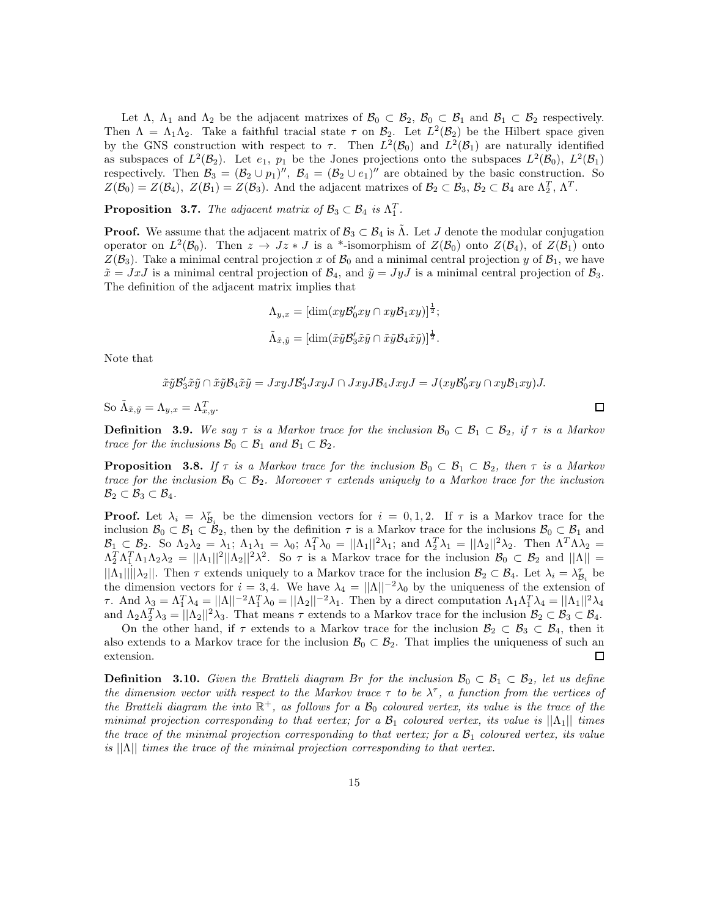Let $\Lambda$, $\Lambda_1$ and $\Lambda_2$ be the adjacent matrixes of $\mathcal{B}_0 \subset \mathcal{B}_2$, $\mathcal{B}_0 \subset \mathcal{B}_1$ and $\mathcal{B}_1 \subset \mathcal{B}_2$ respectively. Then $\Lambda = \Lambda_1\Lambda_2$. Take a faithful tracial state $\tau$ on $\mathcal{B}_2$. Let $L^2(\mathcal{B}_2)$ be the Hilbert space given by the GNS construction with respect to $\tau$. Then $L^2(\mathcal{B}_0)$ and $L^2(\mathcal{B}_1)$ are naturally identified as subspaces of $L^2(\mathcal{B}_2)$. Let $e_1$, $p_1$ be the Jones projections onto the subspaces $L^2(\mathcal{B}_0)$, $L^2(\mathcal{B}_1)$ respectively. Then $\mathcal{B}_3 = (\mathcal{B}_2 \cup p_1)''$, $\mathcal{B}_4 = (\mathcal{B}_2 \cup e_1)''$ are obtained by the basic construction. So $Z(\mathcal{B}_0) = Z(\mathcal{B}_4)$, $Z(\mathcal{B}_1) = Z(\mathcal{B}_3)$. And the adjacent matrixes of $\mathcal{B}_2 \subset \mathcal{B}_3$, $\mathcal{B}_2 \subset \mathcal{B}_4$ are $\Lambda_2^T$, $\Lambda^T$.

**Proposition 3.7.** *The adjacent matrix of $\mathcal{B}_3 \subset \mathcal{B}_4$ is $\Lambda_1^T$.*

**Proof.** We assume that the adjacent matrix of $\mathcal{B}_3 \subset \mathcal{B}_4$ is $\tilde{\Lambda}$. Let $J$ denote the modular conjugation operator on $L^2(\mathcal{B}_0)$. Then $z \to Jz*J$ is a *-isomorphism of $Z(\mathcal{B}_0)$ onto $Z(\mathcal{B}_4)$, of $Z(\mathcal{B}_1)$ onto $Z(\mathcal{B}_3)$. Take a minimal central projection $x$ of $\mathcal{B}_0$ and a minimal central projection $y$ of $\mathcal{B}_1$, we have $\tilde{x} = JxJ$ is a minimal central projection of $\mathcal{B}_4$, and $\tilde{y} = JyJ$ is a minimal central projection of $\mathcal{B}_3$. The definition of the adjacent matrix implies that

$$\Lambda_{y,x} = [\dim(xy\mathcal{B}_0'xy \cap xy\mathcal{B}_1xy)]^{\frac{1}{2}};$$

$$\tilde{\Lambda}_{\tilde{x},\tilde{y}} = [\dim(\tilde{x}\tilde{y}\mathcal{B}_3'\tilde{x}\tilde{y} \cap \tilde{x}\tilde{y}\mathcal{B}_4\tilde{x}\tilde{y})]^{\frac{1}{2}}.$$

Note that

$$\tilde{x}\tilde{y}\mathcal{B}_3'\tilde{x}\tilde{y} \cap \tilde{x}\tilde{y}\mathcal{B}_4\tilde{x}\tilde{y} = JxyJ\mathcal{B}_3'JxyJ \cap JxyJ\mathcal{B}_4JxyJ = J(xy\mathcal{B}_0'xy \cap xy\mathcal{B}_1xy)J.$$

So $\tilde{\Lambda}_{\tilde{x},\tilde{y}} = \Lambda_{y,x} = \Lambda^T_{x,y}$. $\square$

**Definition 3.9.** *We say $\tau$ is a Markov trace for the inclusion $\mathcal{B}_0 \subset \mathcal{B}_1 \subset \mathcal{B}_2$, if $\tau$ is a Markov trace for the inclusions $\mathcal{B}_0 \subset \mathcal{B}_1$ and $\mathcal{B}_1 \subset \mathcal{B}_2$.*

**Proposition 3.8.** *If $\tau$ is a Markov trace for the inclusion $\mathcal{B}_0 \subset \mathcal{B}_1 \subset \mathcal{B}_2$, then $\tau$ is a Markov trace for the inclusion $\mathcal{B}_0 \subset \mathcal{B}_2$. Moreover $\tau$ extends uniquely to a Markov trace for the inclusion $\mathcal{B}_2 \subset \mathcal{B}_3 \subset \mathcal{B}_4$.*

**Proof.** Let $\lambda_i = \lambda^\tau_{\mathcal{B}_i}$ be the dimension vectors for $i = 0, 1, 2$. If $\tau$ is a Markov trace for the inclusion $\mathcal{B}_0 \subset \mathcal{B}_1 \subset \mathcal{B}_2$, then by the definition $\tau$ is a Markov trace for the inclusions $\mathcal{B}_0 \subset \mathcal{B}_1$ and $\mathcal{B}_1 \subset \mathcal{B}_2$. So $\Lambda_2\lambda_2 = \lambda_1$; $\Lambda_1\lambda_1 = \lambda_0$; $\Lambda_1^T\lambda_0 = ||\Lambda_1||^2\lambda_1$; and $\Lambda_2^T\lambda_1 = ||\Lambda_2||^2\lambda_2$. Then $\Lambda^T\Lambda\lambda_2 = \Lambda_2^T\Lambda_1^T\Lambda_1\Lambda_2\lambda_2 = ||\Lambda_1||^2||\Lambda_2||^2\lambda^2$. So $\tau$ is a Markov trace for the inclusion $\mathcal{B}_0 \subset \mathcal{B}_2$ and $||\Lambda|| = ||\Lambda_1||||\Lambda_2||$. Then $\tau$ extends uniquely to a Markov trace for the inclusion $\mathcal{B}_2 \subset \mathcal{B}_4$. Let $\lambda_i = \lambda^\tau_{\mathcal{B}_i}$ be the dimension vectors for $i = 3, 4$. We have $\lambda_4 = ||\Lambda||^{-2}\lambda_0$ by the uniqueness of the extension of $\tau$. And $\lambda_3 = \Lambda_1^T\lambda_4 = ||\Lambda||^{-2}\Lambda_1^T\lambda_0 = ||\Lambda_2||^{-2}\lambda_1$. Then by a direct computation $\Lambda_1\Lambda_1^T\lambda_4 = ||\Lambda_1||^2\lambda_4$ and $\Lambda_2\Lambda_2^T\lambda_3 = ||\Lambda_2||^2\lambda_3$. That means $\tau$ extends to a Markov trace for the inclusion $\mathcal{B}_2 \subset \mathcal{B}_3 \subset \mathcal{B}_4$.

On the other hand, if $\tau$ extends to a Markov trace for the inclusion $\mathcal{B}_2 \subset \mathcal{B}_3 \subset \mathcal{B}_4$, then it also extends to a Markov trace for the inclusion $\mathcal{B}_0 \subset \mathcal{B}_2$. That implies the uniqueness of such an extension. $\square$

**Definition 3.10.** *Given the Bratteli diagram $Br$ for the inclusion $\mathcal{B}_0 \subset \mathcal{B}_1 \subset \mathcal{B}_2$, let us define the dimension vector with respect to the Markov trace $\tau$ to be $\lambda^\tau$, a function from the vertices of the Bratteli diagram the into $\mathbb{R}^+$, as follows for a $\mathcal{B}_0$ coloured vertex, its value is the trace of the minimal projection corresponding to that vertex; for a $\mathcal{B}_1$ coloured vertex, its value is $||\Lambda_1||$ times the trace of the minimal projection corresponding to that vertex; for a $\mathcal{B}_1$ coloured vertex, its value is $||\Lambda||$ times the trace of the minimal projection corresponding to that vertex.*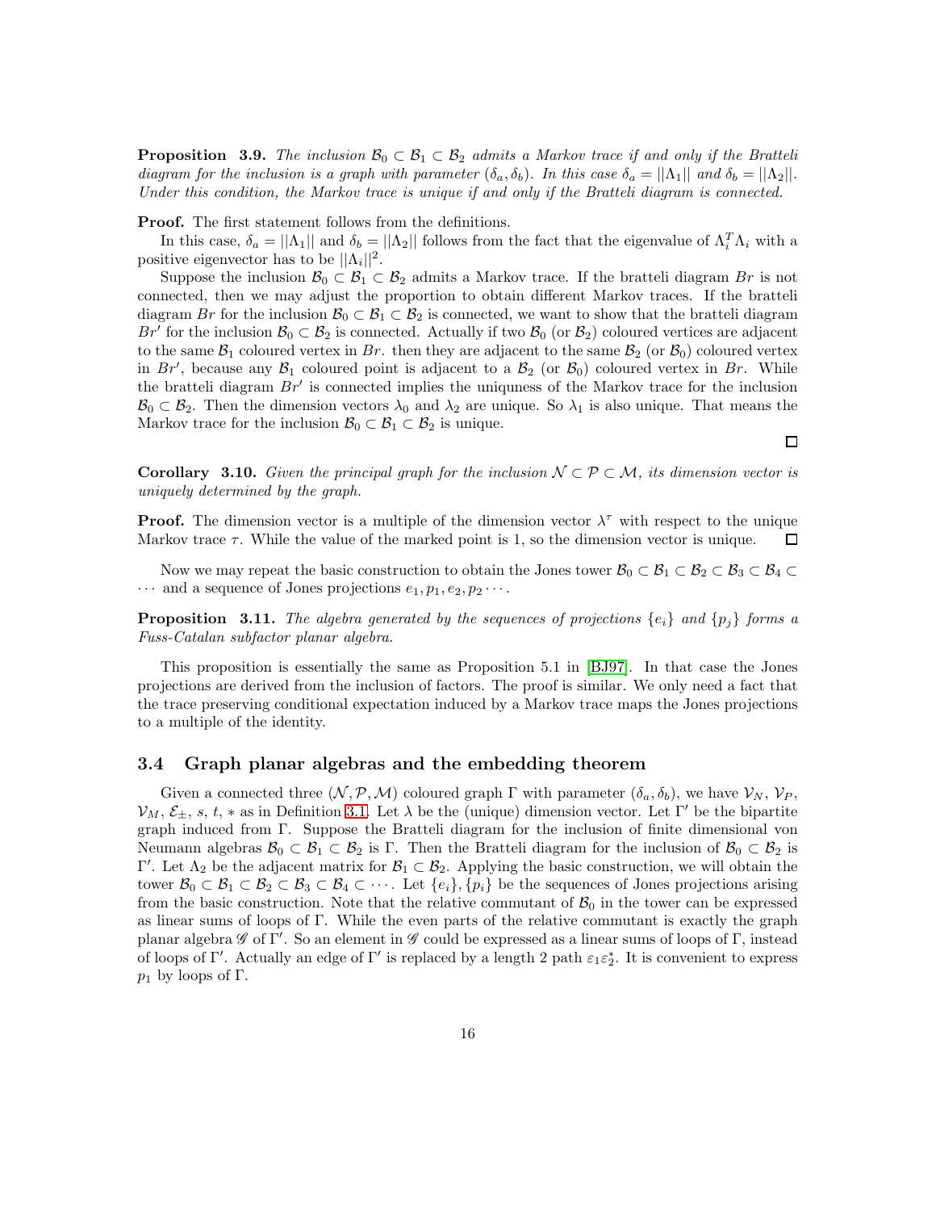**Proposition 3.9.** *The inclusion $\mathcal{B}_0 \subset \mathcal{B}_1 \subset \mathcal{B}_2$ admits a Markov trace if and only if the Bratteli diagram for the inclusion is a graph with parameter $(\delta_a, \delta_b)$. In this case $\delta_a = ||\Lambda_1||$ and $\delta_b = ||\Lambda_2||$. Under this condition, the Markov trace is unique if and only if the Bratteli diagram is connected.*

**Proof.** The first statement follows from the definitions.

In this case, $\delta_a = ||\Lambda_1||$ and $\delta_b = ||\Lambda_2||$ follows from the fact that the eigenvalue of $\Lambda_i^T \Lambda_i$ with a positive eigenvector has to be $||\Lambda_i||^2$.

Suppose the inclusion $\mathcal{B}_0 \subset \mathcal{B}_1 \subset \mathcal{B}_2$ admits a Markov trace. If the bratteli diagram $Br$ is not connected, then we may adjust the proportion to obtain different Markov traces. If the bratteli diagram $Br$ for the inclusion $\mathcal{B}_0 \subset \mathcal{B}_1 \subset \mathcal{B}_2$ is connected, we want to show that the bratteli diagram $Br'$ for the inclusion $\mathcal{B}_0 \subset \mathcal{B}_2$ is connected. Actually if two $\mathcal{B}_0$ (or $\mathcal{B}_2$) coloured vertices are adjacent to the same $\mathcal{B}_1$ coloured vertex in $Br$. then they are adjacent to the same $\mathcal{B}_2$ (or $\mathcal{B}_0$) coloured vertex in $Br'$, because any $\mathcal{B}_1$ coloured point is adjacent to a $\mathcal{B}_2$ (or $\mathcal{B}_0$) coloured vertex in $Br$. While the bratteli diagram $Br'$ is connected implies the uniquness of the Markov trace for the inclusion $\mathcal{B}_0 \subset \mathcal{B}_2$. Then the dimension vectors $\lambda_0$ and $\lambda_2$ are unique. So $\lambda_1$ is also unique. That means the Markov trace for the inclusion $\mathcal{B}_0 \subset \mathcal{B}_1 \subset \mathcal{B}_2$ is unique. □

**Corollary 3.10.** *Given the principal graph for the inclusion $\mathcal{N} \subset \mathcal{P} \subset \mathcal{M}$, its dimension vector is uniquely determined by the graph.*

**Proof.** The dimension vector is a multiple of the dimension vector $\lambda^\tau$ with respect to the unique Markov trace $\tau$. While the value of the marked point is 1, so the dimension vector is unique. □

Now we may repeat the basic construction to obtain the Jones tower $\mathcal{B}_0 \subset \mathcal{B}_1 \subset \mathcal{B}_2 \subset \mathcal{B}_3 \subset \mathcal{B}_4 \subset \cdots$ and a sequence of Jones projections $e_1, p_1, e_2, p_2 \cdots$.

**Proposition 3.11.** *The algebra generated by the sequences of projections $\{e_i\}$ and $\{p_j\}$ forms a Fuss-Catalan subfactor planar algebra.*

This proposition is essentially the same as Proposition 5.1 in [BJ97]. In that case the Jones projections are derived from the inclusion of factors. The proof is similar. We only need a fact that the trace preserving conditional expectation induced by a Markov trace maps the Jones projections to a multiple of the identity.

### 3.4 Graph planar algebras and the embedding theorem

Given a connected three $(\mathcal{N}, \mathcal{P}, \mathcal{M})$ coloured graph $\Gamma$ with parameter $(\delta_a, \delta_b)$, we have $\mathcal{V}_N$, $\mathcal{V}_P$, $\mathcal{V}_M$, $\mathcal{E}_\pm$, $s$, $t$, $*$ as in Definition 3.1. Let $\lambda$ be the (unique) dimension vector. Let $\Gamma'$ be the bipartite graph induced from $\Gamma$. Suppose the Bratteli diagram for the inclusion of finite dimensional von Neumann algebras $\mathcal{B}_0 \subset \mathcal{B}_1 \subset \mathcal{B}_2$ is $\Gamma$. Then the Bratteli diagram for the inclusion of $\mathcal{B}_0 \subset \mathcal{B}_2$ is $\Gamma'$. Let $\Lambda_2$ be the adjacent matrix for $\mathcal{B}_1 \subset \mathcal{B}_2$. Applying the basic construction, we will obtain the tower $\mathcal{B}_0 \subset \mathcal{B}_1 \subset \mathcal{B}_2 \subset \mathcal{B}_3 \subset \mathcal{B}_4 \subset \cdots$. Let $\{e_i\}, \{p_i\}$ be the sequences of Jones projections arising from the basic construction. Note that the relative commutant of $\mathcal{B}_0$ in the tower can be expressed as linear sums of loops of $\Gamma$. While the even parts of the relative commutant is exactly the graph planar algebra $\mathscr{G}$ of $\Gamma'$. So an element in $\mathscr{G}$ could be expressed as a linear sums of loops of $\Gamma$, instead of loops of $\Gamma'$. Actually an edge of $\Gamma'$ is replaced by a length 2 path $\varepsilon_1 \varepsilon_2^*$. It is convenient to express $p_1$ by loops of $\Gamma$.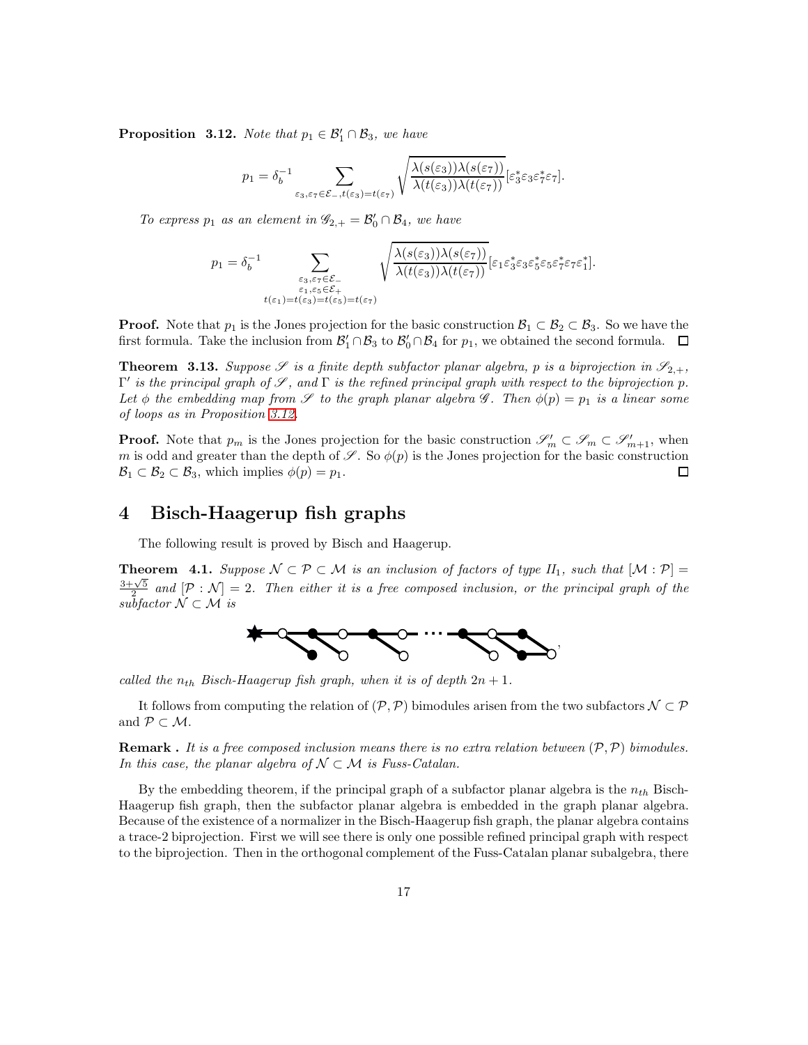**Proposition 3.12.** *Note that $p_1 \in \mathcal{B}_1' \cap \mathcal{B}_3$, we have*

$$p_1 = \delta_b^{-1} \sum_{\varepsilon_3, \varepsilon_7 \in \mathcal{E}_-, t(\varepsilon_3)=t(\varepsilon_7)} \sqrt{\frac{\lambda(s(\varepsilon_3))\lambda(s(\varepsilon_7))}{\lambda(t(\varepsilon_3))\lambda(t(\varepsilon_7))}} [\varepsilon_3^* \varepsilon_3 \varepsilon_7^* \varepsilon_7].$$

*To express $p_1$ as an element in $\mathscr{G}_{2,+} = \mathcal{B}_0' \cap \mathcal{B}_4$, we have*

$$p_1 = \delta_b^{-1} \sum_{\substack{\varepsilon_3, \varepsilon_7 \in \mathcal{E}_- \\ \varepsilon_1, \varepsilon_5 \in \mathcal{E}_+ \\ t(\varepsilon_1)=t(\varepsilon_3)=t(\varepsilon_5)=t(\varepsilon_7)}} \sqrt{\frac{\lambda(s(\varepsilon_3))\lambda(s(\varepsilon_7))}{\lambda(t(\varepsilon_3))\lambda(t(\varepsilon_7))}} [\varepsilon_1 \varepsilon_3^* \varepsilon_3 \varepsilon_5^* \varepsilon_5 \varepsilon_7^* \varepsilon_7 \varepsilon_1^*].$$

**Proof.** Note that $p_1$ is the Jones projection for the basic construction $\mathcal{B}_1 \subset \mathcal{B}_2 \subset \mathcal{B}_3$. So we have the first formula. Take the inclusion from $\mathcal{B}_1' \cap \mathcal{B}_3$ to $\mathcal{B}_0' \cap \mathcal{B}_4$ for $p_1$, we obtained the second formula. □

**Theorem 3.13.** *Suppose $\mathscr{S}$ is a finite depth subfactor planar algebra, $p$ is a biprojection in $\mathscr{S}_{2,+}$, $\Gamma'$ is the principal graph of $\mathscr{S}$, and $\Gamma$ is the refined principal graph with respect to the biprojection $p$. Let $\phi$ the embedding map from $\mathscr{S}$ to the graph planar algebra $\mathscr{G}$. Then $\phi(p) = p_1$ is a linear some of loops as in Proposition 3.12.*

**Proof.** Note that $p_m$ is the Jones projection for the basic construction $\mathscr{S}_m' \subset \mathscr{S}_m \subset \mathscr{S}_{m+1}'$, when $m$ is odd and greater than the depth of $\mathscr{S}$. So $\phi(p)$ is the Jones projection for the basic construction $\mathcal{B}_1 \subset \mathcal{B}_2 \subset \mathcal{B}_3$, which implies $\phi(p) = p_1$. □

# 4 Bisch-Haagerup fish graphs

The following result is proved by Bisch and Haagerup.

**Theorem 4.1.** *Suppose $\mathcal{N} \subset \mathcal{P} \subset \mathcal{M}$ is an inclusion of factors of type $II_1$, such that $[\mathcal{M} : \mathcal{P}] = \frac{3+\sqrt{5}}{2}$ and $[\mathcal{P} : \mathcal{N}] = 2$. Then either it is a free composed inclusion, or the principal graph of the subfactor $\mathcal{N} \subset \mathcal{M}$ is*

,

*called the $n_{th}$ Bisch-Haagerup fish graph, when it is of depth $2n + 1$.*

It follows from computing the relation of $(\mathcal{P}, \mathcal{P})$ bimodules arisen from the two subfactors $\mathcal{N} \subset \mathcal{P}$ and $\mathcal{P} \subset \mathcal{M}$.

**Remark .** *It is a free composed inclusion means there is no extra relation between $(\mathcal{P}, \mathcal{P})$ bimodules. In this case, the planar algebra of $\mathcal{N} \subset \mathcal{M}$ is Fuss-Catalan.*

By the embedding theorem, if the principal graph of a subfactor planar algebra is the $n_{th}$ Bisch-Haagerup fish graph, then the subfactor planar algebra is embedded in the graph planar algebra. Because of the existence of a normalizer in the Bisch-Haagerup fish graph, the planar algebra contains a trace-2 biprojection. First we will see there is only one possible refined principal graph with respect to the biprojection. Then in the orthogonal complement of the Fuss-Catalan planar subalgebra, there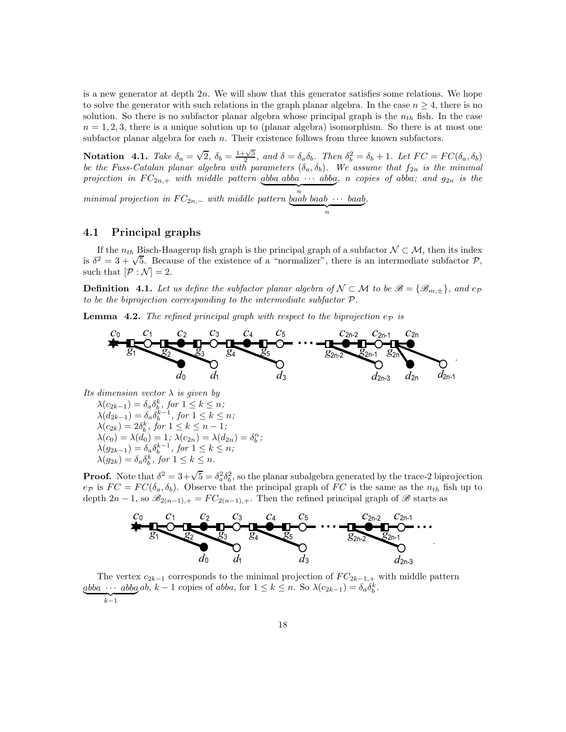is a new generator at depth $2n$. We will show that this generator satisfies some relations. We hope to solve the generator with such relations in the graph planar algebra. In the case $n \geq 4$, there is no solution. So there is no subfactor planar algebra whose principal graph is the $n_{th}$ fish. In the case $n = 1, 2, 3$, there is a unique solution up to (planar algebra) isomorphism. So there is at most one subfactor planar algebra for each $n$. Their existence follows from three known subfactors.

**Notation 4.1.** *Take $\delta_a = \sqrt{2}$, $\delta_b = \frac{1+\sqrt{5}}{2}$, and $\delta = \delta_a \delta_b$. Then $\delta_b^2 = \delta_b + 1$. Let $FC = FC(\delta_a, \delta_b)$ be the Fuss-Catalan planar algebra with parameters $(\delta_a, \delta_b)$. We assume that $f_{2n}$ is the minimal projection in $FC_{2n,+}$ with middle pattern $\underbrace{abba\ abba\ \cdots\ abba}_{n}$, $n$ copies of abba; and $g_{2n}$ is the minimal projection in $FC_{2n,-}$ with middle pattern $\underbrace{baab\ baab\ \cdots\ baab}_{n}$.*

## 4.1 Principal graphs

If the $n_{th}$ Bisch-Haagerup fish graph is the principal graph of a subfactor $\mathcal{N} \subset \mathcal{M}$, then its index is $\delta^2 = 3 + \sqrt{5}$. Because of the existence of a "normalizer", there is an intermediate subfactor $\mathcal{P}$, such that $[\mathcal{P} : \mathcal{N}] = 2$.

**Definition 4.1.** *Let us define the subfactor planar algebra of $\mathcal{N} \subset \mathcal{M}$ to be $\mathscr{B} = \{\mathscr{B}_{m,\pm}\}$, and $e_{\mathcal{P}}$ to be the biprojection corresponding to the intermediate subfactor $\mathcal{P}$.*

**Lemma 4.2.** *The refined principal graph with respect to the biprojection $e_{\mathcal{P}}$ is*

*Its dimension vector $\lambda$ is given by*

*$\lambda(c_{2k-1}) = \delta_a \delta_b^k$, for $1 \leq k \leq n$;*
*$\lambda(d_{2k-1}) = \delta_a \delta_b^{k-1}$, for $1 \leq k \leq n$;*
*$\lambda(c_{2k}) = 2\delta_b^k$, for $1 \leq k \leq n-1$;*
*$\lambda(c_0) = \lambda(d_0) = 1$; $\lambda(c_{2n}) = \lambda(d_{2n}) = \delta_b^n$;*
*$\lambda(g_{2k-1}) = \delta_a \delta_b^{k-1}$, for $1 \leq k \leq n$;*
*$\lambda(g_{2k}) = \delta_a \delta_b^k$, for $1 \leq k \leq n$.*

**Proof.** Note that $\delta^2 = 3+\sqrt{5} = \delta_a^2 \delta_b^2$, so the planar subalgebra generated by the trace-2 biprojection $e_{\mathcal{P}}$ is $FC = FC(\delta_a, \delta_b)$. Observe that the principal graph of $FC$ is the same as the $n_{th}$ fish up to depth $2n-1$, so $\mathscr{B}_{2(n-1),+} = FC_{2(n-1),+}$. Then the refined principal graph of $\mathscr{B}$ starts as

The vertex $c_{2k-1}$ corresponds to the minimal projection of $FC_{2k-1,+}$ with middle pattern $\underbrace{abba\ \cdots\ abba}_{k-1}ab$, $k-1$ copies of $abba$, for $1 \leq k \leq n$. So $\lambda(c_{2k-1}) = \delta_a \delta_b^k$.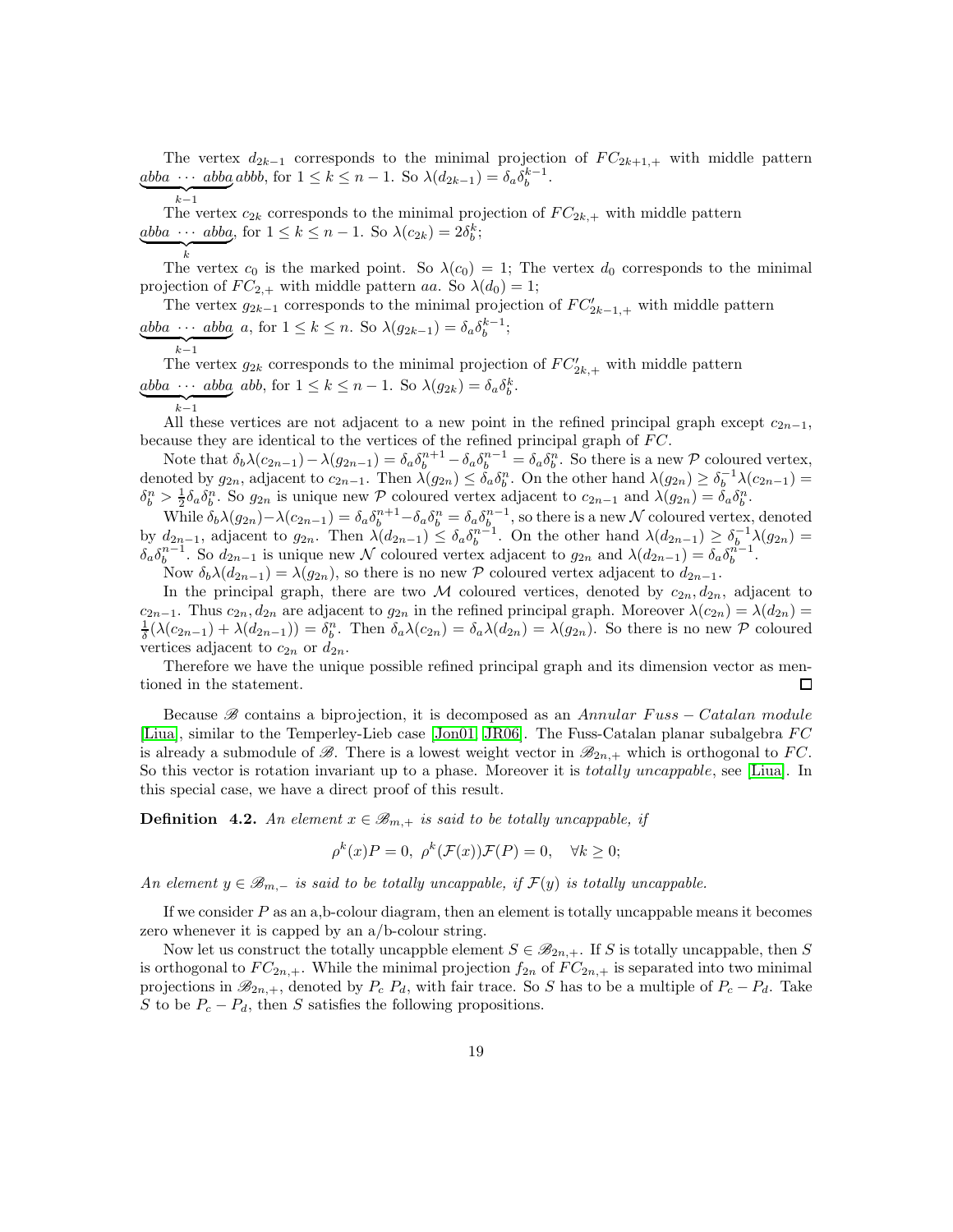The vertex $d_{2k-1}$ corresponds to the minimal projection of $FC_{2k+1,+}$ with middle pattern $\underbrace{abba \ \cdots \ abba}_{k-1} abbb$, for $1 \leq k \leq n-1$. So $\lambda(d_{2k-1}) = \delta_a \delta_b^{k-1}$.

The vertex $c_{2k}$ corresponds to the minimal projection of $FC_{2k,+}$ with middle pattern $\underbrace{abba \ \cdots \ abba}_{k}$, for $1 \leq k \leq n-1$. So $\lambda(c_{2k}) = 2\delta_b^k$;

The vertex $c_0$ is the marked point. So $\lambda(c_0) = 1$; The vertex $d_0$ corresponds to the minimal projection of $FC_{2,+}$ with middle pattern $aa$. So $\lambda(d_0) = 1$;

The vertex $g_{2k-1}$ corresponds to the minimal projection of $FC'_{2k-1,+}$ with middle pattern $\underbrace{abba \ \cdots \ abba}_{k-1} \ a$, for $1 \leq k \leq n$. So $\lambda(g_{2k-1}) = \delta_a \delta_b^{k-1}$;

The vertex $g_{2k}$ corresponds to the minimal projection of $FC'_{2k,+}$ with middle pattern $\underbrace{abba \ \cdots \ abba}_{k-1} \ abb$, for $1 \leq k \leq n-1$. So $\lambda(g_{2k}) = \delta_a \delta_b^k$.

All these vertices are not adjacent to a new point in the refined principal graph except $c_{2n-1}$, because they are identical to the vertices of the refined principal graph of $FC$.

Note that $\delta_b \lambda(c_{2n-1}) - \lambda(g_{2n-1}) = \delta_a \delta_b^{n+1} - \delta_a \delta_b^{n-1} = \delta_a \delta_b^n$. So there is a new $\mathcal{P}$ coloured vertex, denoted by $g_{2n}$, adjacent to $c_{2n-1}$. Then $\lambda(g_{2n}) \leq \delta_a \delta_b^n$. On the other hand $\lambda(g_{2n}) \geq \delta_b^{-1} \lambda(c_{2n-1}) = \delta_b^n > \frac{1}{2} \delta_a \delta_b^n$. So $g_{2n}$ is unique new $\mathcal{P}$ coloured vertex adjacent to $c_{2n-1}$ and $\lambda(g_{2n}) = \delta_a \delta_b^n$.

While $\delta_b \lambda(g_{2n}) - \lambda(c_{2n-1}) = \delta_a \delta_b^{n+1} - \delta_a \delta_b^n = \delta_a \delta_b^{n-1}$, so there is a new $\mathcal{N}$ coloured vertex, denoted by $d_{2n-1}$, adjacent to $g_{2n}$. Then $\lambda(d_{2n-1}) \leq \delta_a \delta_b^{n-1}$. On the other hand $\lambda(d_{2n-1}) \geq \delta_b^{-1} \lambda(g_{2n}) = \delta_a \delta_b^{n-1}$. So $d_{2n-1}$ is unique new $\mathcal{N}$ coloured vertex adjacent to $g_{2n}$ and $\lambda(d_{2n-1}) = \delta_a \delta_b^{n-1}$.

Now $\delta_b \lambda(d_{2n-1}) = \lambda(g_{2n})$, so there is no new $\mathcal{P}$ coloured vertex adjacent to $d_{2n-1}$.

In the principal graph, there are two $\mathcal{M}$ coloured vertices, denoted by $c_{2n}, d_{2n}$, adjacent to $c_{2n-1}$. Thus $c_{2n}, d_{2n}$ are adjacent to $g_{2n}$ in the refined principal graph. Moreover $\lambda(c_{2n}) = \lambda(d_{2n}) = \frac{1}{\delta}(\lambda(c_{2n-1}) + \lambda(d_{2n-1})) = \delta_b^n$. Then $\delta_a \lambda(c_{2n}) = \delta_a \lambda(d_{2n}) = \lambda(g_{2n})$. So there is no new $\mathcal{P}$ coloured vertices adjacent to $c_{2n}$ or $d_{2n}$.

Therefore we have the unique possible refined principal graph and its dimension vector as mentioned in the statement. □

Because $\mathscr{B}$ contains a biprojection, it is decomposed as an *Annular Fuss − Catalan module* [Liua], similar to the Temperley-Lieb case [Jon01, JR06]. The Fuss-Catalan planar subalgebra $FC$ is already a submodule of $\mathscr{B}$. There is a lowest weight vector in $\mathscr{B}_{2n,+}$ which is orthogonal to $FC$. So this vector is rotation invariant up to a phase. Moreover it is *totally uncappable*, see [Liua]. In this special case, we have a direct proof of this result.

**Definition 4.2.** *An element $x \in \mathscr{B}_{m,+}$ is said to be totally uncappable, if*

$$\rho^k(x)P = 0, \ \rho^k(\mathcal{F}(x))\mathcal{F}(P) = 0, \quad \forall k \geq 0;$$

*An element $y \in \mathscr{B}_{m,-}$ is said to be totally uncappable, if $\mathcal{F}(y)$ is totally uncappable.*

If we consider $P$ as an a,b-colour diagram, then an element is totally uncappable means it becomes zero whenever it is capped by an a/b-colour string.

Now let us construct the totally uncappble element $S \in \mathscr{B}_{2n,+}$. If $S$ is totally uncappable, then $S$ is orthogonal to $FC_{2n,+}$. While the minimal projection $f_{2n}$ of $FC_{2n,+}$ is separated into two minimal projections in $\mathscr{B}_{2n,+}$, denoted by $P_c$ $P_d$, with fair trace. So $S$ has to be a multiple of $P_c - P_d$. Take $S$ to be $P_c - P_d$, then $S$ satisfies the following propositions.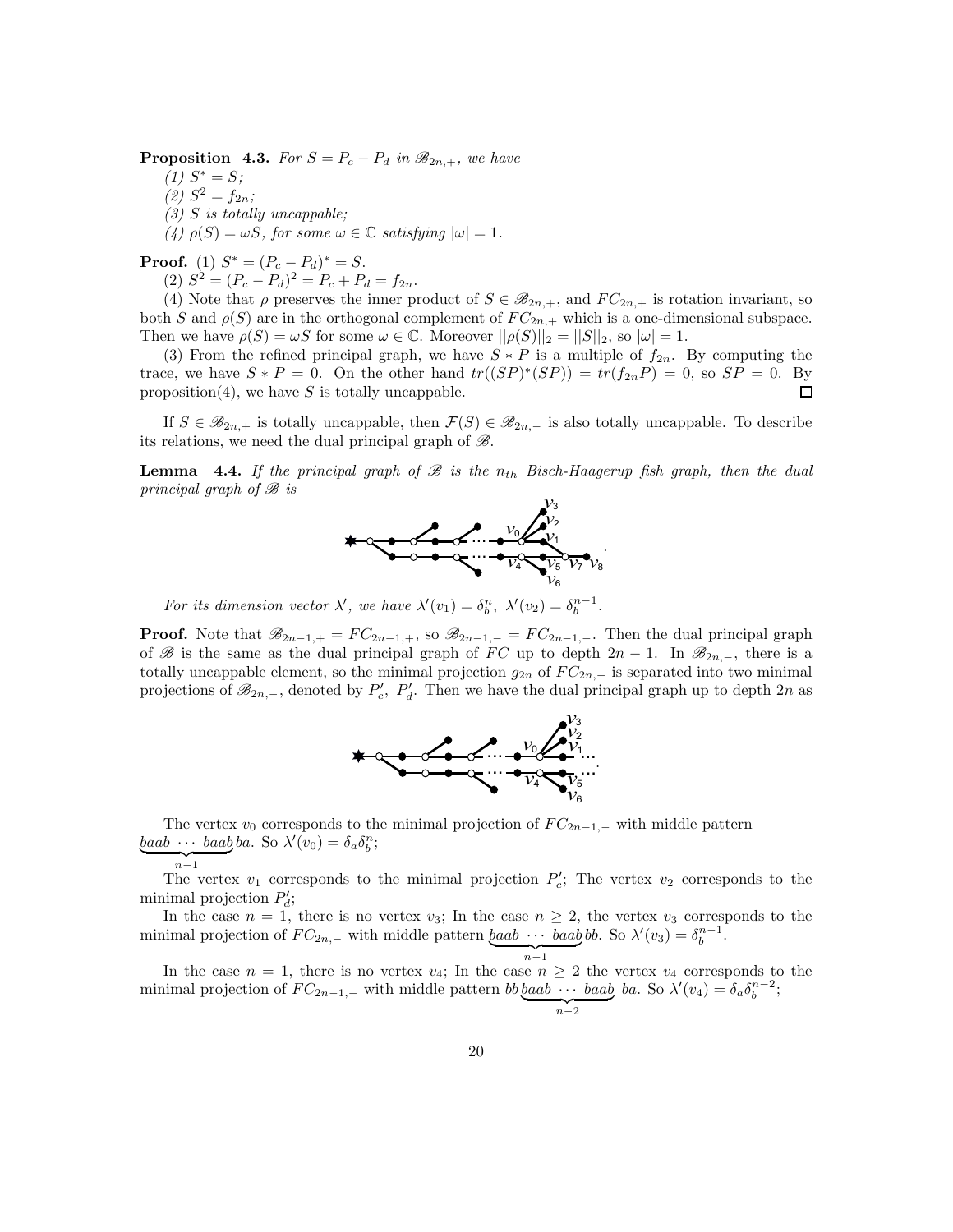**Proposition 4.3.** *For $S = P_c - P_d$ in $\mathscr{B}_{2n,+}$, we have*

*(1) $S^* = S$;*

*(2) $S^2 = f_{2n}$;*

*(3) $S$ is totally uncappable;*

*(4) $\rho(S) = \omega S$, for some $\omega \in \mathbb{C}$ satisfying $|\omega| = 1$.*

**Proof.** (1) $S^* = (P_c - P_d)^* = S$.

(2) $S^2 = (P_c - P_d)^2 = P_c + P_d = f_{2n}$.

(4) Note that $\rho$ preserves the inner product of $S \in \mathscr{B}_{2n,+}$, and $FC_{2n,+}$ is rotation invariant, so both $S$ and $\rho(S)$ are in the orthogonal complement of $FC_{2n,+}$ which is a one-dimensional subspace. Then we have $\rho(S) = \omega S$ for some $\omega \in \mathbb{C}$. Moreover $||\rho(S)||_2 = ||S||_2$, so $|\omega| = 1$.

(3) From the refined principal graph, we have $S * P$ is a multiple of $f_{2n}$. By computing the trace, we have $S * P = 0$. On the other hand $tr((SP)^*(SP)) = tr(f_{2n}P) = 0$, so $SP = 0$. By proposition(4), we have $S$ is totally uncappable. $\square$

If $S \in \mathscr{B}_{2n,+}$ is totally uncappable, then $\mathcal{F}(S) \in \mathscr{B}_{2n,-}$ is also totally uncappable. To describe its relations, we need the dual principal graph of $\mathscr{B}$.

**Lemma 4.4.** *If the principal graph of $\mathscr{B}$ is the $n_{th}$ Bisch-Haagerup fish graph, then the dual principal graph of $\mathscr{B}$ is*

*For its dimension vector $\lambda'$, we have $\lambda'(v_1) = \delta_b^n$, $\lambda'(v_2) = \delta_b^{n-1}$.*

**Proof.** Note that $\mathscr{B}_{2n-1,+} = FC_{2n-1,+}$, so $\mathscr{B}_{2n-1,-} = FC_{2n-1,-}$. Then the dual principal graph of $\mathscr{B}$ is the same as the dual principal graph of $FC$ up to depth $2n-1$. In $\mathscr{B}_{2n,-}$, there is a totally uncappable element, so the minimal projection $g_{2n}$ of $FC_{2n,-}$ is separated into two minimal projections of $\mathscr{B}_{2n,-}$, denoted by $P'_c$, $P'_d$. Then we have the dual principal graph up to depth $2n$ as

The vertex $v_0$ corresponds to the minimal projection of $FC_{2n-1,-}$ with middle pattern $\underbrace{baab \cdots baab}_{n-1}ba$. So $\lambda'(v_0) = \delta_a\delta_b^n$;

The vertex $v_1$ corresponds to the minimal projection $P'_c$; The vertex $v_2$ corresponds to the minimal projection $P'_d$;

In the case $n=1$, there is no vertex $v_3$; In the case $n \geq 2$, the vertex $v_3$ corresponds to the minimal projection of $FC_{2n,-}$ with middle pattern $\underbrace{baab \cdots baab}_{n-1}bb$. So $\lambda'(v_3) = \delta_b^{n-1}$.

In the case $n=1$, there is no vertex $v_4$; In the case $n \geq 2$ the vertex $v_4$ corresponds to the minimal projection of $FC_{2n-1,-}$ with middle pattern $bb\underbrace{baab \cdots baab}_{n-2}ba$. So $\lambda'(v_4) = \delta_a\delta_b^{n-2}$;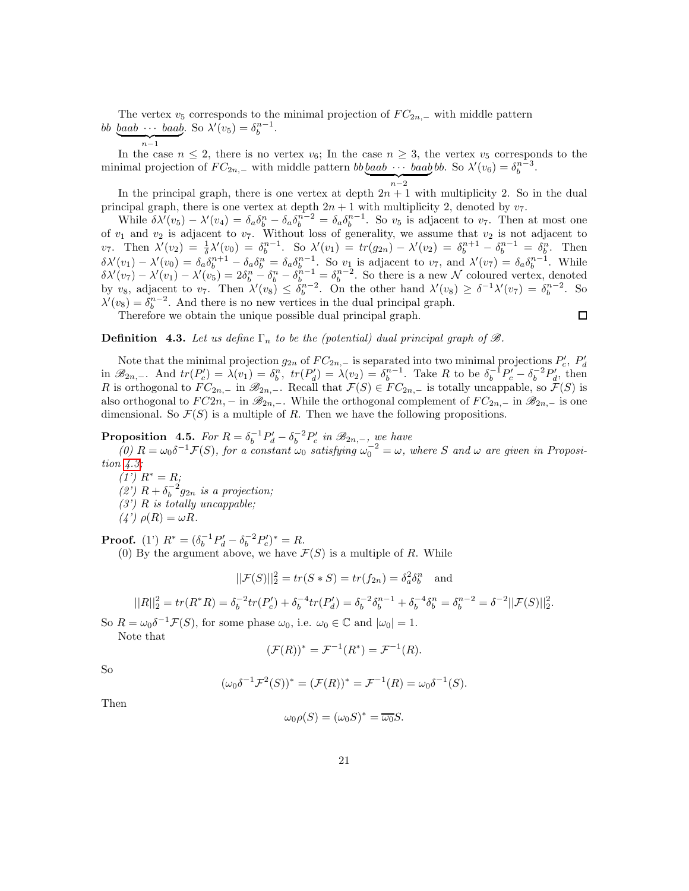The vertex $v_5$ corresponds to the minimal projection of $FC_{2n,-}$ with middle pattern $bb\ \underbrace{baab\ \cdots\ baab}_{n-1}$. So $\lambda'(v_5) = \delta_b^{n-1}$.

In the case $n \leq 2$, there is no vertex $v_6$; In the case $n \geq 3$, the vertex $v_5$ corresponds to the minimal projection of $FC_{2n,-}$ with middle pattern $bb\underbrace{baab\ \cdots\ baab}_{n-2}bb$. So $\lambda'(v_6) = \delta_b^{n-3}$.

In the principal graph, there is one vertex at depth $2n+1$ with multiplicity 2. So in the dual principal graph, there is one vertex at depth $2n+1$ with multiplicity 2, denoted by $v_7$.

While $\delta\lambda'(v_5) - \lambda'(v_4) = \delta_a\delta_b^n - \delta_a\delta_b^{n-2} = \delta_a\delta_b^{n-1}$. So $v_5$ is adjacent to $v_7$. Then at most one of $v_1$ and $v_2$ is adjacent to $v_7$. Without loss of generality, we assume that $v_2$ is not adjacent to $v_7$. Then $\lambda'(v_2) = \frac{1}{\delta}\lambda'(v_0) = \delta_b^{n-1}$. So $\lambda'(v_1) = tr(g_{2n}) - \lambda'(v_2) = \delta_b^{n+1} - \delta_b^{n-1} = \delta_b^n$. Then $\delta\lambda'(v_1) - \lambda'(v_0) = \delta_a\delta_b^{n+1} - \delta_a\delta_b^n = \delta_a\delta_b^{n-1}$. So $v_1$ is adjacent to $v_7$, and $\lambda'(v_7) = \delta_a\delta_b^{n-1}$. While $\delta\lambda'(v_7) - \lambda'(v_1) - \lambda'(v_5) = 2\delta_b^n - \delta_b^n - \delta_b^{n-1} = \delta_b^{n-2}$. So there is a new $\mathcal{N}$ coloured vertex, denoted by $v_8$, adjacent to $v_7$. Then $\lambda'(v_8) \leq \delta_b^{n-2}$. On the other hand $\lambda'(v_8) \geq \delta^{-1}\lambda'(v_7) = \delta_b^{n-2}$. So $\lambda'(v_8) = \delta_b^{n-2}$. And there is no new vertices in the dual principal graph.

Therefore we obtain the unique possible dual principal graph. $\square$

**Definition 4.3.** *Let us define $\Gamma_n$ to be the (potential) dual principal graph of $\mathscr{B}$.*

Note that the minimal projection $g_{2n}$ of $FC_{2n,-}$ is separated into two minimal projections $P'_c$, $P'_d$ in $\mathscr{B}_{2n,-}$. And $tr(P'_c) = \lambda(v_1) = \delta_b^n$, $tr(P'_d) = \lambda(v_2) = \delta_b^{n-1}$. Take $R$ to be $\delta_b^{-1}P'_c - \delta_b^{-2}P'_d$, then $R$ is orthogonal to $FC_{2n,-}$ in $\mathscr{B}_{2n,-}$. Recall that $\mathcal{F}(S) \in FC_{2n,-}$ is totally uncappable, so $\mathcal{F}(S)$ is also orthogonal to $FC2n,-$ in $\mathscr{B}_{2n,-}$. While the orthogonal complement of $FC_{2n,-}$ in $\mathscr{B}_{2n,-}$ is one dimensional. So $\mathcal{F}(S)$ is a multiple of $R$. Then we have the following propositions.

**Proposition 4.5.** *For $R = \delta_b^{-1}P'_d - \delta_b^{-2}P'_c$ in $\mathscr{B}_{2n,-}$, we have*

*(0) $R = \omega_0\delta^{-1}\mathcal{F}(S)$, for a constant $\omega_0$ satisfying $\omega_0^{-2} = \omega$, where $S$ and $\omega$ are given in Proposition 4.3;*

*(1') $R^* = R$;*

*(2') $R + \delta_b^{-2}g_{2n}$ is a projection;*

*(3') $R$ is totally uncappable;*

*(4') $\rho(R) = \omega R$.*

**Proof.** (1') $R^* = (\delta_b^{-1}P'_d - \delta_b^{-2}P'_c)^* = R$.

(0) By the argument above, we have $\mathcal{F}(S)$ is a multiple of $R$. While

$$||\mathcal{F}(S)||_2^2 = tr(S * S) = tr(f_{2n}) = \delta_a^2\delta_b^n \quad \text{and}$$

$$||R||_2^2 = tr(R^*R) = \delta_b^{-2}tr(P'_c) + \delta_b^{-4}tr(P'_d) = \delta_b^{-2}\delta_b^{n-1} + \delta_b^{-4}\delta_b^n = \delta_b^{n-2} = \delta^{-2}||\mathcal{F}(S)||_2^2.$$

So $R = \omega_0\delta^{-1}\mathcal{F}(S)$, for some phase $\omega_0$, i.e. $\omega_0 \in \mathbb{C}$ and $|\omega_0| = 1$.

Note that

$$(\mathcal{F}(R))^* = \mathcal{F}^{-1}(R^*) = \mathcal{F}^{-1}(R).$$

So

$$(\omega_0\delta^{-1}\mathcal{F}^2(S))^* = (\mathcal{F}(R))^* = \mathcal{F}^{-1}(R) = \omega_0\delta^{-1}(S).$$

Then

$$\omega_0\rho(S) = (\omega_0 S)^* = \overline{\omega_0}S.$$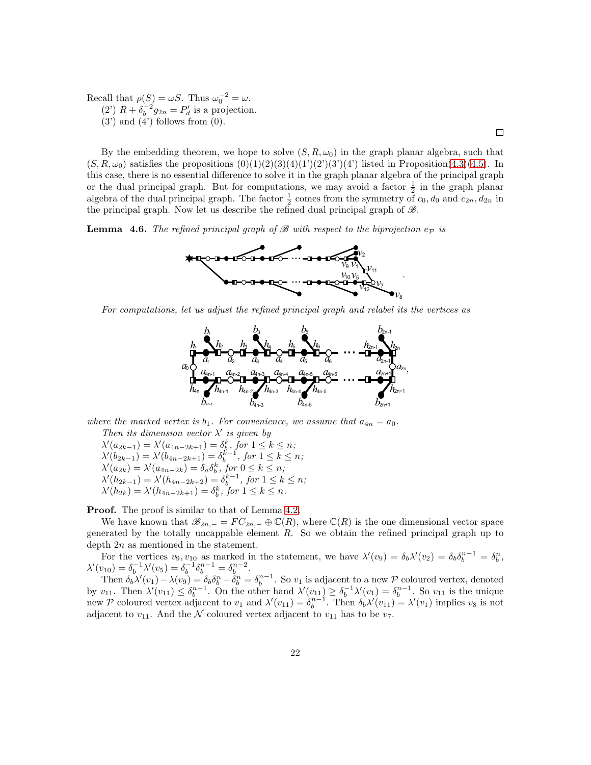Recall that $\rho(S) = \omega S$. Thus $\omega_0^{-2} = \omega$.

(2') $R + \delta_b^{-2} g_{2n} = P'_d$ is a projection.

(3') and (4') follows from (0).

□

By the embedding theorem, we hope to solve $(S, R, \omega_0)$ in the graph planar algebra, such that $(S, R, \omega_0)$ satisfies the propositions (0)(1)(2)(3)(4)(1')(2')(3')(4') listed in Proposition(4.3)(4.5). In this case, there is no essential difference to solve it in the graph planar algebra of the principal graph or the dual principal graph. But for computations, we may avoid a factor $\frac{1}{2}$ in the graph planar algebra of the dual principal graph. The factor $\frac{1}{2}$ comes from the symmetry of $c_0, d_0$ and $c_{2n}, d_{2n}$ in the principal graph. Now let us describe the refined dual principal graph of $\mathscr{B}$.

**Lemma 4.6.** *The refined principal graph of $\mathscr{B}$ with respect to the biprojection $e_{\mathcal{P}}$ is*

*For computations, let us adjust the refined principal graph and relabel its the vertices as*

*where the marked vertex is $b_1$. For convenience, we assume that $a_{4n} = a_0$.*

*Then its dimension vector $\lambda'$ is given by*

*$\lambda'(a_{2k-1}) = \lambda'(a_{4n-2k+1}) = \delta_b^k$, for $1 \leq k \leq n$;*

*$\lambda'(b_{2k-1}) = \lambda'(b_{4n-2k+1}) = \delta_b^{k-1}$, for $1 \leq k \leq n$;*

*$\lambda'(a_{2k}) = \lambda'(a_{4n-2k}) = \delta_a \delta_b^k$, for $0 \leq k \leq n$;*

*$\lambda'(h_{2k-1}) = \lambda'(h_{4n-2k+2}) = \delta_b^{k-1}$, for $1 \leq k \leq n$;*

*$\lambda'(h_{2k}) = \lambda'(h_{4n-2k+1}) = \delta_b^k$, for $1 \leq k \leq n$.*

**Proof.** The proof is similar to that of Lemma 4.2.

We have known that $\mathscr{B}_{2n,-} = FC_{2n,-} \oplus \mathbb{C}(R)$, where $\mathbb{C}(R)$ is the one dimensional vector space generated by the totally uncappable element $R$. So we obtain the refined principal graph up to depth $2n$ as mentioned in the statement.

For the vertices $v_9, v_{10}$ as marked in the statement, we have $\lambda'(v_9) = \delta_b \lambda'(v_2) = \delta_b \delta_b^{n-1} = \delta_b^n$, $\lambda'(v_{10}) = \delta_b^{-1} \lambda'(v_5) = \delta_b^{-1} \delta_b^{n-1} = \delta_b^{n-2}$.

Then $\delta_b \lambda'(v_1) - \lambda(v_9) = \delta_b \delta_b^n - \delta_b^n = \delta_b^{n-1}$. So $v_1$ is adjacent to a new $\mathcal{P}$ coloured vertex, denoted by $v_{11}$. Then $\lambda'(v_{11}) \leq \delta_b^{n-1}$. On the other hand $\lambda'(v_{11}) \geq \delta_b^{-1} \lambda'(v_1) = \delta_b^{n-1}$. So $v_{11}$ is the unique new $\mathcal{P}$ coloured vertex adjacent to $v_1$ and $\lambda'(v_{11}) = \delta_b^{n-1}$. Then $\delta_b \lambda'(v_{11}) = \lambda'(v_1)$ implies $v_8$ is not adjacent to $v_{11}$. And the $\mathcal{N}$ coloured vertex adjacent to $v_{11}$ has to be $v_7$.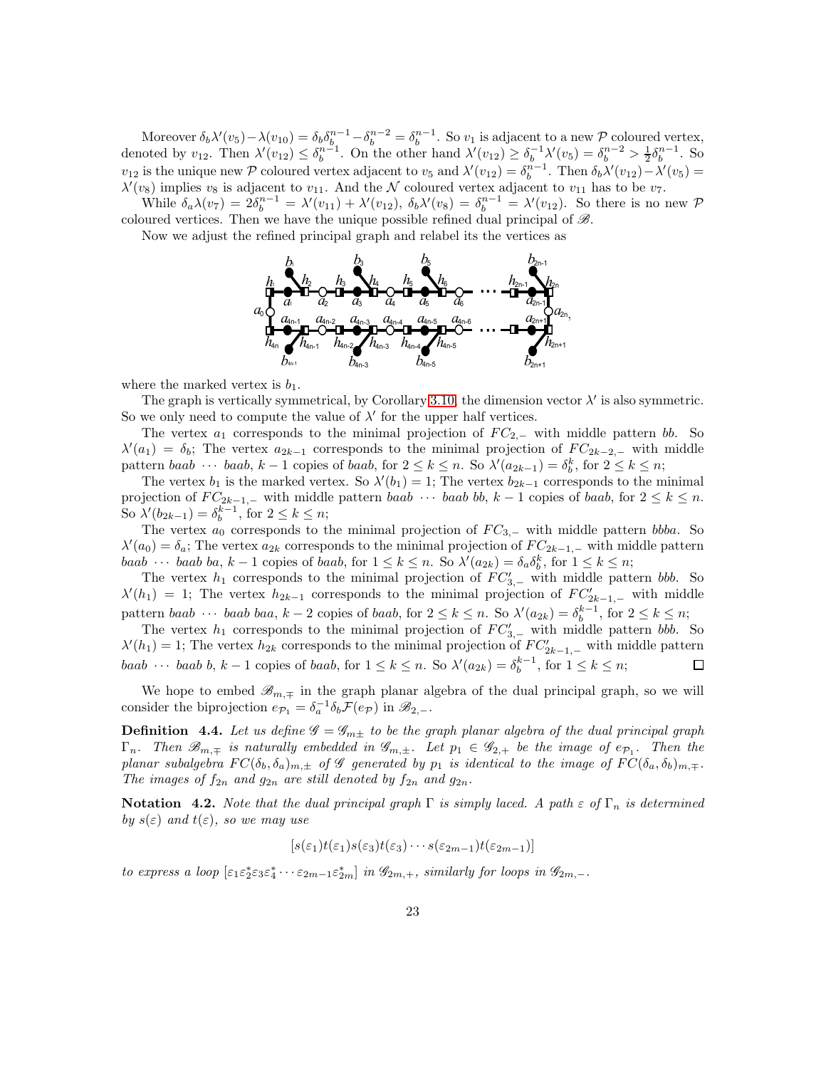Moreover $\delta_b\lambda'(v_5)-\lambda(v_{10})=\delta_b\delta_b^{n-1}-\delta_b^{n-2}=\delta_b^{n-1}$. So $v_1$ is adjacent to a new $\mathcal{P}$ coloured vertex, denoted by $v_{12}$. Then $\lambda'(v_{12})\leq\delta_b^{n-1}$. On the other hand $\lambda'(v_{12})\geq\delta_b^{-1}\lambda'(v_5)=\delta_b^{n-2}>\frac{1}{2}\delta_b^{n-1}$. So $v_{12}$ is the unique new $\mathcal{P}$ coloured vertex adjacent to $v_5$ and $\lambda'(v_{12})=\delta_b^{n-1}$. Then $\delta_b\lambda'(v_{12})-\lambda'(v_5)=\lambda'(v_8)$ implies $v_8$ is adjacent to $v_{11}$. And the $\mathcal{N}$ coloured vertex adjacent to $v_{11}$ has to be $v_7$.

While $\delta_a\lambda(v_7)=2\delta_b^{n-1}=\lambda'(v_{11})+\lambda'(v_{12})$, $\delta_b\lambda'(v_8)=\delta_b^{n-1}=\lambda'(v_{12})$. So there is no new $\mathcal{P}$ coloured vertices. Then we have the unique possible refined dual principal of $\mathscr{B}$.

Now we adjust the refined principal graph and relabel its the vertices as

where the marked vertex is $b_1$.

The graph is vertically symmetrical, by Corollary 3.10, the dimension vector $\lambda'$ is also symmetric. So we only need to compute the value of $\lambda'$ for the upper half vertices.

The vertex $a_1$ corresponds to the minimal projection of $FC_{2,-}$ with middle pattern $bb$. So $\lambda'(a_1)=\delta_b$; The vertex $a_{2k-1}$ corresponds to the minimal projection of $FC_{2k-2,-}$ with middle pattern $baab\ \cdots\ baab$, $k-1$ copies of $baab$, for $2\leq k\leq n$. So $\lambda'(a_{2k-1})=\delta_b^k$, for $2\leq k\leq n$;

The vertex $b_1$ is the marked vertex. So $\lambda'(b_1)=1$; The vertex $b_{2k-1}$ corresponds to the minimal projection of $FC_{2k-1,-}$ with middle pattern $baab\ \cdots\ baab\ bb$, $k-1$ copies of $baab$, for $2\leq k\leq n$. So $\lambda'(b_{2k-1})=\delta_b^{k-1}$, for $2\leq k\leq n$;

The vertex $a_0$ corresponds to the minimal projection of $FC_{3,-}$ with middle pattern $bbba$. So $\lambda'(a_0)=\delta_a$; The vertex $a_{2k}$ corresponds to the minimal projection of $FC_{2k-1,-}$ with middle pattern $baab\ \cdots\ baab\ ba$, $k-1$ copies of $baab$, for $1\leq k\leq n$. So $\lambda'(a_{2k})=\delta_a\delta_b^k$, for $1\leq k\leq n$;

The vertex $h_1$ corresponds to the minimal projection of $FC'_{3,-}$ with middle pattern $bbb$. So $\lambda'(h_1)=1$; The vertex $h_{2k-1}$ corresponds to the minimal projection of $FC'_{2k-1,-}$ with middle pattern $baab\ \cdots\ baab\ baa$, $k-2$ copies of $baab$, for $2\leq k\leq n$. So $\lambda'(a_{2k})=\delta_b^{k-1}$, for $2\leq k\leq n$;

The vertex $h_1$ corresponds to the minimal projection of $FC'_{3,-}$ with middle pattern $bbb$. So $\lambda'(h_1)=1$; The vertex $h_{2k}$ corresponds to the minimal projection of $FC'_{2k-1,-}$ with middle pattern $baab\ \cdots\ baab\ b$, $k-1$ copies of $baab$, for $1\leq k\leq n$. So $\lambda'(a_{2k})=\delta_b^{k-1}$, for $1\leq k\leq n$; □

We hope to embed $\mathscr{B}_{m,\mp}$ in the graph planar algebra of the dual principal graph, so we will consider the biprojection $e_{\mathcal{P}_1}=\delta_a^{-1}\delta_b\mathcal{F}(e_{\mathcal{P}})$ in $\mathscr{B}_{2,-}$.

**Definition 4.4.** *Let us define $\mathscr{G}=\mathscr{G}_{m\pm}$ to be the graph planar algebra of the dual principal graph $\Gamma_n$. Then $\mathscr{B}_{m,\mp}$ is naturally embedded in $\mathscr{G}_{m,\pm}$. Let $p_1\in\mathscr{G}_{2,+}$ be the image of $e_{\mathcal{P}_1}$. Then the planar subalgebra $FC(\delta_b,\delta_a)_{m,\pm}$ of $\mathscr{G}$ generated by $p_1$ is identical to the image of $FC(\delta_a,\delta_b)_{m,\mp}$. The images of $f_{2n}$ and $g_{2n}$ are still denoted by $f_{2n}$ and $g_{2n}$.*

**Notation 4.2.** *Note that the dual principal graph $\Gamma$ is simply laced. A path $\varepsilon$ of $\Gamma_n$ is determined by $s(\varepsilon)$ and $t(\varepsilon)$, so we may use*

$$[s(\varepsilon_1)t(\varepsilon_1)s(\varepsilon_3)t(\varepsilon_3)\cdots s(\varepsilon_{2m-1})t(\varepsilon_{2m-1})]$$

*to express a loop $[\varepsilon_1\varepsilon_2^*\varepsilon_3\varepsilon_4^*\cdots\varepsilon_{2m-1}\varepsilon_{2m}^*]$ in $\mathscr{G}_{2m,+}$, similarly for loops in $\mathscr{G}_{2m,-}$.*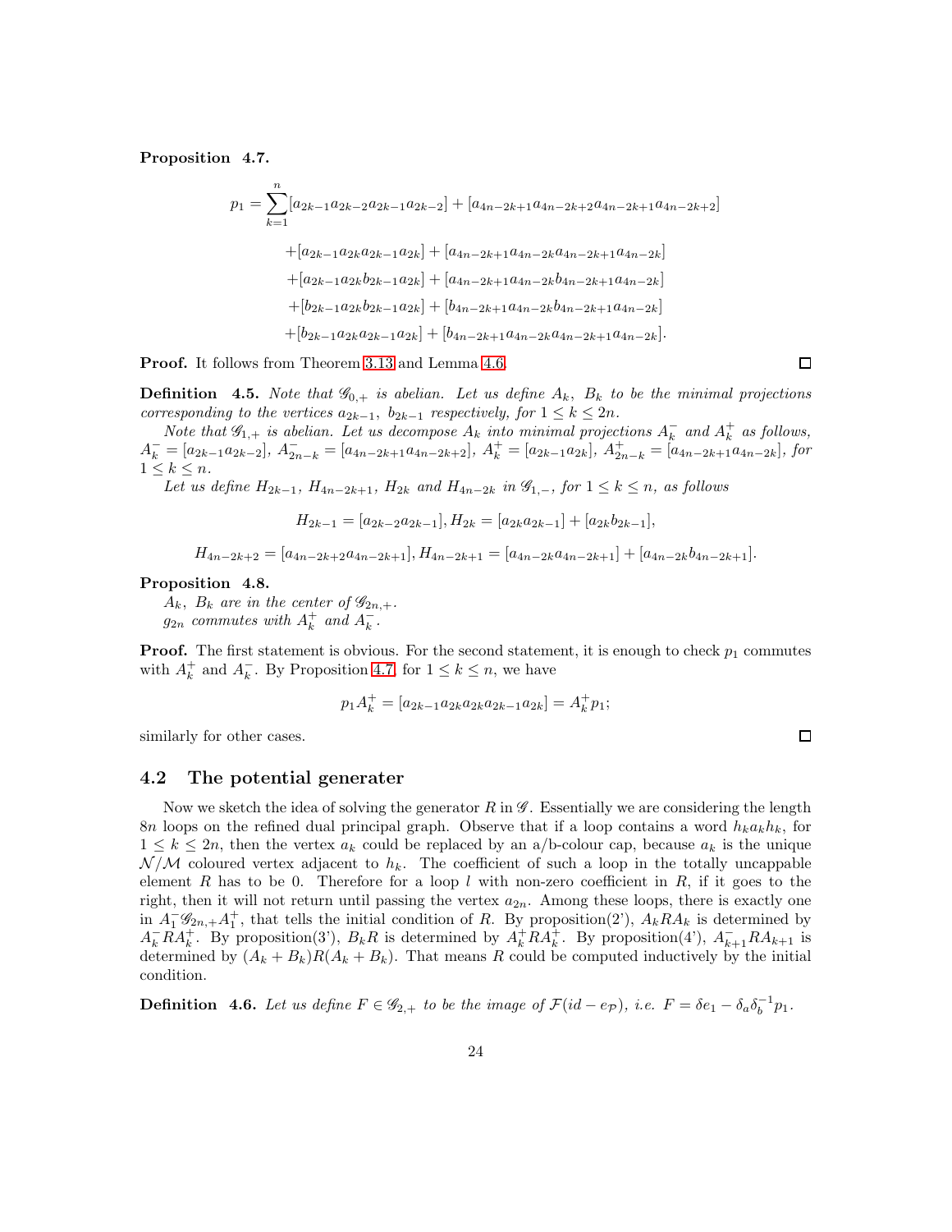**Proposition 4.7.**

$$
\begin{aligned}
p_1 = \sum_{k=1}^{n} & [a_{2k-1}a_{2k-2}a_{2k-1}a_{2k-2}] + [a_{4n-2k+1}a_{4n-2k+2}a_{4n-2k+1}a_{4n-2k+2}] \\
& +[a_{2k-1}a_{2k}a_{2k-1}a_{2k}] + [a_{4n-2k+1}a_{4n-2k}a_{4n-2k+1}a_{4n-2k}] \\
& +[a_{2k-1}a_{2k}b_{2k-1}a_{2k}] + [a_{4n-2k+1}a_{4n-2k}b_{4n-2k+1}a_{4n-2k}] \\
& +[b_{2k-1}a_{2k}b_{2k-1}a_{2k}] + [b_{4n-2k+1}a_{4n-2k}b_{4n-2k+1}a_{4n-2k}] \\
& +[b_{2k-1}a_{2k}a_{2k-1}a_{2k}] + [b_{4n-2k+1}a_{4n-2k}a_{4n-2k+1}a_{4n-2k}].
\end{aligned}
$$

**Proof.** It follows from Theorem 3.13 and Lemma 4.6. □

**Definition 4.5.** *Note that $\mathscr{G}_{0,+}$ is abelian. Let us define $A_k$, $B_k$ to be the minimal projections corresponding to the vertices $a_{2k-1}$, $b_{2k-1}$ respectively, for $1 \leq k \leq 2n$.*

*Note that $\mathscr{G}_{1,+}$ is abelian. Let us decompose $A_k$ into minimal projections $A_k^-$ and $A_k^+$ as follows, $A_k^- = [a_{2k-1}a_{2k-2}]$, $A_{2n-k}^- = [a_{4n-2k+1}a_{4n-2k+2}]$, $A_k^+ = [a_{2k-1}a_{2k}]$, $A_{2n-k}^+ = [a_{4n-2k+1}a_{4n-2k}]$, for $1 \leq k \leq n$.*

*Let us define $H_{2k-1}$, $H_{4n-2k+1}$, $H_{2k}$ and $H_{4n-2k}$ in $\mathscr{G}_{1,-}$, for $1 \leq k \leq n$, as follows*

$$H_{2k-1} = [a_{2k-2}a_{2k-1}], H_{2k} = [a_{2k}a_{2k-1}] + [a_{2k}b_{2k-1}],$$

$$H_{4n-2k+2} = [a_{4n-2k+2}a_{4n-2k+1}], H_{4n-2k+1} = [a_{4n-2k}a_{4n-2k+1}] + [a_{4n-2k}b_{4n-2k+1}].$$

**Proposition 4.8.**
*$A_k$, $B_k$ are in the center of $\mathscr{G}_{2n,+}$.*
*$g_{2n}$ commutes with $A_k^+$ and $A_k^-$.*

**Proof.** The first statement is obvious. For the second statement, it is enough to check $p_1$ commutes with $A_k^+$ and $A_k^-$. By Proposition 4.7, for $1 \leq k \leq n$, we have

$$p_1 A_k^+ = [a_{2k-1}a_{2k}a_{2k}a_{2k-1}a_{2k}] = A_k^+ p_1;$$

similarly for other cases. □

## 4.2 The potential generater

Now we sketch the idea of solving the generator $R$ in $\mathscr{G}$. Essentially we are considering the length $8n$ loops on the refined dual principal graph. Observe that if a loop contains a word $h_k a_k h_k$, for $1 \leq k \leq 2n$, then the vertex $a_k$ could be replaced by an a/b-colour cap, because $a_k$ is the unique $\mathcal{N}/\mathcal{M}$ coloured vertex adjacent to $h_k$. The coefficient of such a loop in the totally uncappable element $R$ has to be 0. Therefore for a loop $l$ with non-zero coefficient in $R$, if it goes to the right, then it will not return until passing the vertex $a_{2n}$. Among these loops, there is exactly one in $A_1^- \mathscr{G}_{2n,+} A_1^+$, that tells the initial condition of $R$. By proposition(2'), $A_k R A_k$ is determined by $A_k^- R A_k^+$. By proposition(3'), $B_k R$ is determined by $A_k^+ R A_k^+$. By proposition(4'), $A_{k+1}^- R A_{k+1}$ is determined by $(A_k + B_k) R (A_k + B_k)$. That means $R$ could be computed inductively by the initial condition.

**Definition 4.6.** *Let us define $F \in \mathscr{G}_{2,+}$ to be the image of $\mathcal{F}(id - e_{\mathcal{P}})$, i.e. $F = \delta e_1 - \delta_a \delta_b^{-1} p_1$.*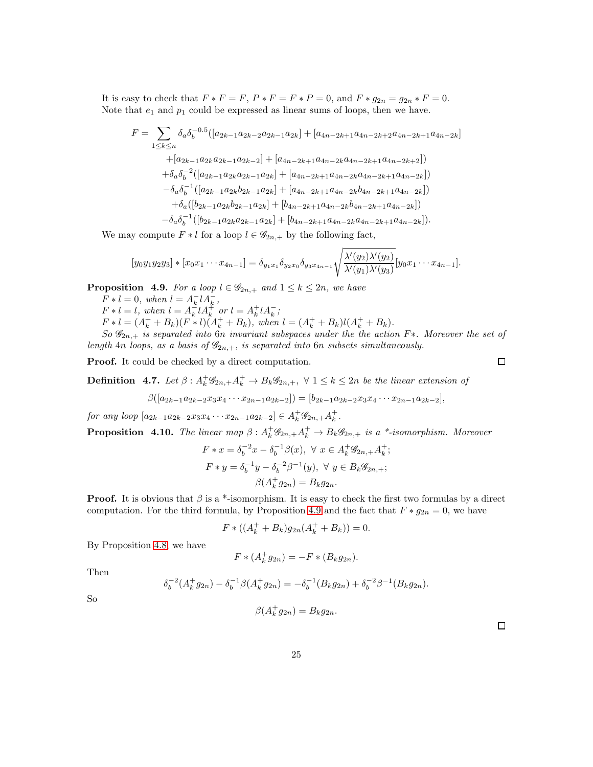It is easy to check that $F * F = F$, $P * F = F * P = 0$, and $F * g_{2n} = g_{2n} * F = 0$. Note that $e_1$ and $p_1$ could be expressed as linear sums of loops, then we have.

$$
\begin{aligned}
F = \sum_{1 \leq k \leq n} & \delta_a \delta_b^{-0.5}([a_{2k-1}a_{2k-2}a_{2k-1}a_{2k}] + [a_{4n-2k+1}a_{4n-2k+2}a_{4n-2k+1}a_{4n-2k}] \\
& + [a_{2k-1}a_{2k}a_{2k-1}a_{2k-2}] + [a_{4n-2k+1}a_{4n-2k}a_{4n-2k+1}a_{4n-2k+2}]) \\
& + \delta_a \delta_b^{-2}([a_{2k-1}a_{2k}a_{2k-1}a_{2k}] + [a_{4n-2k+1}a_{4n-2k}a_{4n-2k+1}a_{4n-2k}]) \\
& - \delta_a \delta_b^{-1}([a_{2k-1}a_{2k}b_{2k-1}a_{2k}] + [a_{4n-2k+1}a_{4n-2k}b_{4n-2k+1}a_{4n-2k}]) \\
& + \delta_a([b_{2k-1}a_{2k}b_{2k-1}a_{2k}] + [b_{4n-2k+1}a_{4n-2k}b_{4n-2k+1}a_{4n-2k}]) \\
& - \delta_a \delta_b^{-1}([b_{2k-1}a_{2k}a_{2k-1}a_{2k}] + [b_{4n-2k+1}a_{4n-2k}a_{4n-2k+1}a_{4n-2k}]).
\end{aligned}
$$

We may compute $F * l$ for a loop $l \in \mathscr{G}_{2n,+}$ by the following fact,

$$
[y_0y_1y_2y_3] * [x_0x_1 \cdots x_{4n-1}] = \delta_{y_1x_1}\delta_{y_2x_0}\delta_{y_3x_{4n-1}} \sqrt{\frac{\lambda'(y_2)\lambda'(y_2)}{\lambda'(y_1)\lambda'(y_3)}} [y_0x_1 \cdots x_{4n-1}].
$$

**Proposition 4.9.** *For a loop $l \in \mathscr{G}_{2n,+}$ and $1 \leq k \leq 2n$, we have*
*$F * l = 0$, when $l = A_k^- l A_k^-$,*
*$F * l = l$, when $l = A_k^- l A_k^+$ or $l = A_k^+ l A_k^-$;*
*$F * l = (A_k^+ + B_k)(F * l)(A_k^+ + B_k)$, when $l = (A_k^+ + B_k)l(A_k^+ + B_k)$.*
*So $\mathscr{G}_{2n,+}$ is separated into $6n$ invariant subspaces under the the action $F*$. Moreover the set of length $4n$ loops, as a basis of $\mathscr{G}_{2n,+}$, is separated into $6n$ subsets simultaneously.*

**Proof.** It could be checked by a direct computation. □

**Definition 4.7.** *Let $\beta : A_k^+ \mathscr{G}_{2n,+} A_k^+ \to B_k \mathscr{G}_{2n,+}$, $\forall\ 1 \leq k \leq 2n$ be the linear extension of*

$$
\beta([a_{2k-1}a_{2k-2}x_3x_4 \cdots x_{2n-1}a_{2k-2}]) = [b_{2k-1}a_{2k-2}x_3x_4 \cdots x_{2n-1}a_{2k-2}],
$$

*for any loop $[a_{2k-1}a_{2k-2}x_3x_4 \cdots x_{2n-1}a_{2k-2}] \in A_k^+ \mathscr{G}_{2n,+} A_k^+$.*

**Proposition 4.10.** *The linear map $\beta : A_k^+ \mathscr{G}_{2n,+} A_k^+ \to B_k \mathscr{G}_{2n,+}$ is a \*-isomorphism. Moreover*

$$
F * x = \delta_b^{-2} x - \delta_b^{-1} \beta(x),\ \forall\ x \in A_k^+ \mathscr{G}_{2n,+} A_k^+;
$$
$$
F * y = \delta_b^{-1} y - \delta_b^{-2} \beta^{-1}(y),\ \forall\ y \in B_k \mathscr{G}_{2n,+};
$$
$$
\beta(A_k^+ g_{2n}) = B_k g_{2n}.
$$

**Proof.** It is obvious that $\beta$ is a \*-isomorphism. It is easy to check the first two formulas by a direct computation. For the third formula, by Proposition 4.9 and the fact that $F * g_{2n} = 0$, we have

$$
F * ((A_k^+ + B_k) g_{2n} (A_k^+ + B_k)) = 0.
$$

By Proposition 4.8, we have

$$
F * (A_k^+ g_{2n}) = -F * (B_k g_{2n}).
$$

Then

$$
\delta_b^{-2}(A_k^+ g_{2n}) - \delta_b^{-1} \beta(A_k^+ g_{2n}) = -\delta_b^{-1}(B_k g_{2n}) + \delta_b^{-2} \beta^{-1}(B_k g_{2n}).
$$

So

$$
\beta(A_k^+ g_{2n}) = B_k g_{2n}.
$$

□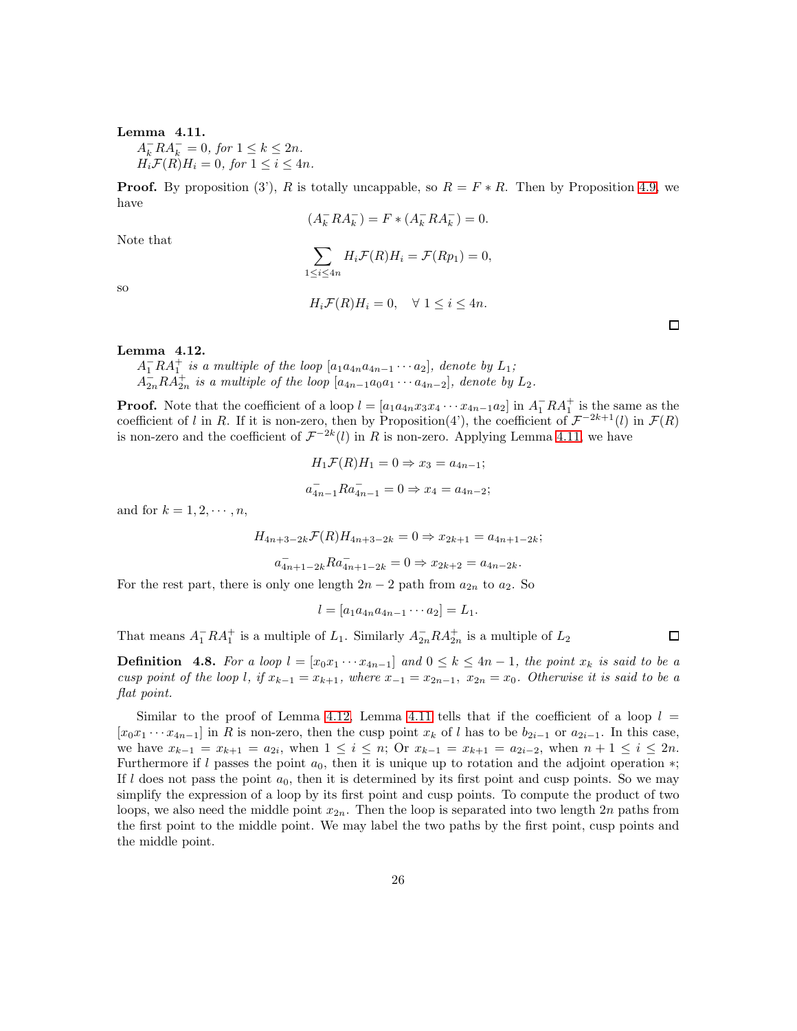**Lemma 4.11.**
*$A_k^- R A_k^- = 0$, for $1 \le k \le 2n$.*
*$H_i \mathcal{F}(R) H_i = 0$, for $1 \le i \le 4n$.*

**Proof.** By proposition (3'), $R$ is totally uncappable, so $R = F * R$. Then by Proposition 4.9, we have

$$(A_k^- R A_k^-) = F * (A_k^- R A_k^-) = 0.$$

Note that

$$\sum_{1 \le i \le 4n} H_i \mathcal{F}(R) H_i = \mathcal{F}(R p_1) = 0,$$

so

$$H_i \mathcal{F}(R) H_i = 0, \quad \forall \ 1 \le i \le 4n.$$

□

**Lemma 4.12.**
*$A_1^- R A_1^+$ is a multiple of the loop $[a_1 a_{4n} a_{4n-1} \cdots a_2]$, denote by $L_1$;*
*$A_{2n}^- R A_{2n}^+$ is a multiple of the loop $[a_{4n-1} a_0 a_1 \cdots a_{4n-2}]$, denote by $L_2$.*

**Proof.** Note that the coefficient of a loop $l = [a_1 a_{4n} x_3 x_4 \cdots x_{4n-1} a_2]$ in $A_1^- R A_1^+$ is the same as the coefficient of $l$ in $R$. If it is non-zero, then by Proposition(4'), the coefficient of $\mathcal{F}^{-2k+1}(l)$ in $\mathcal{F}(R)$ is non-zero and the coefficient of $\mathcal{F}^{-2k}(l)$ in $R$ is non-zero. Applying Lemma 4.11, we have

$$H_1 \mathcal{F}(R) H_1 = 0 \Rightarrow x_3 = a_{4n-1};$$

$$a_{4n-1}^- R a_{4n-1}^- = 0 \Rightarrow x_4 = a_{4n-2};$$

and for $k = 1, 2, \cdots, n$,

$$H_{4n+3-2k} \mathcal{F}(R) H_{4n+3-2k} = 0 \Rightarrow x_{2k+1} = a_{4n+1-2k};$$

$$a_{4n+1-2k}^- R a_{4n+1-2k}^- = 0 \Rightarrow x_{2k+2} = a_{4n-2k}.$$

For the rest part, there is only one length $2n-2$ path from $a_{2n}$ to $a_2$. So

$$l = [a_1 a_{4n} a_{4n-1} \cdots a_2] = L_1.$$

That means $A_1^- R A_1^+$ is a multiple of $L_1$. Similarly $A_{2n}^- R A_{2n}^+$ is a multiple of $L_2$ □

**Definition 4.8.** *For a loop $l = [x_0 x_1 \cdots x_{4n-1}]$ and $0 \le k \le 4n-1$, the point $x_k$ is said to be a cusp point of the loop $l$, if $x_{k-1} = x_{k+1}$, where $x_{-1} = x_{2n-1}$, $x_{2n} = x_0$. Otherwise it is said to be a flat point.*

Similar to the proof of Lemma 4.12, Lemma 4.11 tells that if the coefficient of a loop $l = [x_0 x_1 \cdots x_{4n-1}]$ in $R$ is non-zero, then the cusp point $x_k$ of $l$ has to be $b_{2i-1}$ or $a_{2i-1}$. In this case, we have $x_{k-1} = x_{k+1} = a_{2i}$, when $1 \le i \le n$; Or $x_{k-1} = x_{k+1} = a_{2i-2}$, when $n+1 \le i \le 2n$. Furthermore if $l$ passes the point $a_0$, then it is unique up to rotation and the adjoint operation $*$; If $l$ does not pass the point $a_0$, then it is determined by its first point and cusp points. So we may simplify the expression of a loop by its first point and cusp points. To compute the product of two loops, we also need the middle point $x_{2n}$. Then the loop is separated into two length $2n$ paths from the first point to the middle point. We may label the two paths by the first point, cusp points and the middle point.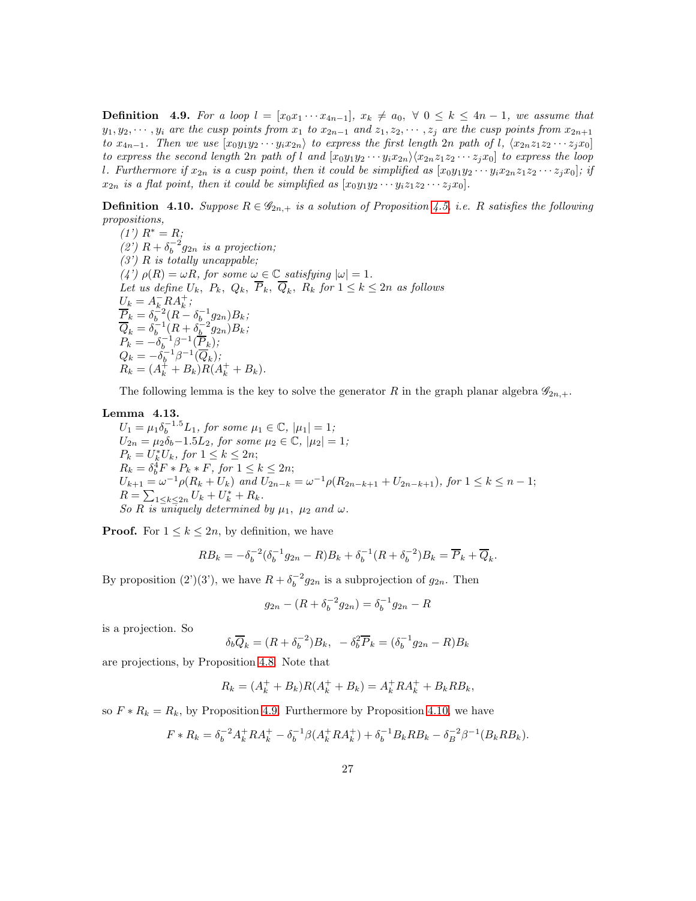**Definition 4.9.** *For a loop $l = [x_0x_1\cdots x_{4n-1}]$, $x_k \neq a_0$, $\forall\ 0 \leq k \leq 4n-1$, we assume that $y_1, y_2, \cdots, y_i$ are the cusp points from $x_1$ to $x_{2n-1}$ and $z_1, z_2, \cdots, z_j$ are the cusp points from $x_{2n+1}$ to $x_{4n-1}$. Then we use $[x_0y_1y_2\cdots y_ix_{2n}\rangle$ to express the first length $2n$ path of $l$, $\langle x_{2n}z_1z_2\cdots z_jx_0]$ to express the second length $2n$ path of $l$ and $[x_0y_1y_2\cdots y_ix_{2n}\rangle\langle x_{2n}z_1z_2\cdots z_jx_0]$ to express the loop $l$. Furthermore if $x_{2n}$ is a cusp point, then it could be simplified as $[x_0y_1y_2\cdots y_ix_{2n}z_1z_2\cdots z_jx_0]$; if $x_{2n}$ is a flat point, then it could be simplified as $[x_0y_1y_2\cdots y_iz_1z_2\cdots z_jx_0]$.*

**Definition 4.10.** *Suppose $R \in \mathscr{G}_{2n,+}$ is a solution of Proposition 4.5, i.e. $R$ satisfies the following propositions,*

*(1') $R^* = R$;*
*(2') $R + \delta_b^{-2}g_{2n}$ is a projection;*
*(3') $R$ is totally uncappable;*
*(4') $\rho(R) = \omega R$, for some $\omega \in \mathbb{C}$ satisfying $|\omega| = 1$.*
*Let us define $U_k,\ P_k,\ Q_k,\ \overline{P}_k,\ \overline{Q}_k,\ R_k$ for $1 \leq k \leq 2n$ as follows*
*$U_k = A_k^- R A_k^+$;*
*$\overline{P}_k = \delta_b^{-2}(R - \delta_b^{-1}g_{2n})B_k$;*
*$\overline{Q}_k = \delta_b^{-1}(R + \delta_b^{-2}g_{2n})B_k$;*
*$P_k = -\delta_b^{-1}\beta^{-1}(\overline{P}_k)$;*
*$Q_k = -\delta_b^{-1}\beta^{-1}(\overline{Q}_k)$;*
*$R_k = (A_k^+ + B_k)R(A_k^+ + B_k)$.*

The following lemma is the key to solve the generator $R$ in the graph planar algebra $\mathscr{G}_{2n,+}$.

**Lemma 4.13.**
*$U_1 = \mu_1\delta_b^{-1.5}L_1$, for some $\mu_1 \in \mathbb{C}$, $|\mu_1| = 1$;*
*$U_{2n} = \mu_2\delta_b{-1.5}L_2$, for some $\mu_2 \in \mathbb{C}$, $|\mu_2| = 1$;*
*$P_k = U_k^*U_k$, for $1 \leq k \leq 2n$;*
*$R_k = \delta_b^4 F * P_k * F$, for $1 \leq k \leq 2n$;*
*$U_{k+1} = \omega^{-1}\rho(R_k + U_k)$ and $U_{2n-k} = \omega^{-1}\rho(R_{2n-k+1} + U_{2n-k+1})$, for $1 \leq k \leq n-1$;*
*$R = \sum_{1 \leq k \leq 2n} U_k + U_k^* + R_k$.*
*So $R$ is uniquely determined by $\mu_1,\ \mu_2$ and $\omega$.*

**Proof.** For $1 \leq k \leq 2n$, by definition, we have

$$RB_k = -\delta_b^{-2}(\delta_b^{-1}g_{2n} - R)B_k + \delta_b^{-1}(R + \delta_b^{-2})B_k = \overline{P}_k + \overline{Q}_k.$$

By proposition (2')(3'), we have $R + \delta_b^{-2}g_{2n}$ is a subprojection of $g_{2n}$. Then

$$g_{2n} - (R + \delta_b^{-2}g_{2n}) = \delta_b^{-1}g_{2n} - R$$

is a projection. So

$$\delta_b\overline{Q}_k = (R + \delta_b^{-2})B_k,\ \ -\delta_b^2\overline{P}_k = (\delta_b^{-1}g_{2n} - R)B_k$$

are projections, by Proposition 4.8. Note that

$$R_k = (A_k^+ + B_k)R(A_k^+ + B_k) = A_k^+RA_k^+ + B_kRB_k,$$

so $F * R_k = R_k$, by Proposition 4.9. Furthermore by Proposition 4.10, we have

$$F * R_k = \delta_b^{-2}A_k^+RA_k^+ - \delta_b^{-1}\beta(A_k^+RA_k^+) + \delta_b^{-1}B_kRB_k - \delta_B^{-2}\beta^{-1}(B_kRB_k).$$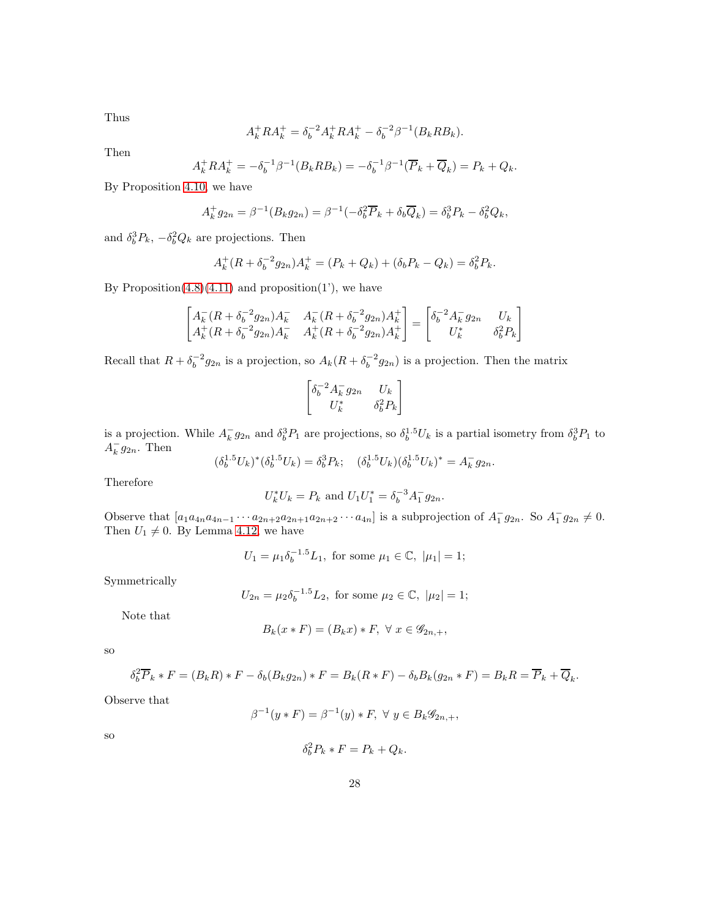Thus

$$A_k^+ R A_k^+ = \delta_b^{-2} A_k^+ R A_k^+ - \delta_b^{-2}\beta^{-1}(B_k R B_k).$$

Then

$$A_k^+ R A_k^+ = -\delta_b^{-1}\beta^{-1}(B_k R B_k) = -\delta_b^{-1}\beta^{-1}(\overline{P}_k + \overline{Q}_k) = P_k + Q_k.$$

By Proposition 4.10, we have

$$A_k^+ g_{2n} = \beta^{-1}(B_k g_{2n}) = \beta^{-1}(-\delta_b^2 \overline{P}_k + \delta_b \overline{Q}_k) = \delta_b^3 P_k - \delta_b^2 Q_k,$$

and $\delta_b^3 P_k$, $-\delta_b^2 Q_k$ are projections. Then

$$A_k^+(R + \delta_b^{-2} g_{2n})A_k^+ = (P_k + Q_k) + (\delta_b P_k - Q_k) = \delta_b^2 P_k.$$

By Proposition(4.8)(4.11) and proposition(1'), we have

$$\begin{bmatrix} A_k^-(R+\delta_b^{-2}g_{2n})A_k^- & A_k^-(R+\delta_b^{-2}g_{2n})A_k^+ \\ A_k^+(R+\delta_b^{-2}g_{2n})A_k^- & A_k^+(R+\delta_b^{-2}g_{2n})A_k^+ \end{bmatrix} = \begin{bmatrix} \delta_b^{-2}A_k^- g_{2n} & U_k \\ U_k^* & \delta_b^2 P_k \end{bmatrix}$$

Recall that $R + \delta_b^{-2} g_{2n}$ is a projection, so $A_k(R + \delta_b^{-2} g_{2n})$ is a projection. Then the matrix

$$\begin{bmatrix} \delta_b^{-2}A_k^- g_{2n} & U_k \\ U_k^* & \delta_b^2 P_k \end{bmatrix}$$

is a projection. While $A_k^- g_{2n}$ and $\delta_b^3 P_1$ are projections, so $\delta_b^{1.5} U_k$ is a partial isometry from $\delta_b^3 P_1$ to $A_k^- g_{2n}$. Then

$$(\delta_b^{1.5} U_k)^*(\delta_b^{1.5} U_k) = \delta_b^3 P_k; \quad (\delta_b^{1.5} U_k)(\delta_b^{1.5} U_k)^* = A_k^- g_{2n}.$$

Therefore

$$U_k^* U_k = P_k \text{ and } U_1 U_1^* = \delta_b^{-3} A_1^- g_{2n}.$$

Observe that $[a_1 a_{4n} a_{4n-1} \cdots a_{2n+2} a_{2n+1} a_{2n+2} \cdots a_{4n}]$ is a subprojection of $A_1^- g_{2n}$. So $A_1^- g_{2n} \neq 0$. Then $U_1 \neq 0$. By Lemma 4.12, we have

$$U_1 = \mu_1 \delta_b^{-1.5} L_1, \text{ for some } \mu_1 \in \mathbb{C}, \ |\mu_1| = 1;$$

Symmetrically

$$U_{2n} = \mu_2 \delta_b^{-1.5} L_2, \text{ for some } \mu_2 \in \mathbb{C}, \ |\mu_2| = 1;$$

Note that

$$B_k(x * F) = (B_k x) * F, \ \forall \ x \in \mathscr{G}_{2n,+},$$

so

$$\delta_b^2 \overline{P}_k * F = (B_k R) * F - \delta_b (B_k g_{2n}) * F = B_k(R * F) - \delta_b B_k(g_{2n} * F) = B_k R = \overline{P}_k + \overline{Q}_k.$$

Observe that

$$\beta^{-1}(y * F) = \beta^{-1}(y) * F, \ \forall \ y \in B_k \mathscr{G}_{2n,+},$$

so

$$\delta_b^2 P_k * F = P_k + Q_k.$$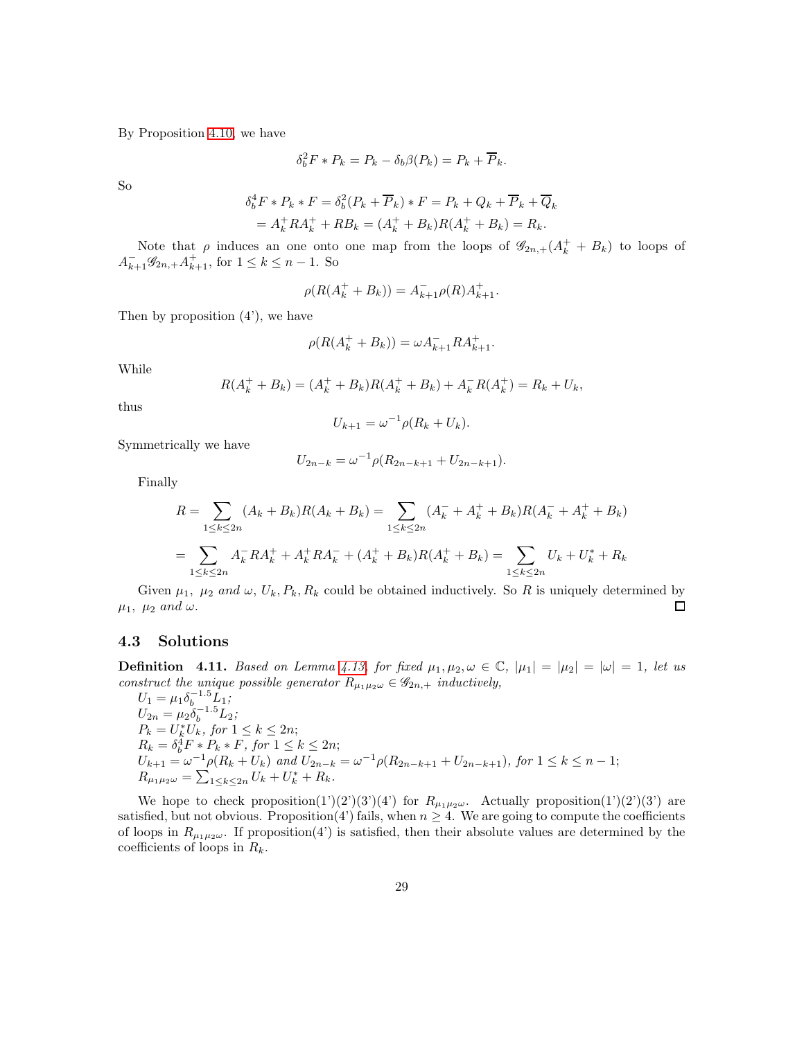By Proposition 4.10, we have

$$\delta_b^2 F * P_k = P_k - \delta_b \beta(P_k) = P_k + \overline{P}_k.$$

So

$$\delta_b^4 F * P_k * F = \delta_b^2 (P_k + \overline{P}_k) * F = P_k + Q_k + \overline{P}_k + \overline{Q}_k$$
$$= A_k^+ R A_k^+ + R B_k = (A_k^+ + B_k) R (A_k^+ + B_k) = R_k.$$

Note that $\rho$ induces an one onto one map from the loops of $\mathscr{G}_{2n,+}(A_k^+ + B_k)$ to loops of $A_{k+1}^- \mathscr{G}_{2n,+} A_{k+1}^+$, for $1 \leq k \leq n-1$. So

$$\rho(R(A_k^+ + B_k)) = A_{k+1}^- \rho(R) A_{k+1}^+.$$

Then by proposition (4'), we have

$$\rho(R(A_k^+ + B_k)) = \omega A_{k+1}^- R A_{k+1}^+.$$

While

$$R(A_k^+ + B_k) = (A_k^+ + B_k) R (A_k^+ + B_k) + A_k^- R (A_k^+) = R_k + U_k,$$

thus

$$U_{k+1} = \omega^{-1} \rho(R_k + U_k).$$

Symmetrically we have

$$U_{2n-k} = \omega^{-1} \rho(R_{2n-k+1} + U_{2n-k+1}).$$

Finally

$$R = \sum_{1 \leq k \leq 2n} (A_k + B_k) R (A_k + B_k) = \sum_{1 \leq k \leq 2n} (A_k^- + A_k^+ + B_k) R (A_k^- + A_k^+ + B_k)$$

$$= \sum_{1 \leq k \leq 2n} A_k^- R A_k^+ + A_k^+ R A_k^- + (A_k^+ + B_k) R (A_k^+ + B_k) = \sum_{1 \leq k \leq 2n} U_k + U_k^* + R_k$$

Given $\mu_1$, $\mu_2$ *and* $\omega$, $U_k, P_k, R_k$ could be obtained inductively. So $R$ is uniquely determined by $\mu_1$, $\mu_2$ *and* $\omega$. □

### 4.3 Solutions

**Definition 4.11.** *Based on Lemma 4.13, for fixed $\mu_1, \mu_2, \omega \in \mathbb{C}$, $|\mu_1| = |\mu_2| = |\omega| = 1$, let us construct the unique possible generator $R_{\mu_1\mu_2\omega} \in \mathscr{G}_{2n,+}$ inductively,*

$U_1 = \mu_1 \delta_b^{-1.5} L_1$;
$U_{2n} = \mu_2 \delta_b^{-1.5} L_2$;
$P_k = U_k^* U_k$, *for* $1 \leq k \leq 2n$;
$R_k = \delta_b^4 F * P_k * F$, *for* $1 \leq k \leq 2n$;
$U_{k+1} = \omega^{-1} \rho(R_k + U_k)$ *and* $U_{2n-k} = \omega^{-1} \rho(R_{2n-k+1} + U_{2n-k+1})$, *for* $1 \leq k \leq n-1$;
$R_{\mu_1\mu_2\omega} = \sum_{1 \leq k \leq 2n} U_k + U_k^* + R_k$.

We hope to check proposition(1')(2')(3')(4') for $R_{\mu_1\mu_2\omega}$. Actually proposition(1')(2')(3') are satisfied, but not obvious. Proposition(4') fails, when $n \geq 4$. We are going to compute the coefficients of loops in $R_{\mu_1\mu_2\omega}$. If proposition(4') is satisfied, then their absolute values are determined by the coefficients of loops in $R_k$.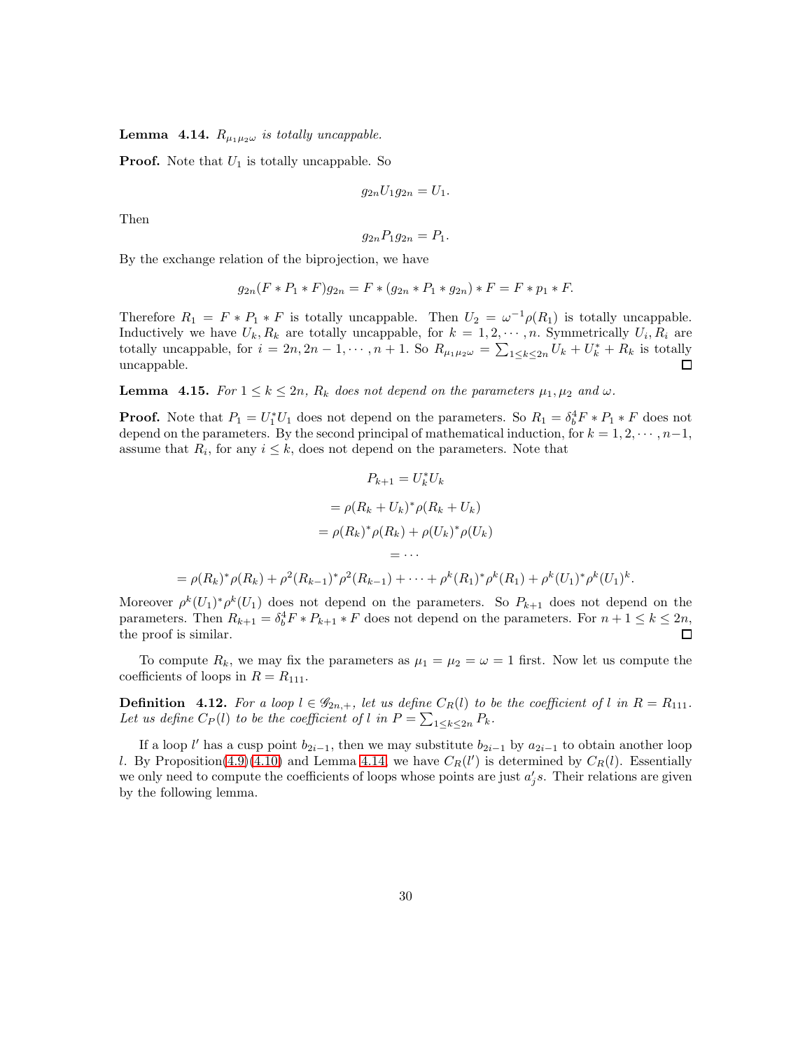**Lemma 4.14.** *$R_{\mu_1\mu_2\omega}$ is totally uncappable.*

**Proof.** Note that $U_1$ is totally uncappable. So

$$g_{2n}U_1g_{2n} = U_1.$$

Then

$$g_{2n}P_1g_{2n} = P_1.$$

By the exchange relation of the biprojection, we have

$$g_{2n}(F * P_1 * F)g_{2n} = F * (g_{2n} * P_1 * g_{2n}) * F = F * p_1 * F.$$

Therefore $R_1 = F * P_1 * F$ is totally uncappable. Then $U_2 = \omega^{-1}\rho(R_1)$ is totally uncappable. Inductively we have $U_k, R_k$ are totally uncappable, for $k = 1, 2, \cdots, n$. Symmetrically $U_i, R_i$ are totally uncappable, for $i = 2n, 2n-1, \cdots, n+1$. So $R_{\mu_1\mu_2\omega} = \sum_{1\leq k\leq 2n} U_k + U_k^* + R_k$ is totally uncappable. ◻

**Lemma 4.15.** *For $1 \leq k \leq 2n$, $R_k$ does not depend on the parameters $\mu_1, \mu_2$ and $\omega$.*

**Proof.** Note that $P_1 = U_1^*U_1$ does not depend on the parameters. So $R_1 = \delta_b^4 F * P_1 * F$ does not depend on the parameters. By the second principal of mathematical induction, for $k = 1, 2, \cdots, n-1$, assume that $R_i$, for any $i \leq k$, does not depend on the parameters. Note that

$$\begin{aligned}
P_{k+1} &= U_k^*U_k \\
&= \rho(R_k + U_k)^*\rho(R_k + U_k) \\
&= \rho(R_k)^*\rho(R_k) + \rho(U_k)^*\rho(U_k) \\
&= \cdots \\
&= \rho(R_k)^*\rho(R_k) + \rho^2(R_{k-1})^*\rho^2(R_{k-1}) + \cdots + \rho^k(R_1)^*\rho^k(R_1) + \rho^k(U_1)^*\rho^k(U_1)^k.
\end{aligned}$$

Moreover $\rho^k(U_1)^*\rho^k(U_1)$ does not depend on the parameters. So $P_{k+1}$ does not depend on the parameters. Then $R_{k+1} = \delta_b^4 F * P_{k+1} * F$ does not depend on the parameters. For $n+1 \leq k \leq 2n$, the proof is similar. ◻

To compute $R_k$, we may fix the parameters as $\mu_1 = \mu_2 = \omega = 1$ first. Now let us compute the coefficients of loops in $R = R_{111}$.

**Definition 4.12.** *For a loop $l \in \mathscr{G}_{2n,+}$, let us define $C_R(l)$ to be the coefficient of $l$ in $R = R_{111}$. Let us define $C_P(l)$ to be the coefficient of $l$ in $P = \sum_{1\leq k\leq 2n} P_k$.*

If a loop $l'$ has a cusp point $b_{2i-1}$, then we may substitute $b_{2i-1}$ by $a_{2i-1}$ to obtain another loop $l$. By Proposition(4.9)(4.10) and Lemma 4.14, we have $C_R(l')$ is determined by $C_R(l)$. Essentially we only need to compute the coefficients of loops whose points are just $a_j's$. Their relations are given by the following lemma.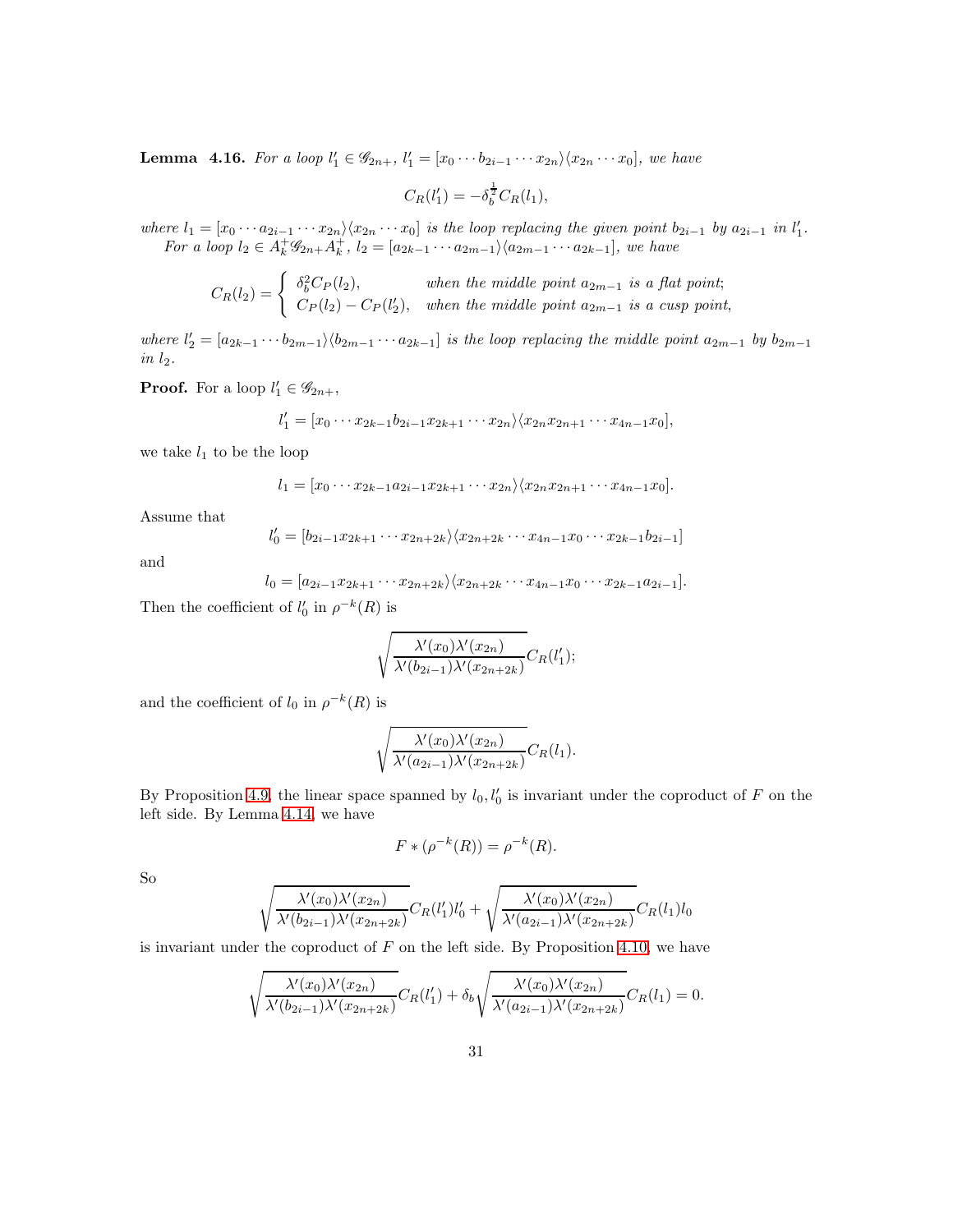**Lemma 4.16.** *For a loop $l_1' \in \mathscr{G}_{2n+}$, $l_1' = [x_0 \cdots b_{2i-1} \cdots x_{2n}\rangle\langle x_{2n} \cdots x_0]$, we have*

$$C_R(l_1') = -\delta_b^{\frac{1}{2}} C_R(l_1),$$

*where $l_1 = [x_0 \cdots a_{2i-1} \cdots x_{2n}\rangle\langle x_{2n} \cdots x_0]$ is the loop replacing the given point $b_{2i-1}$ by $a_{2i-1}$ in $l_1'$.*

*For a loop $l_2 \in A_k^+ \mathscr{G}_{2n+} A_k^+$, $l_2 = [a_{2k-1} \cdots a_{2m-1}\rangle\langle a_{2m-1} \cdots a_{2k-1}]$, we have*

$$C_R(l_2) = \begin{cases} \delta_b^2 C_P(l_2), & \text{when the middle point } a_{2m-1} \text{ is a flat point;} \\ C_P(l_2) - C_P(l_2'), & \text{when the middle point } a_{2m-1} \text{ is a cusp point,} \end{cases}$$

*where $l_2' = [a_{2k-1} \cdots b_{2m-1}\rangle\langle b_{2m-1} \cdots a_{2k-1}]$ is the loop replacing the middle point $a_{2m-1}$ by $b_{2m-1}$ in $l_2$.*

**Proof.** For a loop $l_1' \in \mathscr{G}_{2n+}$,

$$l_1' = [x_0 \cdots x_{2k-1} b_{2i-1} x_{2k+1} \cdots x_{2n}\rangle\langle x_{2n} x_{2n+1} \cdots x_{4n-1} x_0],$$

we take $l_1$ to be the loop

$$l_1 = [x_0 \cdots x_{2k-1} a_{2i-1} x_{2k+1} \cdots x_{2n}\rangle\langle x_{2n} x_{2n+1} \cdots x_{4n-1} x_0].$$

Assume that

$$l_0' = [b_{2i-1} x_{2k+1} \cdots x_{2n+2k}\rangle\langle x_{2n+2k} \cdots x_{4n-1} x_0 \cdots x_{2k-1} b_{2i-1}]$$

and

$$l_0 = [a_{2i-1} x_{2k+1} \cdots x_{2n+2k}\rangle\langle x_{2n+2k} \cdots x_{4n-1} x_0 \cdots x_{2k-1} a_{2i-1}].$$

Then the coefficient of $l_0'$ in $\rho^{-k}(R)$ is

$$\sqrt{\frac{\lambda'(x_0)\lambda'(x_{2n})}{\lambda'(b_{2i-1})\lambda'(x_{2n+2k})}} C_R(l_1');$$

and the coefficient of $l_0$ in $\rho^{-k}(R)$ is

$$\sqrt{\frac{\lambda'(x_0)\lambda'(x_{2n})}{\lambda'(a_{2i-1})\lambda'(x_{2n+2k})}} C_R(l_1).$$

By Proposition 4.9, the linear space spanned by $l_0, l_0'$ is invariant under the coproduct of $F$ on the left side. By Lemma 4.14, we have

$$F * (\rho^{-k}(R)) = \rho^{-k}(R).$$

So

$$\sqrt{\frac{\lambda'(x_0)\lambda'(x_{2n})}{\lambda'(b_{2i-1})\lambda'(x_{2n+2k})}} C_R(l_1') l_0' + \sqrt{\frac{\lambda'(x_0)\lambda'(x_{2n})}{\lambda'(a_{2i-1})\lambda'(x_{2n+2k})}} C_R(l_1) l_0$$

is invariant under the coproduct of $F$ on the left side. By Proposition 4.10, we have

$$\sqrt{\frac{\lambda'(x_0)\lambda'(x_{2n})}{\lambda'(b_{2i-1})\lambda'(x_{2n+2k})}} C_R(l_1') + \delta_b \sqrt{\frac{\lambda'(x_0)\lambda'(x_{2n})}{\lambda'(a_{2i-1})\lambda'(x_{2n+2k})}} C_R(l_1) = 0.$$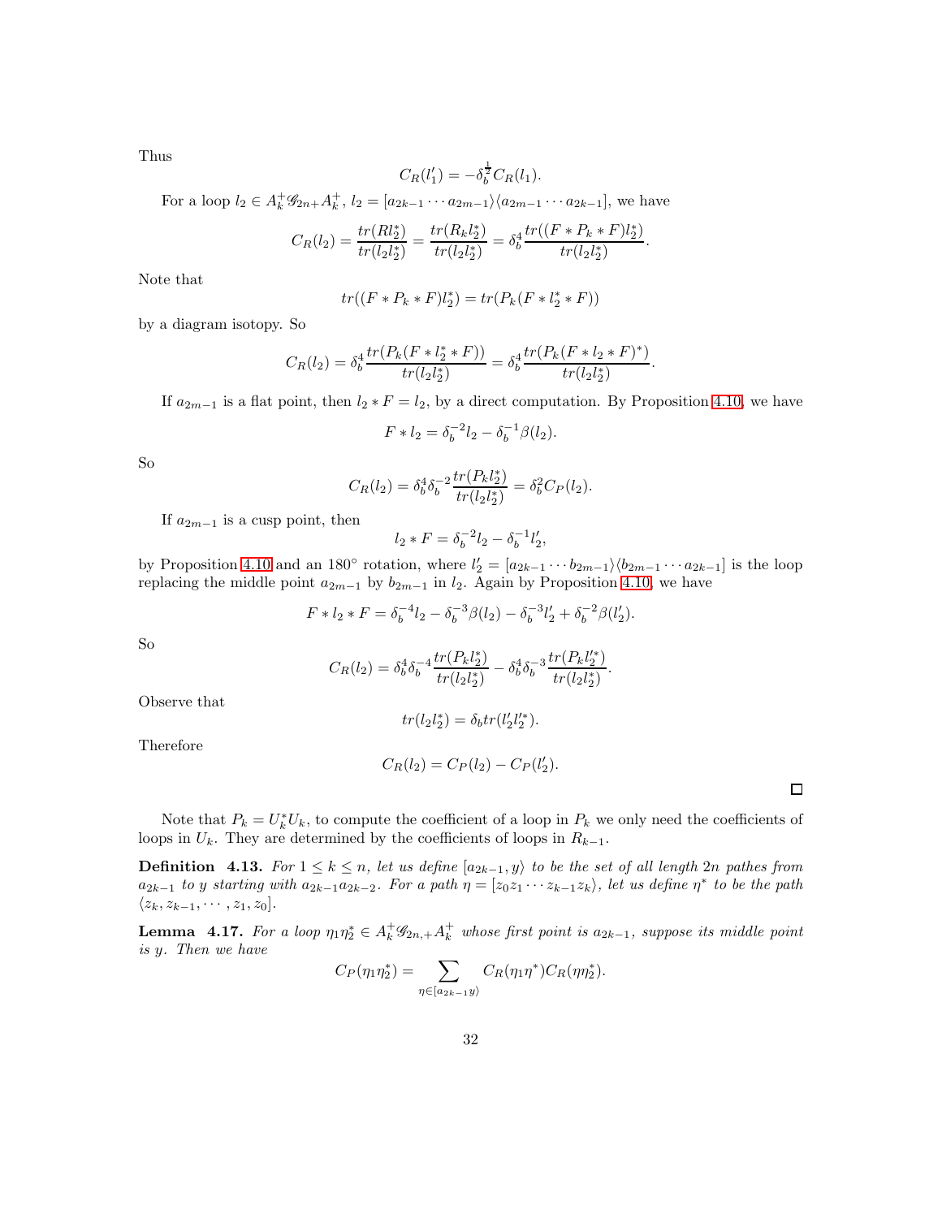Thus

$$C_R(l_1') = -\delta_b^{\frac{1}{2}} C_R(l_1).$$

For a loop $l_2 \in A_k^+ \mathscr{G}_{2n+} A_k^+$, $l_2 = [a_{2k-1} \cdots a_{2m-1}\rangle\langle a_{2m-1} \cdots a_{2k-1}]$, we have

$$C_R(l_2) = \frac{tr(Rl_2^*)}{tr(l_2 l_2^*)} = \frac{tr(R_k l_2^*)}{tr(l_2 l_2^*)} = \delta_b^4 \frac{tr((F * P_k * F)l_2^*)}{tr(l_2 l_2^*)}.$$

Note that

$$tr((F * P_k * F)l_2^*) = tr(P_k(F * l_2^* * F))$$

by a diagram isotopy. So

$$C_R(l_2) = \delta_b^4 \frac{tr(P_k(F * l_2^* * F))}{tr(l_2 l_2^*)} = \delta_b^4 \frac{tr(P_k(F * l_2 * F)^*)}{tr(l_2 l_2^*)}.$$

If $a_{2m-1}$ is a flat point, then $l_2 * F = l_2$, by a direct computation. By Proposition 4.10, we have

$$F * l_2 = \delta_b^{-2} l_2 - \delta_b^{-1} \beta(l_2).$$

So

$$C_R(l_2) = \delta_b^4 \delta_b^{-2} \frac{tr(P_k l_2^*)}{tr(l_2 l_2^*)} = \delta_b^2 C_P(l_2).$$

If $a_{2m-1}$ is a cusp point, then

$$l_2 * F = \delta_b^{-2} l_2 - \delta_b^{-1} l_2',$$

by Proposition 4.10 and an $180^\circ$ rotation, where $l_2' = [a_{2k-1} \cdots b_{2m-1}\rangle\langle b_{2m-1} \cdots a_{2k-1}]$ is the loop replacing the middle point $a_{2m-1}$ by $b_{2m-1}$ in $l_2$. Again by Proposition 4.10, we have

$$F * l_2 * F = \delta_b^{-4} l_2 - \delta_b^{-3} \beta(l_2) - \delta_b^{-3} l_2' + \delta_b^{-2} \beta(l_2').$$

So

$$C_R(l_2) = \delta_b^4 \delta_b^{-4} \frac{tr(P_k l_2^*)}{tr(l_2 l_2^*)} - \delta_b^4 \delta_b^{-3} \frac{tr(P_k l_2'^*)}{tr(l_2 l_2^*)}.$$

Observe that

$$tr(l_2 l_2^*) = \delta_b tr(l_2' l_2'^*).$$

Therefore

$$C_R(l_2) = C_P(l_2) - C_P(l_2').$$

□

Note that $P_k = U_k^* U_k$, to compute the coefficient of a loop in $P_k$ we only need the coefficients of loops in $U_k$. They are determined by the coefficients of loops in $R_{k-1}$.

**Definition 4.13.** *For $1 \leq k \leq n$, let us define $[a_{2k-1}, y\rangle$ to be the set of all length $2n$ pathes from $a_{2k-1}$ to $y$ starting with $a_{2k-1}a_{2k-2}$. For a path $\eta = [z_0 z_1 \cdots z_{k-1} z_k\rangle$, let us define $\eta^*$ to be the path $\langle z_k, z_{k-1}, \cdots, z_1, z_0]$.*

**Lemma 4.17.** *For a loop $\eta_1 \eta_2^* \in A_k^+ \mathscr{G}_{2n,+} A_k^+$ whose first point is $a_{2k-1}$, suppose its middle point is $y$. Then we have*

$$C_P(\eta_1 \eta_2^*) = \sum_{\eta \in [a_{2k-1} y\rangle} C_R(\eta_1 \eta^*) C_R(\eta \eta_2^*).$$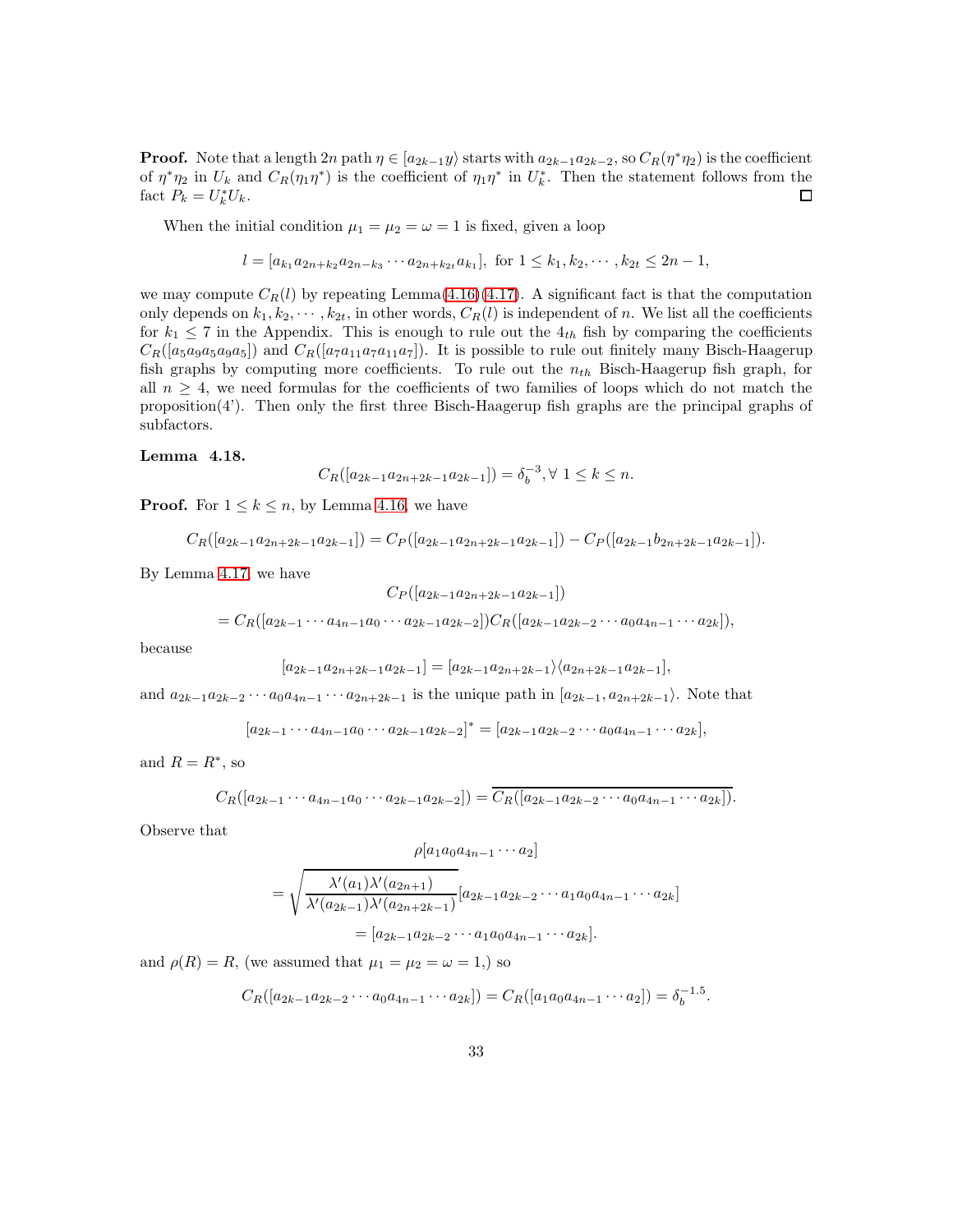**Proof.** Note that a length $2n$ path $\eta \in [a_{2k-1}y\rangle$ starts with $a_{2k-1}a_{2k-2}$, so $C_R(\eta^*\eta_2)$ is the coefficient of $\eta^*\eta_2$ in $U_k$ and $C_R(\eta_1\eta^*)$ is the coefficient of $\eta_1\eta^*$ in $U_k^*$. Then the statement follows from the fact $P_k = U_k^* U_k$. $\square$

When the initial condition $\mu_1 = \mu_2 = \omega = 1$ is fixed, given a loop

$$l = [a_{k_1}a_{2n+k_2}a_{2n-k_3}\cdots a_{2n+k_{2t}}a_{k_1}], \text{ for } 1 \leq k_1, k_2, \cdots, k_{2t} \leq 2n-1,$$

we may compute $C_R(l)$ by repeating Lemma(4.16)(4.17). A significant fact is that the computation only depends on $k_1, k_2, \cdots, k_{2t}$, in other words, $C_R(l)$ is independent of $n$. We list all the coefficients for $k_1 \leq 7$ in the Appendix. This is enough to rule out the $4_{th}$ fish by comparing the coefficients $C_R([a_5a_9a_5a_9a_5])$ and $C_R([a_7a_{11}a_7a_{11}a_7])$. It is possible to rule out finitely many Bisch-Haagerup fish graphs by computing more coefficients. To rule out the $n_{th}$ Bisch-Haagerup fish graph, for all $n \geq 4$, we need formulas for the coefficients of two families of loops which do not match the proposition(4'). Then only the first three Bisch-Haagerup fish graphs are the principal graphs of subfactors.

**Lemma 4.18.**

$$C_R([a_{2k-1}a_{2n+2k-1}a_{2k-1}]) = \delta_b^{-3}, \forall\ 1 \leq k \leq n.$$

**Proof.** For $1 \leq k \leq n$, by Lemma 4.16, we have

$$C_R([a_{2k-1}a_{2n+2k-1}a_{2k-1}]) = C_P([a_{2k-1}a_{2n+2k-1}a_{2k-1}]) - C_P([a_{2k-1}b_{2n+2k-1}a_{2k-1}]).$$

By Lemma 4.17, we have

$$C_P([a_{2k-1}a_{2n+2k-1}a_{2k-1}])$$

$$= C_R([a_{2k-1}\cdots a_{4n-1}a_0\cdots a_{2k-1}a_{2k-2}])C_R([a_{2k-1}a_{2k-2}\cdots a_0a_{4n-1}\cdots a_{2k}]),$$

because

$$[a_{2k-1}a_{2n+2k-1}a_{2k-1}] = [a_{2k-1}a_{2n+2k-1}\rangle\langle a_{2n+2k-1}a_{2k-1}],$$

and $a_{2k-1}a_{2k-2}\cdots a_0a_{4n-1}\cdots a_{2n+2k-1}$ is the unique path in $[a_{2k-1}, a_{2n+2k-1}\rangle$. Note that

$$[a_{2k-1}\cdots a_{4n-1}a_0\cdots a_{2k-1}a_{2k-2}]^* = [a_{2k-1}a_{2k-2}\cdots a_0a_{4n-1}\cdots a_{2k}],$$

and $R = R^*$, so

$$C_R([a_{2k-1}\cdots a_{4n-1}a_0\cdots a_{2k-1}a_{2k-2}]) = \overline{C_R([a_{2k-1}a_{2k-2}\cdots a_0a_{4n-1}\cdots a_{2k}])}.$$

Observe that

$$\rho[a_1a_0a_{4n-1}\cdots a_2]$$

$$= \sqrt{\frac{\lambda'(a_1)\lambda'(a_{2n+1})}{\lambda'(a_{2k-1})\lambda'(a_{2n+2k-1})}}[a_{2k-1}a_{2k-2}\cdots a_1a_0a_{4n-1}\cdots a_{2k}]$$

$$= [a_{2k-1}a_{2k-2}\cdots a_1a_0a_{4n-1}\cdots a_{2k}].$$

and $\rho(R) = R$, (we assumed that $\mu_1 = \mu_2 = \omega = 1$,) so

$$C_R([a_{2k-1}a_{2k-2}\cdots a_0a_{4n-1}\cdots a_{2k}]) = C_R([a_1a_0a_{4n-1}\cdots a_2]) = \delta_b^{-1.5}.$$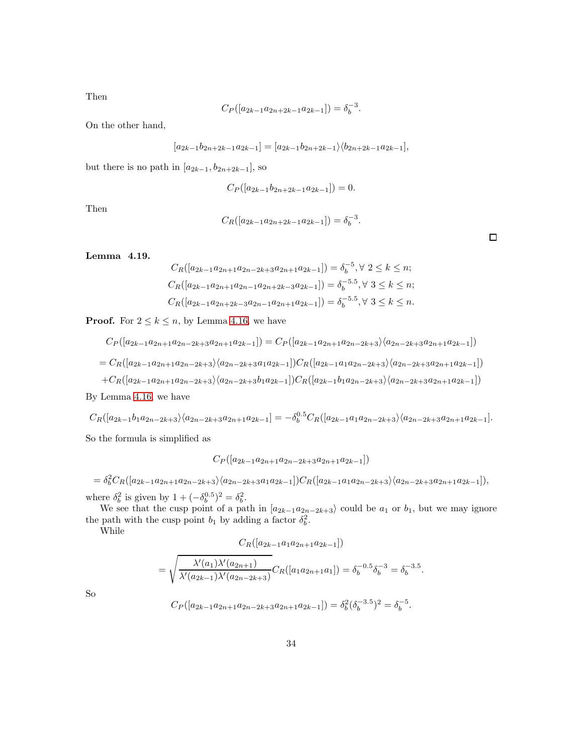Then

$$C_P([a_{2k-1}a_{2n+2k-1}a_{2k-1}]) = \delta_b^{-3}.$$

On the other hand,

$$[a_{2k-1}b_{2n+2k-1}a_{2k-1}] = [a_{2k-1}b_{2n+2k-1}\rangle\langle b_{2n+2k-1}a_{2k-1}],$$

but there is no path in $[a_{2k-1}, b_{2n+2k-1}]$, so

$$C_P([a_{2k-1}b_{2n+2k-1}a_{2k-1}]) = 0.$$

Then

$$C_R([a_{2k-1}a_{2n+2k-1}a_{2k-1}]) = \delta_b^{-3}.$$

□

**Lemma 4.19.**

$$C_R([a_{2k-1}a_{2n+1}a_{2n-2k+3}a_{2n+1}a_{2k-1}]) = \delta_b^{-5}, \forall\ 2 \leq k \leq n;$$
$$C_R([a_{2k-1}a_{2n+1}a_{2n-1}a_{2n+2k-3}a_{2k-1}]) = \delta_b^{-5.5}, \forall\ 3 \leq k \leq n;$$
$$C_R([a_{2k-1}a_{2n+2k-3}a_{2n-1}a_{2n+1}a_{2k-1}]) = \delta_b^{-5.5}, \forall\ 3 \leq k \leq n.$$

**Proof.** For $2 \leq k \leq n$, by Lemma 4.16, we have

$$C_P([a_{2k-1}a_{2n+1}a_{2n-2k+3}a_{2n+1}a_{2k-1}]) = C_P([a_{2k-1}a_{2n+1}a_{2n-2k+3}\rangle\langle a_{2n-2k+3}a_{2n+1}a_{2k-1}])$$

$$= C_R([a_{2k-1}a_{2n+1}a_{2n-2k+3}\rangle\langle a_{2n-2k+3}a_1a_{2k-1}])C_R([a_{2k-1}a_1a_{2n-2k+3}\rangle\langle a_{2n-2k+3}a_{2n+1}a_{2k-1}])$$
$$+C_R([a_{2k-1}a_{2n+1}a_{2n-2k+3}\rangle\langle a_{2n-2k+3}b_1a_{2k-1}])C_R([a_{2k-1}b_1a_{2n-2k+3}\rangle\langle a_{2n-2k+3}a_{2n+1}a_{2k-1}])$$

By Lemma 4.16, we have

$$C_R([a_{2k-1}b_1a_{2n-2k+3}\rangle\langle a_{2n-2k+3}a_{2n+1}a_{2k-1}] = -\delta_b^{0.5}C_R([a_{2k-1}a_1a_{2n-2k+3}\rangle\langle a_{2n-2k+3}a_{2n+1}a_{2k-1}].$$

So the formula is simplified as

$$C_P([a_{2k-1}a_{2n+1}a_{2n-2k+3}a_{2n+1}a_{2k-1}])$$

$$= \delta_b^2 C_R([a_{2k-1}a_{2n+1}a_{2n-2k+3}\rangle\langle a_{2n-2k+3}a_1a_{2k-1}])C_R([a_{2k-1}a_1a_{2n-2k+3}\rangle\langle a_{2n-2k+3}a_{2n+1}a_{2k-1}]),$$

where $\delta_b^2$ is given by $1 + (-\delta_b^{0.5})^2 = \delta_b^2$.

We see that the cusp point of a path in $[a_{2k-1}a_{2n-2k+3}\rangle$ could be $a_1$ or $b_1$, but we may ignore the path with the cusp point $b_1$ by adding a factor $\delta_b^2$.

While

$$C_R([a_{2k-1}a_1a_{2n+1}a_{2k-1}])$$

$$= \sqrt{\frac{\lambda'(a_1)\lambda'(a_{2n+1})}{\lambda'(a_{2k-1})\lambda'(a_{2n-2k+3})}}C_R([a_1a_{2n+1}a_1]) = \delta_b^{-0.5}\delta_b^{-3} = \delta_b^{-3.5}.$$

So

$$C_P([a_{2k-1}a_{2n+1}a_{2n-2k+3}a_{2n+1}a_{2k-1}]) = \delta_b^2(\delta_b^{-3.5})^2 = \delta_b^{-5}.$$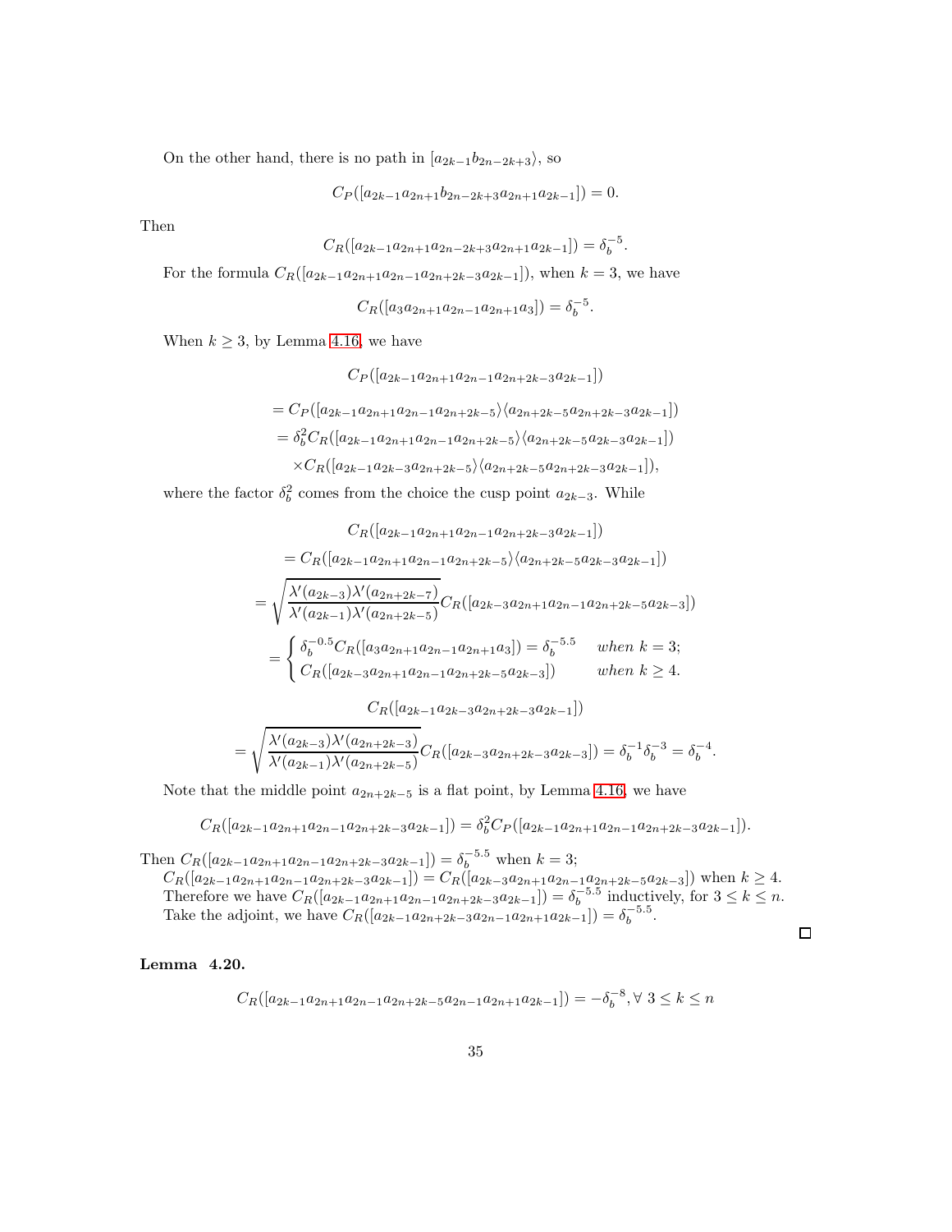On the other hand, there is no path in $[a_{2k-1}b_{2n-2k+3}\rangle$, so

$$C_P([a_{2k-1}a_{2n+1}b_{2n-2k+3}a_{2n+1}a_{2k-1}]) = 0.$$

Then

$$C_R([a_{2k-1}a_{2n+1}a_{2n-2k+3}a_{2n+1}a_{2k-1}]) = \delta_b^{-5}.$$

For the formula $C_R([a_{2k-1}a_{2n+1}a_{2n-1}a_{2n+2k-3}a_{2k-1}])$, when $k=3$, we have

$$C_R([a_3a_{2n+1}a_{2n-1}a_{2n+1}a_3]) = \delta_b^{-5}.$$

When $k \geq 3$, by Lemma 4.16, we have

$$C_P([a_{2k-1}a_{2n+1}a_{2n-1}a_{2n+2k-3}a_{2k-1}])$$

$$\begin{aligned}
&= C_P([a_{2k-1}a_{2n+1}a_{2n-1}a_{2n+2k-5}\rangle\langle a_{2n+2k-5}a_{2n+2k-3}a_{2k-1}]) \\
&= \delta_b^2 C_R([a_{2k-1}a_{2n+1}a_{2n-1}a_{2n+2k-5}\rangle\langle a_{2n+2k-5}a_{2k-3}a_{2k-1}]) \\
&\quad \times C_R([a_{2k-1}a_{2k-3}a_{2n+2k-5}\rangle\langle a_{2n+2k-5}a_{2n+2k-3}a_{2k-1}]),
\end{aligned}$$

where the factor $\delta_b^2$ comes from the choice the cusp point $a_{2k-3}$. While

$$\begin{aligned}
&C_R([a_{2k-1}a_{2n+1}a_{2n-1}a_{2n+2k-3}a_{2k-1}]) \\
&= C_R([a_{2k-1}a_{2n+1}a_{2n-1}a_{2n+2k-5}\rangle\langle a_{2n+2k-5}a_{2k-3}a_{2k-1}]) \\
&= \sqrt{\frac{\lambda'(a_{2k-3})\lambda'(a_{2n+2k-7})}{\lambda'(a_{2k-1})\lambda'(a_{2n+2k-5})}} C_R([a_{2k-3}a_{2n+1}a_{2n-1}a_{2n+2k-5}a_{2k-3}]) \\
&= \begin{cases} \delta_b^{-0.5} C_R([a_3a_{2n+1}a_{2n-1}a_{2n+1}a_3]) = \delta_b^{-5.5} & \textit{when } k=3; \\ C_R([a_{2k-3}a_{2n+1}a_{2n-1}a_{2n+2k-5}a_{2k-3}]) & \textit{when } k \geq 4. \end{cases}
\end{aligned}$$

$$\begin{aligned}
&C_R([a_{2k-1}a_{2k-3}a_{2n+2k-3}a_{2k-1}]) \\
&= \sqrt{\frac{\lambda'(a_{2k-3})\lambda'(a_{2n+2k-3})}{\lambda'(a_{2k-1})\lambda'(a_{2n+2k-5})}} C_R([a_{2k-3}a_{2n+2k-3}a_{2k-3}]) = \delta_b^{-1}\delta_b^{-3} = \delta_b^{-4}.
\end{aligned}$$

Note that the middle point $a_{2n+2k-5}$ is a flat point, by Lemma 4.16, we have

$$C_R([a_{2k-1}a_{2n+1}a_{2n-1}a_{2n+2k-3}a_{2k-1}]) = \delta_b^2 C_P([a_{2k-1}a_{2n+1}a_{2n-1}a_{2n+2k-3}a_{2k-1}]).$$

Then $C_R([a_{2k-1}a_{2n+1}a_{2n-1}a_{2n+2k-3}a_{2k-1}]) = \delta_b^{-5.5}$ when $k=3$;

$C_R([a_{2k-1}a_{2n+1}a_{2n-1}a_{2n+2k-3}a_{2k-1}]) = C_R([a_{2k-3}a_{2n+1}a_{2n-1}a_{2n+2k-5}a_{2k-3}])$ when $k \geq 4$.

Therefore we have $C_R([a_{2k-1}a_{2n+1}a_{2n-1}a_{2n+2k-3}a_{2k-1}]) = \delta_b^{-5.5}$ inductively, for $3 \leq k \leq n$.

Take the adjoint, we have $C_R([a_{2k-1}a_{2n+2k-3}a_{2n-1}a_{2n+1}a_{2k-1}]) = \delta_b^{-5.5}$.

□

**Lemma 4.20.**

$$C_R([a_{2k-1}a_{2n+1}a_{2n-1}a_{2n+2k-5}a_{2n-1}a_{2n+1}a_{2k-1}]) = -\delta_b^{-8}, \forall\ 3 \leq k \leq n$$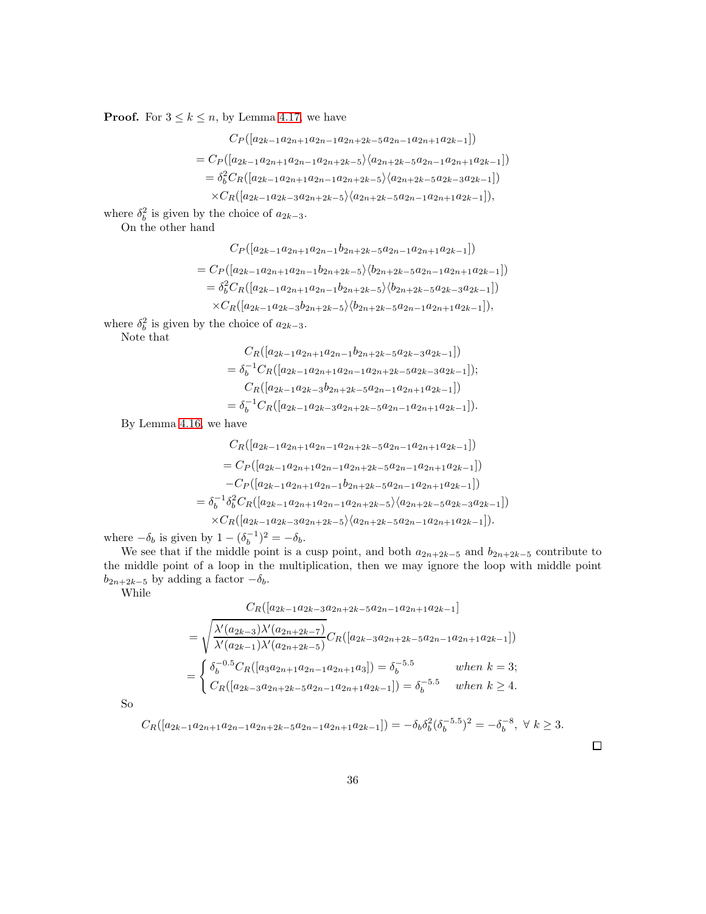**Proof.** For $3 \leq k \leq n$, by Lemma 4.17, we have

$$
\begin{aligned}
& C_P([a_{2k-1}a_{2n+1}a_{2n-1}a_{2n+2k-5}a_{2n-1}a_{2n+1}a_{2k-1}]) \\
= & C_P([a_{2k-1}a_{2n+1}a_{2n-1}a_{2n+2k-5}\rangle\langle a_{2n+2k-5}a_{2n-1}a_{2n+1}a_{2k-1}]) \\
= & \delta_b^2 C_R([a_{2k-1}a_{2n+1}a_{2n-1}a_{2n+2k-5}\rangle\langle a_{2n+2k-5}a_{2k-3}a_{2k-1}]) \\
& \times C_R([a_{2k-1}a_{2k-3}a_{2n+2k-5}\rangle\langle a_{2n+2k-5}a_{2n-1}a_{2n+1}a_{2k-1}]),
\end{aligned}
$$

where $\delta_b^2$ is given by the choice of $a_{2k-3}$.

On the other hand

$$
\begin{aligned}
& C_P([a_{2k-1}a_{2n+1}a_{2n-1}b_{2n+2k-5}a_{2n-1}a_{2n+1}a_{2k-1}]) \\
= & C_P([a_{2k-1}a_{2n+1}a_{2n-1}b_{2n+2k-5}\rangle\langle b_{2n+2k-5}a_{2n-1}a_{2n+1}a_{2k-1}]) \\
= & \delta_b^2 C_R([a_{2k-1}a_{2n+1}a_{2n-1}b_{2n+2k-5}\rangle\langle b_{2n+2k-5}a_{2k-3}a_{2k-1}]) \\
& \times C_R([a_{2k-1}a_{2k-3}b_{2n+2k-5}\rangle\langle b_{2n+2k-5}a_{2n-1}a_{2n+1}a_{2k-1}]),
\end{aligned}
$$

where $\delta_b^2$ is given by the choice of $a_{2k-3}$.

Note that

$$
\begin{aligned}
& C_R([a_{2k-1}a_{2n+1}a_{2n-1}b_{2n+2k-5}a_{2k-3}a_{2k-1}]) \\
= & \delta_b^{-1} C_R([a_{2k-1}a_{2n+1}a_{2n-1}a_{2n+2k-5}a_{2k-3}a_{2k-1}]); \\
& C_R([a_{2k-1}a_{2k-3}b_{2n+2k-5}a_{2n-1}a_{2n+1}a_{2k-1}]) \\
= & \delta_b^{-1} C_R([a_{2k-1}a_{2k-3}a_{2n+2k-5}a_{2n-1}a_{2n+1}a_{2k-1}]).
\end{aligned}
$$

By Lemma 4.16, we have

$$
\begin{aligned}
& C_R([a_{2k-1}a_{2n+1}a_{2n-1}a_{2n+2k-5}a_{2n-1}a_{2n+1}a_{2k-1}]) \\
= & C_P([a_{2k-1}a_{2n+1}a_{2n-1}a_{2n+2k-5}a_{2n-1}a_{2n+1}a_{2k-1}]) \\
& - C_P([a_{2k-1}a_{2n+1}a_{2n-1}b_{2n+2k-5}a_{2n-1}a_{2n+1}a_{2k-1}]) \\
= & \delta_b^{-1}\delta_b^2 C_R([a_{2k-1}a_{2n+1}a_{2n-1}a_{2n+2k-5}\rangle\langle a_{2n+2k-5}a_{2k-3}a_{2k-1}]) \\
& \times C_R([a_{2k-1}a_{2k-3}a_{2n+2k-5}\rangle\langle a_{2n+2k-5}a_{2n-1}a_{2n+1}a_{2k-1}]).
\end{aligned}
$$

where $-\delta_b$ is given by $1 - (\delta_b^{-1})^2 = -\delta_b$.

We see that if the middle point is a cusp point, and both $a_{2n+2k-5}$ and $b_{2n+2k-5}$ contribute to the middle point of a loop in the multiplication, then we may ignore the loop with middle point $b_{2n+2k-5}$ by adding a factor $-\delta_b$.

While

$$
\begin{aligned}
& C_R([a_{2k-1}a_{2k-3}a_{2n+2k-5}a_{2n-1}a_{2n+1}a_{2k-1}] \\
= & \sqrt{\frac{\lambda'(a_{2k-3})\lambda'(a_{2n+2k-7})}{\lambda'(a_{2k-1})\lambda'(a_{2n+2k-5})}} C_R([a_{2k-3}a_{2n+2k-5}a_{2n-1}a_{2n+1}a_{2k-1}]) \\
= & \begin{cases} \delta_b^{-0.5} C_R([a_3a_{2n+1}a_{2n-1}a_{2n+1}a_3]) = \delta_b^{-5.5} & \text{when } k=3; \\ C_R([a_{2k-3}a_{2n+2k-5}a_{2n-1}a_{2n+1}a_{2k-1}]) = \delta_b^{-5.5} & \text{when } k \geq 4. \end{cases}
\end{aligned}
$$

So

$$
C_R([a_{2k-1}a_{2n+1}a_{2n-1}a_{2n+2k-5}a_{2n-1}a_{2n+1}a_{2k-1}]) = -\delta_b\delta_b^2(\delta_b^{-5.5})^2 = -\delta_b^{-8}, \ \forall\ k \geq 3.
$$

□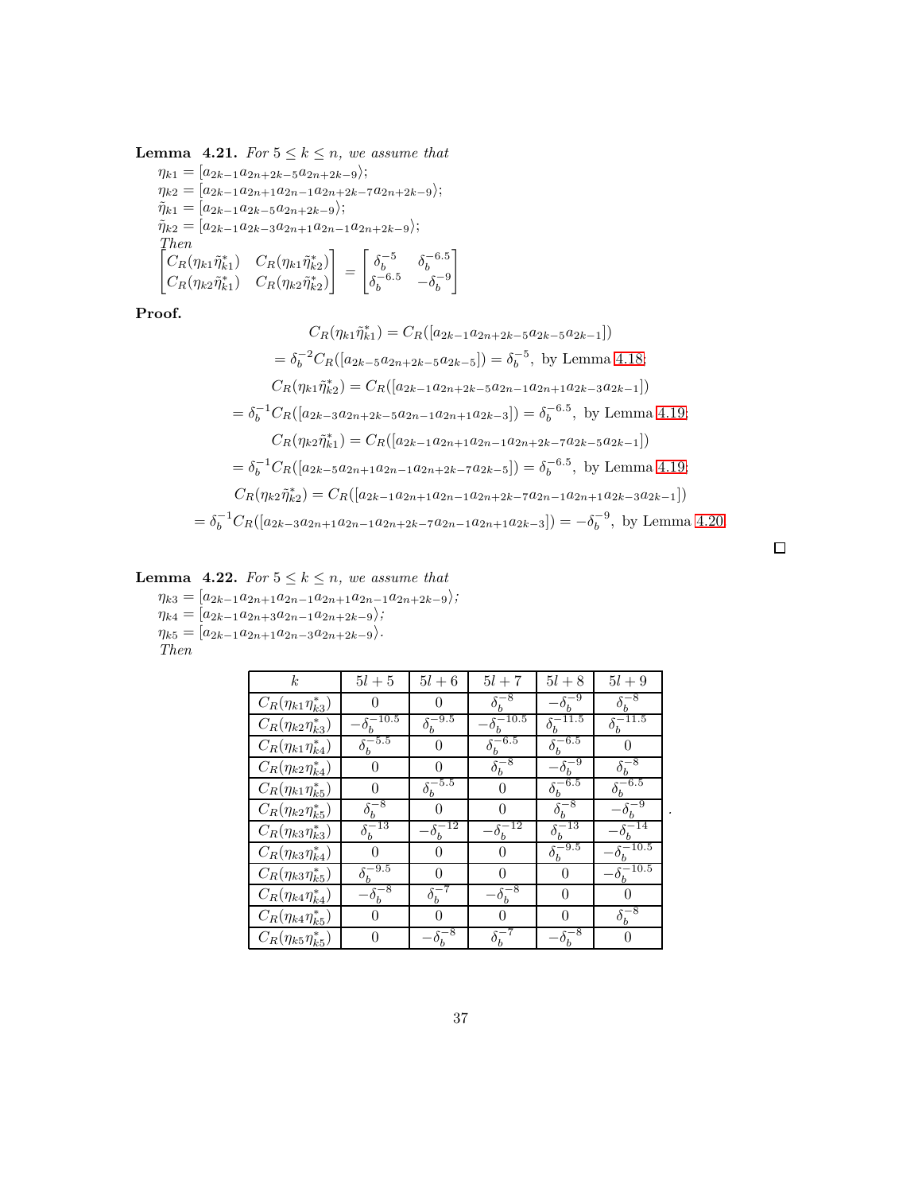**Lemma 4.21.** *For $5 \le k \le n$, we assume that*

$\eta_{k1} = [a_{2k-1}a_{2n+2k-5}a_{2n+2k-9}\rangle$;
$\eta_{k2} = [a_{2k-1}a_{2n+1}a_{2n-1}a_{2n+2k-7}a_{2n+2k-9}\rangle$;
$\tilde{\eta}_{k1} = [a_{2k-1}a_{2k-5}a_{2n+2k-9}\rangle$;
$\tilde{\eta}_{k2} = [a_{2k-1}a_{2k-3}a_{2n+1}a_{2n-1}a_{2n+2k-9}\rangle$;

*Then*

$$\begin{bmatrix} C_R(\eta_{k1}\tilde{\eta}_{k1}^*) & C_R(\eta_{k1}\tilde{\eta}_{k2}^*) \\ C_R(\eta_{k2}\tilde{\eta}_{k1}^*) & C_R(\eta_{k2}\tilde{\eta}_{k2}^*) \end{bmatrix} = \begin{bmatrix} \delta_b^{-5} & \delta_b^{-6.5} \\ \delta_b^{-6.5} & -\delta_b^{-9} \end{bmatrix}$$

**Proof.**

$$C_R(\eta_{k1}\tilde{\eta}_{k1}^*) = C_R([a_{2k-1}a_{2n+2k-5}a_{2k-5}a_{2k-1}])$$
$$= \delta_b^{-2}C_R([a_{2k-5}a_{2n+2k-5}a_{2k-5}]) = \delta_b^{-5}, \text{ by Lemma 4.18;}$$
$$C_R(\eta_{k1}\tilde{\eta}_{k2}^*) = C_R([a_{2k-1}a_{2n+2k-5}a_{2n-1}a_{2n+1}a_{2k-3}a_{2k-1}])$$
$$= \delta_b^{-1}C_R([a_{2k-3}a_{2n+2k-5}a_{2n-1}a_{2n+1}a_{2k-3}]) = \delta_b^{-6.5}, \text{ by Lemma 4.19;}$$
$$C_R(\eta_{k2}\tilde{\eta}_{k1}^*) = C_R([a_{2k-1}a_{2n+1}a_{2n-1}a_{2n+2k-7}a_{2k-5}a_{2k-1}])$$
$$= \delta_b^{-1}C_R([a_{2k-5}a_{2n+1}a_{2n-1}a_{2n+2k-7}a_{2k-5}]) = \delta_b^{-6.5}, \text{ by Lemma 4.19;}$$
$$C_R(\eta_{k2}\tilde{\eta}_{k2}^*) = C_R([a_{2k-1}a_{2n+1}a_{2n-1}a_{2n+2k-7}a_{2n-1}a_{2n+1}a_{2k-3}a_{2k-1}])$$
$$= \delta_b^{-1}C_R([a_{2k-3}a_{2n+1}a_{2n-1}a_{2n+2k-7}a_{2n-1}a_{2n+1}a_{2k-3}]) = -\delta_b^{-9}, \text{ by Lemma 4.20.}$$

□

**Lemma 4.22.** *For $5 \le k \le n$, we assume that*

$\eta_{k3} = [a_{2k-1}a_{2n+1}a_{2n-1}a_{2n+1}a_{2n-1}a_{2n+2k-9}\rangle$;
$\eta_{k4} = [a_{2k-1}a_{2n+3}a_{2n-1}a_{2n+2k-9}\rangle$;
$\eta_{k5} = [a_{2k-1}a_{2n+1}a_{2n-3}a_{2n+2k-9}\rangle$.

*Then*

| $k$ | $5l+5$ | $5l+6$ | $5l+7$ | $5l+8$ | $5l+9$ |
|---|---|---|---|---|---|
| $C_R(\eta_{k1}\eta_{k3}^*)$ | $0$ | $0$ | $\delta_b^{-8}$ | $-\delta_b^{-9}$ | $\delta_b^{-8}$ |
| $C_R(\eta_{k2}\eta_{k3}^*)$ | $-\delta_b^{-10.5}$ | $\delta_b^{-9.5}$ | $-\delta_b^{-10.5}$ | $\delta_b^{-11.5}$ | $\delta_b^{-11.5}$ |
| $C_R(\eta_{k1}\eta_{k4}^*)$ | $\delta_b^{-5.5}$ | $0$ | $\delta_b^{-6.5}$ | $\delta_b^{-6.5}$ | $0$ |
| $C_R(\eta_{k2}\eta_{k4}^*)$ | $0$ | $0$ | $\delta_b^{-8}$ | $-\delta_b^{-9}$ | $\delta_b^{-8}$ |
| $C_R(\eta_{k1}\eta_{k5}^*)$ | $0$ | $\delta_b^{-5.5}$ | $0$ | $\delta_b^{-6.5}$ | $\delta_b^{-6.5}$ |
| $C_R(\eta_{k2}\eta_{k5}^*)$ | $\delta_b^{-8}$ | $0$ | $0$ | $\delta_b^{-8}$ | $-\delta_b^{-9}$ |
| $C_R(\eta_{k3}\eta_{k3}^*)$ | $\delta_b^{-13}$ | $-\delta_b^{-12}$ | $-\delta_b^{-12}$ | $\delta_b^{-13}$ | $-\delta_b^{-14}$ |
| $C_R(\eta_{k3}\eta_{k4}^*)$ | $0$ | $0$ | $0$ | $\delta_b^{-9.5}$ | $-\delta_b^{-10.5}$ |
| $C_R(\eta_{k3}\eta_{k5}^*)$ | $\delta_b^{-9.5}$ | $0$ | $0$ | $0$ | $-\delta_b^{-10.5}$ |
| $C_R(\eta_{k4}\eta_{k4}^*)$ | $-\delta_b^{-8}$ | $\delta_b^{-7}$ | $-\delta_b^{-8}$ | $0$ | $0$ |
| $C_R(\eta_{k4}\eta_{k5}^*)$ | $0$ | $0$ | $0$ | $0$ | $\delta_b^{-8}$ |
| $C_R(\eta_{k5}\eta_{k5}^*)$ | $0$ | $-\delta_b^{-8}$ | $\delta_b^{-7}$ | $-\delta_b^{-8}$ | $0$ |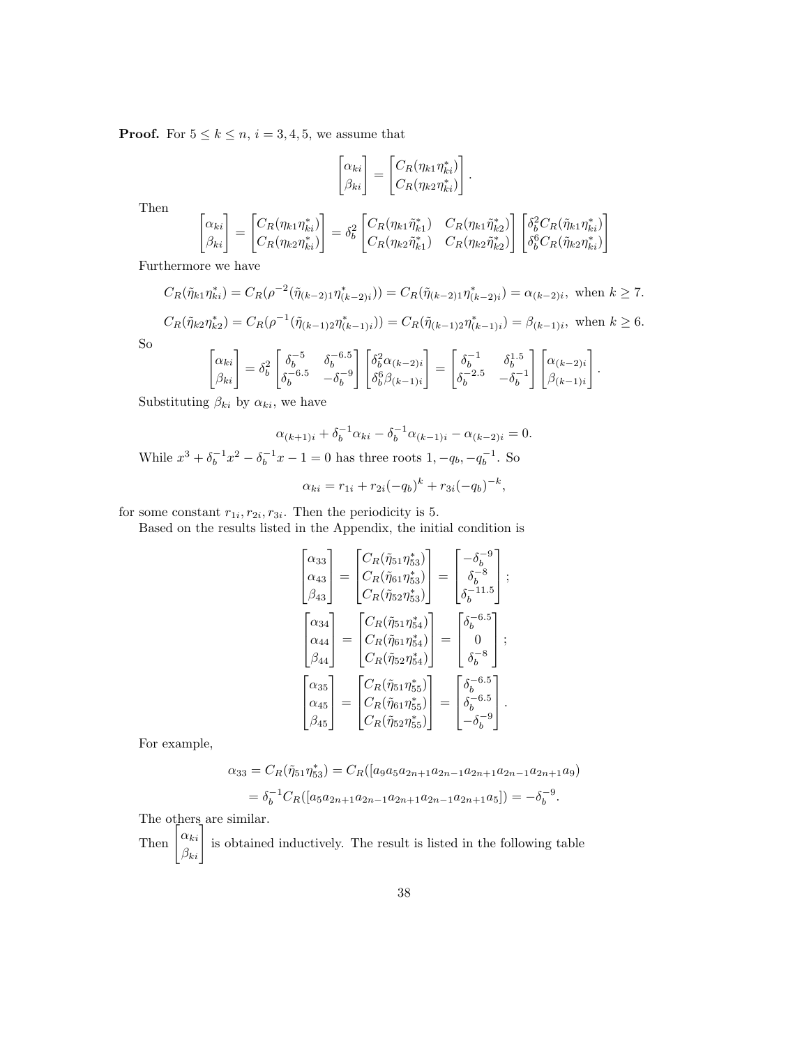**Proof.** For $5 \leq k \leq n$, $i = 3, 4, 5$, we assume that

$$\begin{bmatrix} \alpha_{ki} \\ \beta_{ki} \end{bmatrix} = \begin{bmatrix} C_R(\eta_{k1}\eta_{ki}^*) \\ C_R(\eta_{k2}\eta_{ki}^*) \end{bmatrix}.$$

Then

$$\begin{bmatrix} \alpha_{ki} \\ \beta_{ki} \end{bmatrix} = \begin{bmatrix} C_R(\eta_{k1}\eta_{ki}^*) \\ C_R(\eta_{k2}\eta_{ki}^*) \end{bmatrix} = \delta_b^2 \begin{bmatrix} C_R(\eta_{k1}\tilde{\eta}_{k1}^*) & C_R(\eta_{k1}\tilde{\eta}_{k2}^*) \\ C_R(\eta_{k2}\tilde{\eta}_{k1}^*) & C_R(\eta_{k2}\tilde{\eta}_{k2}^*) \end{bmatrix} \begin{bmatrix} \delta_b^2 C_R(\tilde{\eta}_{k1}\eta_{ki}^*) \\ \delta_b^6 C_R(\tilde{\eta}_{k2}\eta_{ki}^*) \end{bmatrix}$$

Furthermore we have

$$C_R(\tilde{\eta}_{k1}\eta_{ki}^*) = C_R(\rho^{-2}(\tilde{\eta}_{(k-2)1}\eta_{(k-2)i}^*)) = C_R(\tilde{\eta}_{(k-2)1}\eta_{(k-2)i}^*) = \alpha_{(k-2)i}, \text{ when } k \geq 7.$$

$$C_R(\tilde{\eta}_{k2}\eta_{k2}^*) = C_R(\rho^{-1}(\tilde{\eta}_{(k-1)2}\eta_{(k-1)i}^*)) = C_R(\tilde{\eta}_{(k-1)2}\eta_{(k-1)i}^*) = \beta_{(k-1)i}, \text{ when } k \geq 6.$$

So

$$\begin{bmatrix} \alpha_{ki} \\ \beta_{ki} \end{bmatrix} = \delta_b^2 \begin{bmatrix} \delta_b^{-5} & \delta_b^{-6.5} \\ \delta_b^{-6.5} & -\delta_b^{-9} \end{bmatrix} \begin{bmatrix} \delta_b^2 \alpha_{(k-2)i} \\ \delta_b^6 \beta_{(k-1)i} \end{bmatrix} = \begin{bmatrix} \delta_b^{-1} & \delta_b^{1.5} \\ \delta_b^{-2.5} & -\delta_b^{-1} \end{bmatrix} \begin{bmatrix} \alpha_{(k-2)i} \\ \beta_{(k-1)i} \end{bmatrix}.$$

Substituting $\beta_{ki}$ by $\alpha_{ki}$, we have

$$\alpha_{(k+1)i} + \delta_b^{-1}\alpha_{ki} - \delta_b^{-1}\alpha_{(k-1)i} - \alpha_{(k-2)i} = 0.$$

While $x^3 + \delta_b^{-1}x^2 - \delta_b^{-1}x - 1 = 0$ has three roots $1, -q_b, -q_b^{-1}$. So

$$\alpha_{ki} = r_{1i} + r_{2i}(-q_b)^k + r_{3i}(-q_b)^{-k},$$

for some constant $r_{1i}, r_{2i}, r_{3i}$. Then the periodicity is 5.

Based on the results listed in the Appendix, the initial condition is

$$\begin{bmatrix} \alpha_{33} \\ \alpha_{43} \\ \beta_{43} \end{bmatrix} = \begin{bmatrix} C_R(\tilde{\eta}_{51}\eta_{53}^*) \\ C_R(\tilde{\eta}_{61}\eta_{53}^*) \\ C_R(\tilde{\eta}_{52}\eta_{53}^*) \end{bmatrix} = \begin{bmatrix} -\delta_b^{-9} \\ \delta_b^{-8} \\ \delta_b^{-11.5} \end{bmatrix};$$

$$\begin{bmatrix} \alpha_{34} \\ \alpha_{44} \\ \beta_{44} \end{bmatrix} = \begin{bmatrix} C_R(\tilde{\eta}_{51}\eta_{54}^*) \\ C_R(\tilde{\eta}_{61}\eta_{54}^*) \\ C_R(\tilde{\eta}_{52}\eta_{54}^*) \end{bmatrix} = \begin{bmatrix} \delta_b^{-6.5} \\ 0 \\ \delta_b^{-8} \end{bmatrix};$$

$$\begin{bmatrix} \alpha_{35} \\ \alpha_{45} \\ \beta_{45} \end{bmatrix} = \begin{bmatrix} C_R(\tilde{\eta}_{51}\eta_{55}^*) \\ C_R(\tilde{\eta}_{61}\eta_{55}^*) \\ C_R(\tilde{\eta}_{52}\eta_{55}^*) \end{bmatrix} = \begin{bmatrix} \delta_b^{-6.5} \\ \delta_b^{-6.5} \\ -\delta_b^{-9} \end{bmatrix}.$$

For example,

$$\alpha_{33} = C_R(\tilde{\eta}_{51}\eta_{53}^*) = C_R([a_9 a_5 a_{2n+1} a_{2n-1} a_{2n+1} a_{2n-1} a_{2n+1} a_9)$$

$$= \delta_b^{-1} C_R([a_5 a_{2n+1} a_{2n-1} a_{2n+1} a_{2n-1} a_{2n+1} a_5]) = -\delta_b^{-9}.$$

The others are similar.

Then $\begin{bmatrix} \alpha_{ki} \\ \beta_{ki} \end{bmatrix}$ is obtained inductively. The result is listed in the following table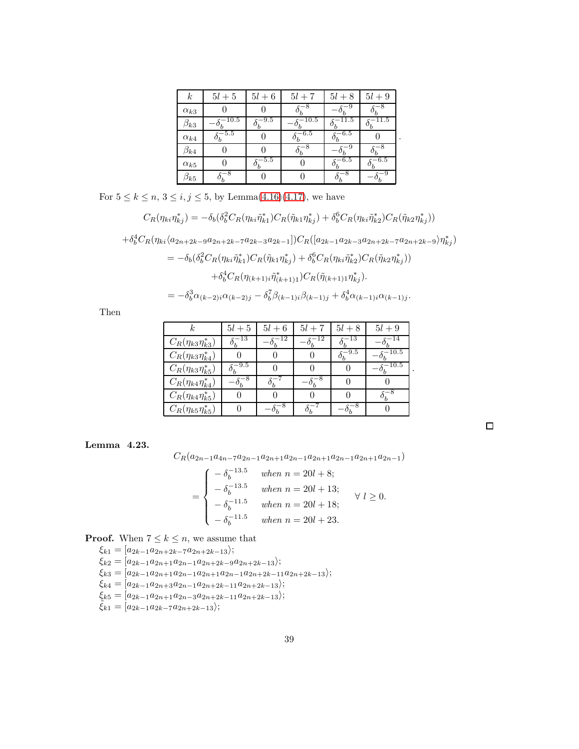| $k$ | $5l+5$ | $5l+6$ | $5l+7$ | $5l+8$ | $5l+9$ |
|---|---|---|---|---|---|
| $\alpha_{k3}$ | $0$ | $0$ | $\delta_b^{-8}$ | $-\delta_b^{-9}$ | $\delta_b^{-8}$ |
| $\beta_{k3}$ | $-\delta_b^{-10.5}$ | $\delta_b^{-9.5}$ | $-\delta_b^{-10.5}$ | $\delta_b^{-11.5}$ | $\delta_b^{-11.5}$ |
| $\alpha_{k4}$ | $\delta_b^{-5.5}$ | $0$ | $\delta_b^{-6.5}$ | $\delta_b^{-6.5}$ | $0$ |
| $\beta_{k4}$ | $0$ | $0$ | $\delta_b^{-8}$ | $-\delta_b^{-9}$ | $\delta_b^{-8}$ |
| $\alpha_{k5}$ | $0$ | $\delta_b^{-5.5}$ | $0$ | $\delta_b^{-6.5}$ | $\delta_b^{-6.5}$ |
| $\beta_{k5}$ | $\delta_b^{-8}$ | $0$ | $0$ | $\delta_b^{-8}$ | $-\delta_b^{-9}$ |

For $5 \leq k \leq n$, $3 \leq i, j \leq 5$, by Lemma(4.16)(4.17), we have

$$C_R(\eta_{ki}\eta_{kj}^*) = -\delta_b(\delta_b^2 C_R(\eta_{ki}\tilde{\eta}_{k1}^*)C_R(\tilde{\eta}_{k1}\eta_{kj}^*) + \delta_b^6 C_R(\eta_{ki}\tilde{\eta}_{k2}^*)C_R(\tilde{\eta}_{k2}\eta_{kj}^*))$$

$$+\delta_b^4 C_R(\eta_{ki}\langle a_{2n+2k-9}a_{2n+2k-7}a_{2k-3}a_{2k-1}])C_R([a_{2k-1}a_{2k-3}a_{2n+2k-7}a_{2n+2k-9}\rangle\eta_{kj}^*)$$

$$= -\delta_b(\delta_b^2 C_R(\eta_{ki}\tilde{\eta}_{k1}^*)C_R(\tilde{\eta}_{k1}\eta_{kj}^*) + \delta_b^6 C_R(\eta_{ki}\tilde{\eta}_{k2}^*)C_R(\tilde{\eta}_{k2}\eta_{kj}^*))$$

$$+\delta_b^4 C_R(\eta_{(k+1)i}\tilde{\eta}_{(k+1)1}^*)C_R(\tilde{\eta}_{(k+1)1}\eta_{kj}^*).$$

$$= -\delta_b^3\alpha_{(k-2)i}\alpha_{(k-2)j} - \delta_b^7\beta_{(k-1)i}\beta_{(k-1)j} + \delta_b^4\alpha_{(k-1)i}\alpha_{(k-1)j}.$$

Then

| $k$ | $5l+5$ | $5l+6$ | $5l+7$ | $5l+8$ | $5l+9$ |
|---|---|---|---|---|---|
| $C_R(\eta_{k3}\eta_{k3}^*)$ | $\delta_b^{-13}$ | $-\delta_b^{-12}$ | $-\delta_b^{-12}$ | $\delta_b^{-13}$ | $-\delta_b^{-14}$ |
| $C_R(\eta_{k3}\eta_{k4}^*)$ | $0$ | $0$ | $0$ | $\delta_b^{-9.5}$ | $-\delta_b^{-10.5}$ |
| $C_R(\eta_{k3}\eta_{k5}^*)$ | $\delta_b^{-9.5}$ | $0$ | $0$ | $0$ | $-\delta_b^{-10.5}$ |
| $C_R(\eta_{k4}\eta_{k4}^*)$ | $-\delta_b^{-8}$ | $\delta_b^{-7}$ | $-\delta_b^{-8}$ | $0$ | $0$ |
| $C_R(\eta_{k4}\eta_{k5}^*)$ | $0$ | $0$ | $0$ | $0$ | $\delta_b^{-8}$ |
| $C_R(\eta_{k5}\eta_{k5}^*)$ | $0$ | $-\delta_b^{-8}$ | $\delta_b^{-7}$ | $-\delta_b^{-8}$ | $0$ |

□

**Lemma 4.23.**

$$C_R(a_{2n-1}a_{4n-7}a_{2n-1}a_{2n+1}a_{2n-1}a_{2n+1}a_{2n-1}a_{2n+1}a_{2n-1})$$

$$= \begin{cases} -\delta_b^{-13.5} & \text{when } n = 20l+8; \\ -\delta_b^{-13.5} & \text{when } n = 20l+13; \\ -\delta_b^{-11.5} & \text{when } n = 20l+18; \\ -\delta_b^{-11.5} & \text{when } n = 20l+23. \end{cases} \quad \forall\ l \geq 0.$$

**Proof.** When $7 \leq k \leq n$, we assume that

$\xi_{k1} = [a_{2k-1}a_{2n+2k-7}a_{2n+2k-13}\rangle$;
$\xi_{k2} = [a_{2k-1}a_{2n+1}a_{2n-1}a_{2n+2k-9}a_{2n+2k-13}\rangle$;
$\xi_{k3} = [a_{2k-1}a_{2n+1}a_{2n-1}a_{2n+1}a_{2n-1}a_{2n+2k-11}a_{2n+2k-13}\rangle$;
$\xi_{k4} = [a_{2k-1}a_{2n+3}a_{2n-1}a_{2n+2k-11}a_{2n+2k-13}\rangle$;
$\xi_{k5} = [a_{2k-1}a_{2n+1}a_{2n-3}a_{2n+2k-11}a_{2n+2k-13}\rangle$;
$\tilde{\xi}_{k1} = [a_{2k-1}a_{2k-7}a_{2n+2k-13}\rangle$;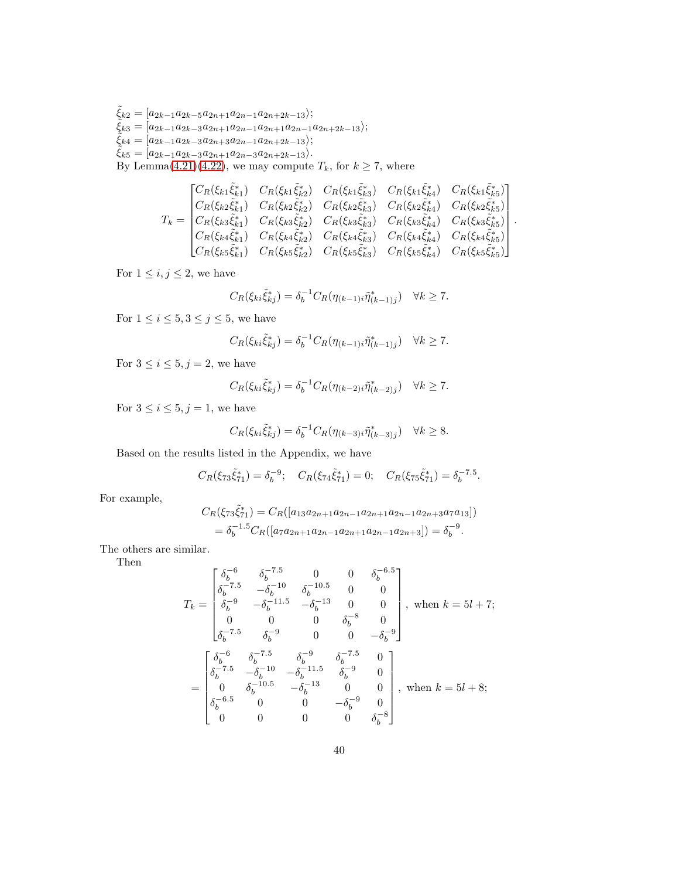$\tilde{\xi}_{k2} = [a_{2k-1}a_{2k-5}a_{2n+1}a_{2n-1}a_{2n+2k-13}\rangle$;
$\tilde{\xi}_{k3} = [a_{2k-1}a_{2k-3}a_{2n+1}a_{2n-1}a_{2n+1}a_{2n-1}a_{2n+2k-13}\rangle$;
$\tilde{\xi}_{k4} = [a_{2k-1}a_{2k-3}a_{2n+3}a_{2n-1}a_{2n+2k-13}\rangle$;
$\tilde{\xi}_{k5} = [a_{2k-1}a_{2k-3}a_{2n+1}a_{2n-3}a_{2n+2k-13}\rangle$.

By Lemma(4.21)(4.22), we may compute $T_k$, for $k \geq 7$, where

$$T_k = \begin{bmatrix} C_R(\xi_{k1}\tilde{\xi}_{k1}^*) & C_R(\xi_{k1}\tilde{\xi}_{k2}^*) & C_R(\xi_{k1}\tilde{\xi}_{k3}^*) & C_R(\xi_{k1}\tilde{\xi}_{k4}^*) & C_R(\xi_{k1}\tilde{\xi}_{k5}^*) \\ C_R(\xi_{k2}\tilde{\xi}_{k1}^*) & C_R(\xi_{k2}\tilde{\xi}_{k2}^*) & C_R(\xi_{k2}\tilde{\xi}_{k3}^*) & C_R(\xi_{k2}\tilde{\xi}_{k4}^*) & C_R(\xi_{k2}\tilde{\xi}_{k5}^*) \\ C_R(\xi_{k3}\tilde{\xi}_{k1}^*) & C_R(\xi_{k3}\tilde{\xi}_{k2}^*) & C_R(\xi_{k3}\tilde{\xi}_{k3}^*) & C_R(\xi_{k3}\tilde{\xi}_{k4}^*) & C_R(\xi_{k3}\tilde{\xi}_{k5}^*) \\ C_R(\xi_{k4}\tilde{\xi}_{k1}^*) & C_R(\xi_{k4}\tilde{\xi}_{k2}^*) & C_R(\xi_{k4}\tilde{\xi}_{k3}^*) & C_R(\xi_{k4}\tilde{\xi}_{k4}^*) & C_R(\xi_{k4}\tilde{\xi}_{k5}^*) \\ C_R(\xi_{k5}\tilde{\xi}_{k1}^*) & C_R(\xi_{k5}\tilde{\xi}_{k2}^*) & C_R(\xi_{k5}\tilde{\xi}_{k3}^*) & C_R(\xi_{k5}\tilde{\xi}_{k4}^*) & C_R(\xi_{k5}\tilde{\xi}_{k5}^*) \end{bmatrix}.$$

For $1 \leq i, j \leq 2$, we have

$$C_R(\xi_{ki}\tilde{\xi}_{kj}^*) = \delta_b^{-1} C_R(\eta_{(k-1)i}\tilde{\eta}_{(k-1)j}^*) \quad \forall k \geq 7.$$

For $1 \leq i \leq 5, 3 \leq j \leq 5$, we have

$$C_R(\xi_{ki}\tilde{\xi}_{kj}^*) = \delta_b^{-1} C_R(\eta_{(k-1)i}\tilde{\eta}_{(k-1)j}^*) \quad \forall k \geq 7.$$

For $3 \leq i \leq 5, j = 2$, we have

$$C_R(\xi_{ki}\tilde{\xi}_{kj}^*) = \delta_b^{-1} C_R(\eta_{(k-2)i}\tilde{\eta}_{(k-2)j}^*) \quad \forall k \geq 7.$$

For $3 \leq i \leq 5, j = 1$, we have

$$C_R(\xi_{ki}\tilde{\xi}_{kj}^*) = \delta_b^{-1} C_R(\eta_{(k-3)i}\tilde{\eta}_{(k-3)j}^*) \quad \forall k \geq 8.$$

Based on the results listed in the Appendix, we have

$$C_R(\xi_{73}\tilde{\xi}_{71}^*) = \delta_b^{-9}; \quad C_R(\xi_{74}\tilde{\xi}_{71}^*) = 0; \quad C_R(\xi_{75}\tilde{\xi}_{71}^*) = \delta_b^{-7.5}.$$

For example,

$$\begin{aligned} C_R(\xi_{73}\tilde{\xi}_{71}^*) &= C_R([a_{13}a_{2n+1}a_{2n-1}a_{2n+1}a_{2n-1}a_{2n+3}a_7a_{13}]) \\ &= \delta_b^{-1.5} C_R([a_7a_{2n+1}a_{2n-1}a_{2n+1}a_{2n-1}a_{2n+3}]) = \delta_b^{-9}. \end{aligned}$$

The others are similar.

Then

$$\begin{aligned} T_k &= \begin{bmatrix} \delta_b^{-6} & \delta_b^{-7.5} & 0 & 0 & \delta_b^{-6.5} \\ \delta_b^{-7.5} & -\delta_b^{-10} & \delta_b^{-10.5} & 0 & 0 \\ \delta_b^{-9} & -\delta_b^{-11.5} & -\delta_b^{-13} & 0 & 0 \\ 0 & 0 & 0 & \delta_b^{-8} & 0 \\ \delta_b^{-7.5} & \delta_b^{-9} & 0 & 0 & -\delta_b^{-9} \end{bmatrix}, \text{ when } k = 5l+7; \\ &= \begin{bmatrix} \delta_b^{-6} & \delta_b^{-7.5} & \delta_b^{-9} & \delta_b^{-7.5} & 0 \\ \delta_b^{-7.5} & -\delta_b^{-10} & -\delta_b^{-11.5} & \delta_b^{-9} & 0 \\ 0 & \delta_b^{-10.5} & -\delta_b^{-13} & 0 & 0 \\ \delta_b^{-6.5} & 0 & 0 & -\delta_b^{-9} & 0 \\ 0 & 0 & 0 & 0 & \delta_b^{-8} \end{bmatrix}, \text{ when } k = 5l+8; \end{aligned}$$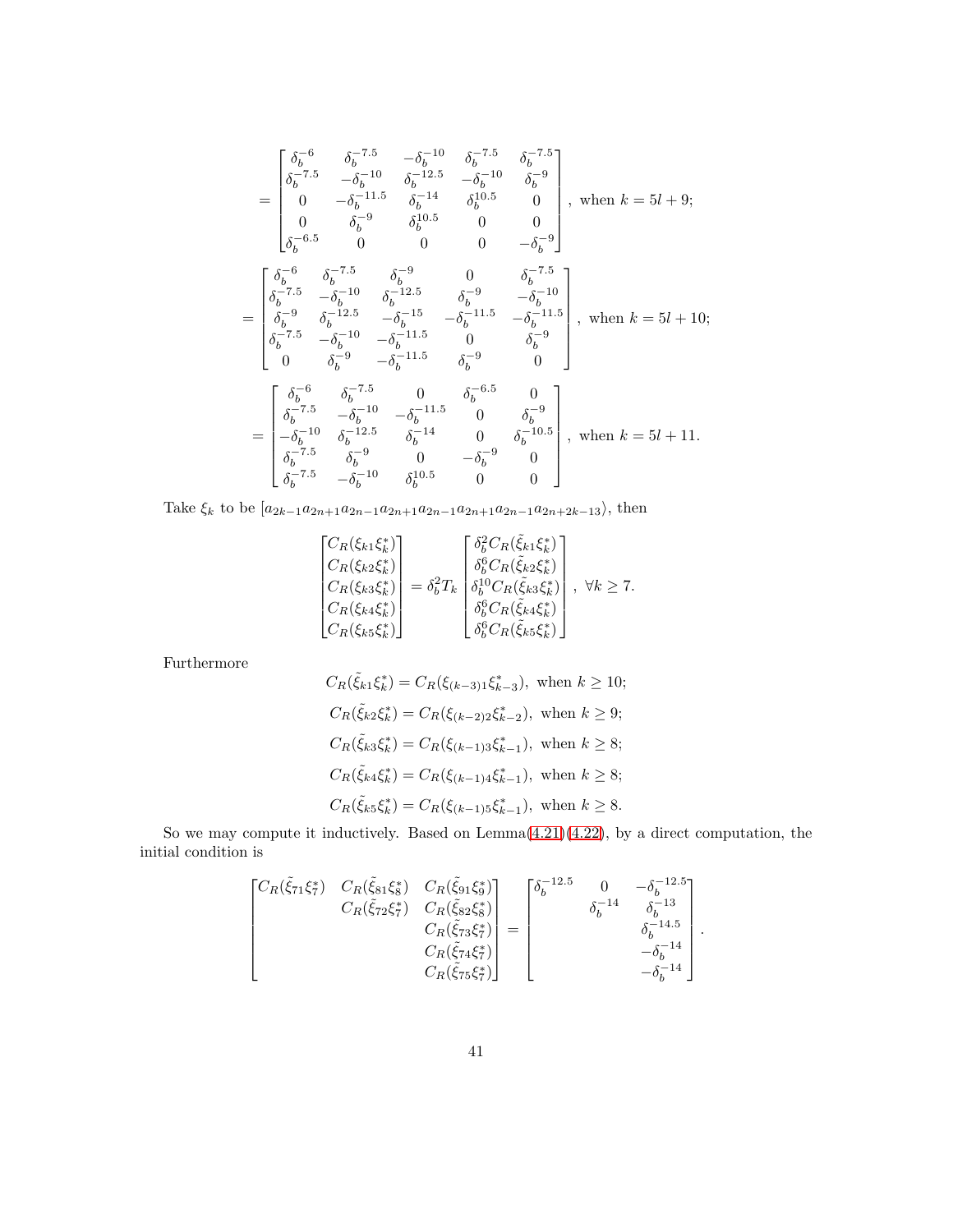$$
= \begin{bmatrix}
\delta_b^{-6} & \delta_b^{-7.5} & -\delta_b^{-10} & \delta_b^{-7.5} & \delta_b^{-7.5} \\
\delta_b^{-7.5} & -\delta_b^{-10} & \delta_b^{-12.5} & -\delta_b^{-10} & \delta_b^{-9} \\
0 & -\delta_b^{-11.5} & \delta_b^{-14} & \delta_b^{10.5} & 0 \\
0 & \delta_b^{-9} & \delta_b^{10.5} & 0 & 0 \\
\delta_b^{-6.5} & 0 & 0 & 0 & -\delta_b^{-9}
\end{bmatrix}, \text{ when } k = 5l+9;
$$

$$
= \begin{bmatrix}
\delta_b^{-6} & \delta_b^{-7.5} & \delta_b^{-9} & 0 & \delta_b^{-7.5} \\
\delta_b^{-7.5} & -\delta_b^{-10} & \delta_b^{-12.5} & \delta_b^{-9} & -\delta_b^{-10} \\
\delta_b^{-9} & \delta_b^{-12.5} & -\delta_b^{-15} & -\delta_b^{-11.5} & -\delta_b^{-11.5} \\
\delta_b^{-7.5} & -\delta_b^{-10} & -\delta_b^{-11.5} & 0 & \delta_b^{-9} \\
0 & \delta_b^{-9} & -\delta_b^{-11.5} & \delta_b^{-9} & 0
\end{bmatrix}, \text{ when } k = 5l+10;
$$

$$
= \begin{bmatrix}
\delta_b^{-6} & \delta_b^{-7.5} & 0 & \delta_b^{-6.5} & 0 \\
\delta_b^{-7.5} & -\delta_b^{-10} & -\delta_b^{-11.5} & 0 & \delta_b^{-9} \\
-\delta_b^{-10} & \delta_b^{-12.5} & \delta_b^{-14} & 0 & \delta_b^{-10.5} \\
\delta_b^{-7.5} & \delta_b^{-9} & 0 & -\delta_b^{-9} & 0 \\
\delta_b^{-7.5} & -\delta_b^{-10} & \delta_b^{10.5} & 0 & 0
\end{bmatrix}, \text{ when } k = 5l+11.
$$

Take $\xi_k$ to be $[a_{2k-1}a_{2n+1}a_{2n-1}a_{2n+1}a_{2n-1}a_{2n+1}a_{2n-1}a_{2n+2k-13}\rangle$, then

$$
\begin{bmatrix}
C_R(\xi_{k1}\xi_k^*) \\
C_R(\xi_{k2}\xi_k^*) \\
C_R(\xi_{k3}\xi_k^*) \\
C_R(\xi_{k4}\xi_k^*) \\
C_R(\xi_{k5}\xi_k^*)
\end{bmatrix}
= \delta_b^2 T_k
\begin{bmatrix}
\delta_b^2 C_R(\tilde{\xi}_{k1}\xi_k^*) \\
\delta_b^6 C_R(\tilde{\xi}_{k2}\xi_k^*) \\
\delta_b^{10} C_R(\tilde{\xi}_{k3}\xi_k^*) \\
\delta_b^6 C_R(\tilde{\xi}_{k4}\xi_k^*) \\
\delta_b^6 C_R(\tilde{\xi}_{k5}\xi_k^*)
\end{bmatrix}, \ \forall k \geq 7.
$$

Furthermore

$$
\begin{aligned}
C_R(\tilde{\xi}_{k1}\xi_k^*) &= C_R(\xi_{(k-3)1}\xi_{k-3}^*), \text{ when } k \geq 10; \\
C_R(\tilde{\xi}_{k2}\xi_k^*) &= C_R(\xi_{(k-2)2}\xi_{k-2}^*), \text{ when } k \geq 9; \\
C_R(\tilde{\xi}_{k3}\xi_k^*) &= C_R(\xi_{(k-1)3}\xi_{k-1}^*), \text{ when } k \geq 8; \\
C_R(\tilde{\xi}_{k4}\xi_k^*) &= C_R(\xi_{(k-1)4}\xi_{k-1}^*), \text{ when } k \geq 8; \\
C_R(\tilde{\xi}_{k5}\xi_k^*) &= C_R(\xi_{(k-1)5}\xi_{k-1}^*), \text{ when } k \geq 8.
\end{aligned}
$$

So we may compute it inductively. Based on Lemma(4.21)(4.22), by a direct computation, the initial condition is

$$
\begin{bmatrix}
C_R(\tilde{\xi}_{71}\xi_7^*) & C_R(\tilde{\xi}_{81}\xi_8^*) & C_R(\tilde{\xi}_{91}\xi_9^*) \\
 & C_R(\tilde{\xi}_{72}\xi_7^*) & C_R(\tilde{\xi}_{82}\xi_8^*) \\
 & & C_R(\tilde{\xi}_{73}\xi_7^*) \\
 & & C_R(\tilde{\xi}_{74}\xi_7^*) \\
 & & C_R(\tilde{\xi}_{75}\xi_7^*)
\end{bmatrix}
=
\begin{bmatrix}
\delta_b^{-12.5} & 0 & -\delta_b^{-12.5} \\
 & \delta_b^{-14} & \delta_b^{-13} \\
 & & \delta_b^{-14.5} \\
 & & -\delta_b^{-14} \\
 & & -\delta_b^{-14}
\end{bmatrix}.
$$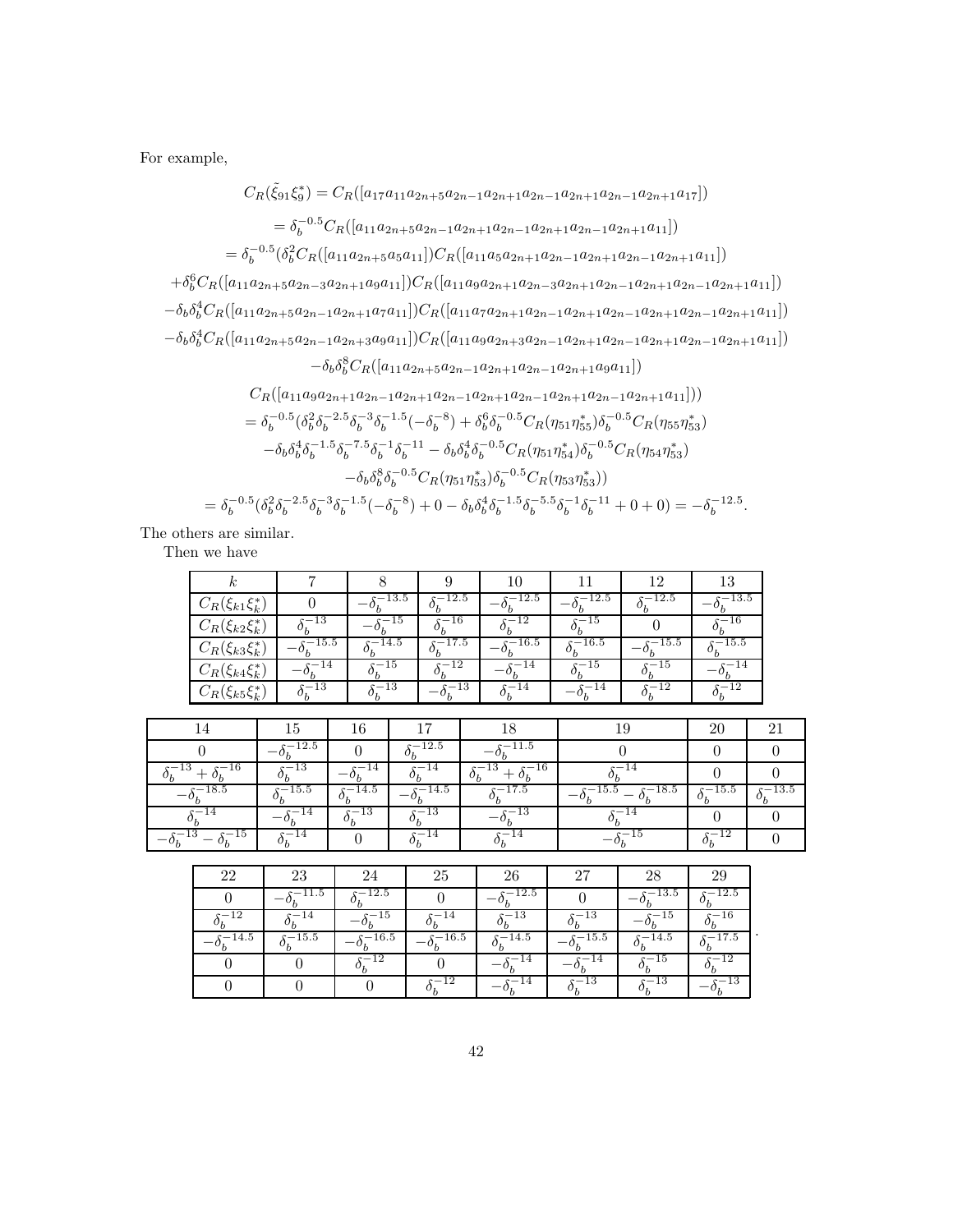For example,

$$
\begin{aligned}
C_R(\tilde{\xi}_{91}\xi_9^*) &= C_R([a_{17}a_{11}a_{2n+5}a_{2n-1}a_{2n+1}a_{2n-1}a_{2n+1}a_{2n-1}a_{2n+1}a_{17}]) \\
&= \delta_b^{-0.5}C_R([a_{11}a_{2n+5}a_{2n-1}a_{2n+1}a_{2n-1}a_{2n+1}a_{2n-1}a_{2n+1}a_{11}]) \\
&= \delta_b^{-0.5}(\delta_b^2 C_R([a_{11}a_{2n+5}a_5a_{11}])C_R([a_{11}a_5a_{2n+1}a_{2n-1}a_{2n+1}a_{2n-1}a_{2n+1}a_{11}]) \\
&+\delta_b^6 C_R([a_{11}a_{2n+5}a_{2n-3}a_{2n+1}a_9a_{11}])C_R([a_{11}a_9a_{2n+1}a_{2n-3}a_{2n+1}a_{2n-1}a_{2n+1}a_{2n-1}a_{2n+1}a_{11}]) \\
&-\delta_b\delta_b^4 C_R([a_{11}a_{2n+5}a_{2n-1}a_{2n+1}a_7a_{11}])C_R([a_{11}a_7a_{2n+1}a_{2n-1}a_{2n+1}a_{2n-1}a_{2n+1}a_{2n-1}a_{2n+1}a_{11}]) \\
&-\delta_b\delta_b^4 C_R([a_{11}a_{2n+5}a_{2n-1}a_{2n+3}a_9a_{11}])C_R([a_{11}a_9a_{2n+3}a_{2n-1}a_{2n+1}a_{2n-1}a_{2n+1}a_{2n-1}a_{2n+1}a_{11}]) \\
&-\delta_b\delta_b^8 C_R([a_{11}a_{2n+5}a_{2n-1}a_{2n+1}a_{2n-1}a_{2n+1}a_9a_{11}]) \\
&C_R([a_{11}a_9a_{2n+1}a_{2n-1}a_{2n+1}a_{2n-1}a_{2n+1}a_{2n-1}a_{2n+1}a_{2n-1}a_{2n+1}a_{11}])) \\
&= \delta_b^{-0.5}(\delta_b^2\delta_b^{-2.5}\delta_b^{-3}\delta_b^{-1.5}(-\delta_b^{-8}) + \delta_b^6\delta_b^{-0.5}C_R(\eta_{51}\eta_{55}^*)\delta_b^{-0.5}C_R(\eta_{55}\eta_{53}^*) \\
&-\delta_b\delta_b^4\delta_b^{-1.5}\delta_b^{-7.5}\delta_b^{-1}\delta_b^{-11} - \delta_b\delta_b^4\delta_b^{-0.5}C_R(\eta_{51}\eta_{54}^*)\delta_b^{-0.5}C_R(\eta_{54}\eta_{53}^*) \\
&-\delta_b\delta_b^8\delta_b^{-0.5}C_R(\eta_{51}\eta_{53}^*)\delta_b^{-0.5}C_R(\eta_{53}\eta_{53}^*)) \\
&= \delta_b^{-0.5}(\delta_b^2\delta_b^{-2.5}\delta_b^{-3}\delta_b^{-1.5}(-\delta_b^{-8}) + 0 - \delta_b\delta_b^4\delta_b^{-1.5}\delta_b^{-5.5}\delta_b^{-1}\delta_b^{-11} + 0 + 0) = -\delta_b^{-12.5}.
\end{aligned}
$$

The others are similar.

Then we have

| $k$ | 7 | 8 | 9 | 10 | 11 | 12 | 13 |
|---|---|---|---|---|---|---|---|
| $C_R(\xi_{k1}\xi_k^*)$ | 0 | $-\delta_b^{-13.5}$ | $\delta_b^{-12.5}$ | $-\delta_b^{-12.5}$ | $-\delta_b^{-12.5}$ | $\delta_b^{-12.5}$ | $-\delta_b^{-13.5}$ |
| $C_R(\xi_{k2}\xi_k^*)$ | $\delta_b^{-13}$ | $-\delta_b^{-15}$ | $\delta_b^{-16}$ | $\delta_b^{-12}$ | $\delta_b^{-15}$ | 0 | $\delta_b^{-16}$ |
| $C_R(\xi_{k3}\xi_k^*)$ | $-\delta_b^{-15.5}$ | $\delta_b^{-14.5}$ | $\delta_b^{-17.5}$ | $-\delta_b^{-16.5}$ | $\delta_b^{-16.5}$ | $-\delta_b^{-15.5}$ | $\delta_b^{-15.5}$ |
| $C_R(\xi_{k4}\xi_k^*)$ | $-\delta_b^{-14}$ | $\delta_b^{-15}$ | $\delta_b^{-12}$ | $-\delta_b^{-14}$ | $\delta_b^{-15}$ | $\delta_b^{-15}$ | $-\delta_b^{-14}$ |
| $C_R(\xi_{k5}\xi_k^*)$ | $\delta_b^{-13}$ | $\delta_b^{-13}$ | $-\delta_b^{-13}$ | $\delta_b^{-14}$ | $-\delta_b^{-14}$ | $\delta_b^{-12}$ | $\delta_b^{-12}$ |

| 14 | 15 | 16 | 17 | 18 | 19 | 20 | 21 |
|---|---|---|---|---|---|---|---|
| 0 | $-\delta_b^{-12.5}$ | 0 | $\delta_b^{-12.5}$ | $-\delta_b^{-11.5}$ | 0 | 0 | 0 |
| $\delta_b^{-13}+\delta_b^{-16}$ | $\delta_b^{-13}$ | $-\delta_b^{-14}$ | $\delta_b^{-14}$ | $\delta_b^{-13}+\delta_b^{-16}$ | $\delta_b^{-14}$ | 0 | 0 |
| $-\delta_b^{-18.5}$ | $\delta_b^{-15.5}$ | $\delta_b^{-14.5}$ | $-\delta_b^{-14.5}$ | $\delta_b^{-17.5}$ | $-\delta_b^{-15.5}-\delta_b^{-18.5}$ | $\delta_b^{-15.5}$ | $\delta_b^{-13.5}$ |
| $\delta_b^{-14}$ | $-\delta_b^{-14}$ | $\delta_b^{-13}$ | $\delta_b^{-13}$ | $-\delta_b^{-13}$ | $\delta_b^{-14}$ | 0 | 0 |
| $-\delta_b^{-13}-\delta_b^{-15}$ | $\delta_b^{-14}$ | 0 | $\delta_b^{-14}$ | $\delta_b^{-14}$ | $-\delta_b^{-15}$ | $\delta_b^{-12}$ | 0 |

| 22 | 23 | 24 | 25 | 26 | 27 | 28 | 29 |
|---|---|---|---|---|---|---|---|
| 0 | $-\delta_b^{-11.5}$ | $\delta_b^{-12.5}$ | 0 | $-\delta_b^{-12.5}$ | 0 | $-\delta_b^{-13.5}$ | $\delta_b^{-12.5}$ |
| $\delta_b^{-12}$ | $\delta_b^{-14}$ | $-\delta_b^{-15}$ | $\delta_b^{-14}$ | $\delta_b^{-13}$ | $\delta_b^{-13}$ | $-\delta_b^{-15}$ | $\delta_b^{-16}$ |
| $-\delta_b^{-14.5}$ | $\delta_b^{-15.5}$ | $-\delta_b^{-16.5}$ | $-\delta_b^{-16.5}$ | $\delta_b^{-14.5}$ | $-\delta_b^{-15.5}$ | $\delta_b^{-14.5}$ | $\delta_b^{-17.5}$ |
| 0 | 0 | $\delta_b^{-12}$ | 0 | $-\delta_b^{-14}$ | $-\delta_b^{-14}$ | $\delta_b^{-15}$ | $\delta_b^{-12}$ |
| 0 | 0 | 0 | $\delta_b^{-12}$ | $-\delta_b^{-14}$ | $\delta_b^{-13}$ | $\delta_b^{-13}$ | $-\delta_b^{-13}$ |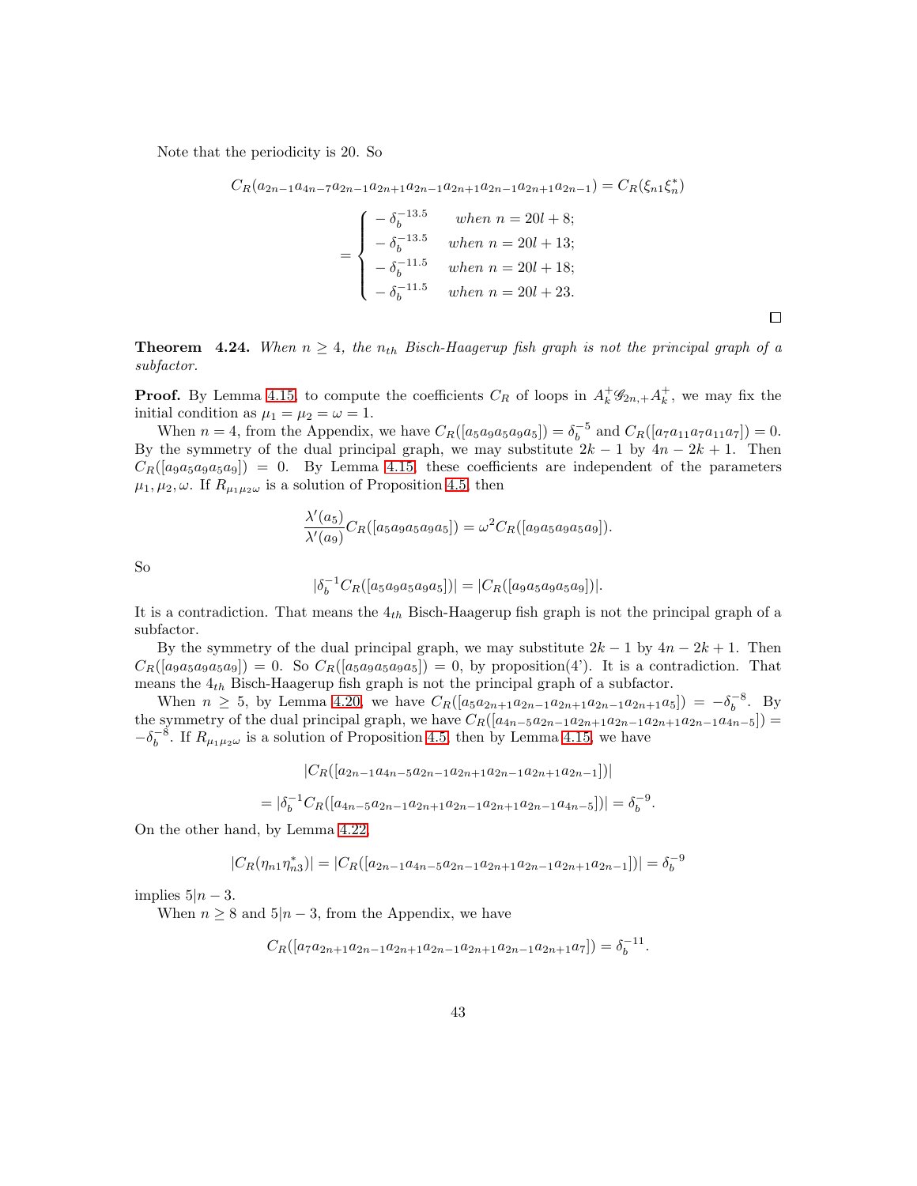Note that the periodicity is 20. So

$$
C_R(a_{2n-1}a_{4n-7}a_{2n-1}a_{2n+1}a_{2n-1}a_{2n+1}a_{2n-1}a_{2n+1}a_{2n-1}) = C_R(\xi_{n1}\xi_n^*)
$$

$$
= \begin{cases} -\delta_b^{-13.5} & when\ n = 20l + 8; \\ -\delta_b^{-13.5} & when\ n = 20l + 13; \\ -\delta_b^{-11.5} & when\ n = 20l + 18; \\ -\delta_b^{-11.5} & when\ n = 20l + 23. \end{cases}
$$

□

**Theorem 4.24.** *When $n \geq 4$, the $n_{th}$ Bisch-Haagerup fish graph is not the principal graph of a subfactor.*

**Proof.** By Lemma 4.15, to compute the coefficients $C_R$ of loops in $A_k^+ \mathscr{G}_{2n,+} A_k^+$, we may fix the initial condition as $\mu_1 = \mu_2 = \omega = 1$.

When $n = 4$, from the Appendix, we have $C_R([a_5a_9a_5a_9a_5]) = \delta_b^{-5}$ and $C_R([a_7a_{11}a_7a_{11}a_7]) = 0$. By the symmetry of the dual principal graph, we may substitute $2k-1$ by $4n-2k+1$. Then $C_R([a_9a_5a_9a_5a_9]) = 0$. By Lemma 4.15, these coefficients are independent of the parameters $\mu_1, \mu_2, \omega$. If $R_{\mu_1\mu_2\omega}$ is a solution of Proposition 4.5, then

$$
\frac{\lambda'(a_5)}{\lambda'(a_9)} C_R([a_5a_9a_5a_9a_5]) = \omega^2 C_R([a_9a_5a_9a_5a_9]).
$$

So

$$
|\delta_b^{-1} C_R([a_5a_9a_5a_9a_5])| = |C_R([a_9a_5a_9a_5a_9])|.
$$

It is a contradiction. That means the $4_{th}$ Bisch-Haagerup fish graph is not the principal graph of a subfactor.

By the symmetry of the dual principal graph, we may substitute $2k-1$ by $4n-2k+1$. Then $C_R([a_9a_5a_9a_5a_9]) = 0$. So $C_R([a_5a_9a_5a_9a_5]) = 0$, by proposition(4'). It is a contradiction. That means the $4_{th}$ Bisch-Haagerup fish graph is not the principal graph of a subfactor.

When $n \geq 5$, by Lemma 4.20, we have $C_R([a_5a_{2n+1}a_{2n-1}a_{2n+1}a_{2n-1}a_{2n+1}a_5]) = -\delta_b^{-8}$. By the symmetry of the dual principal graph, we have $C_R([a_{4n-5}a_{2n-1}a_{2n+1}a_{2n-1}a_{2n+1}a_{2n-1}a_{4n-5}]) = -\delta_b^{-8}$. If $R_{\mu_1\mu_2\omega}$ is a solution of Proposition 4.5, then by Lemma 4.15, we have

$$
|C_R([a_{2n-1}a_{4n-5}a_{2n-1}a_{2n+1}a_{2n-1}a_{2n+1}a_{2n-1}])|
$$

$$
= |\delta_b^{-1} C_R([a_{4n-5}a_{2n-1}a_{2n+1}a_{2n-1}a_{2n+1}a_{2n-1}a_{4n-5}])| = \delta_b^{-9}.
$$

On the other hand, by Lemma 4.22,

$$
|C_R(\eta_{n1}\eta_{n3}^*)| = |C_R([a_{2n-1}a_{4n-5}a_{2n-1}a_{2n+1}a_{2n-1}a_{2n+1}a_{2n-1}])| = \delta_b^{-9}
$$

implies $5|n-3$.

When $n \geq 8$ and $5|n-3$, from the Appendix, we have

$$
C_R([a_7a_{2n+1}a_{2n-1}a_{2n+1}a_{2n-1}a_{2n+1}a_{2n-1}a_{2n+1}a_7]) = \delta_b^{-11}.
$$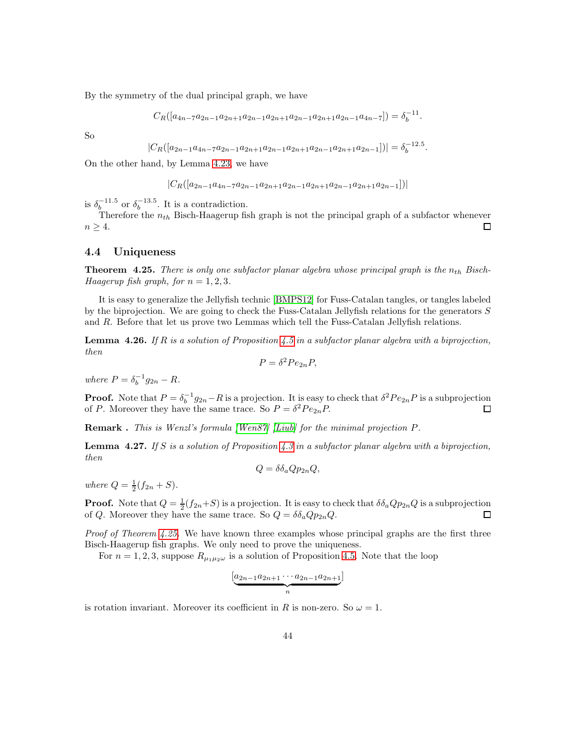By the symmetry of the dual principal graph, we have

$$C_R([a_{4n-7}a_{2n-1}a_{2n+1}a_{2n-1}a_{2n+1}a_{2n-1}a_{2n+1}a_{2n-1}a_{4n-7}]) = \delta_b^{-11}.$$

So

$$|C_R([a_{2n-1}a_{4n-7}a_{2n-1}a_{2n+1}a_{2n-1}a_{2n+1}a_{2n-1}a_{2n+1}a_{2n-1}])| = \delta_b^{-12.5}.$$

On the other hand, by Lemma 4.23, we have

$$|C_R([a_{2n-1}a_{4n-7}a_{2n-1}a_{2n+1}a_{2n-1}a_{2n+1}a_{2n-1}a_{2n+1}a_{2n-1}])|$$

is $\delta_b^{-11.5}$ or $\delta_b^{-13.5}$. It is a contradiction.

Therefore the $n_{th}$ Bisch-Haagerup fish graph is not the principal graph of a subfactor whenever $n \geq 4$. □

## 4.4 Uniqueness

**Theorem 4.25.** *There is only one subfactor planar algebra whose principal graph is the $n_{th}$ Bisch-Haagerup fish graph, for $n = 1, 2, 3$.*

It is easy to generalize the Jellyfish technic [BMPS12] for Fuss-Catalan tangles, or tangles labeled by the biprojection. We are going to check the Fuss-Catalan Jellyfish relations for the generators $S$ and $R$. Before that let us prove two Lemmas which tell the Fuss-Catalan Jellyfish relations.

**Lemma 4.26.** *If $R$ is a solution of Proposition 4.5 in a subfactor planar algebra with a biprojection, then*

$$P = \delta^2 P e_{2n} P,$$

*where $P = \delta_b^{-1} g_{2n} - R$.*

**Proof.** Note that $P = \delta_b^{-1} g_{2n} - R$ is a projection. It is easy to check that $\delta^2 P e_{2n} P$ is a subprojection of $P$. Moreover they have the same trace. So $P = \delta^2 P e_{2n} P$. □

**Remark .** *This is Wenzl's formula [Wen87] [Liub] for the minimal projection $P$.*

**Lemma 4.27.** *If $S$ is a solution of Proposition 4.3 in a subfactor planar algebra with a biprojection, then*

$$Q = \delta\delta_a Q p_{2n} Q,$$

*where $Q = \frac{1}{2}(f_{2n} + S)$.*

**Proof.** Note that $Q = \frac{1}{2}(f_{2n}+S)$ is a projection. It is easy to check that $\delta\delta_a Q p_{2n} Q$ is a subprojection of $Q$. Moreover they have the same trace. So $Q = \delta\delta_a Q p_{2n} Q$. □

*Proof of Theorem 4.25.* We have known three examples whose principal graphs are the first three Bisch-Haagerup fish graphs. We only need to prove the uniqueness.

For $n = 1, 2, 3$, suppose $R_{\mu_1\mu_2\omega}$ is a solution of Proposition 4.5. Note that the loop

$$[\underbrace{a_{2n-1}a_{2n+1}\cdots a_{2n-1}a_{2n+1}}_{n}]$$

is rotation invariant. Moreover its coefficient in $R$ is non-zero. So $\omega = 1$.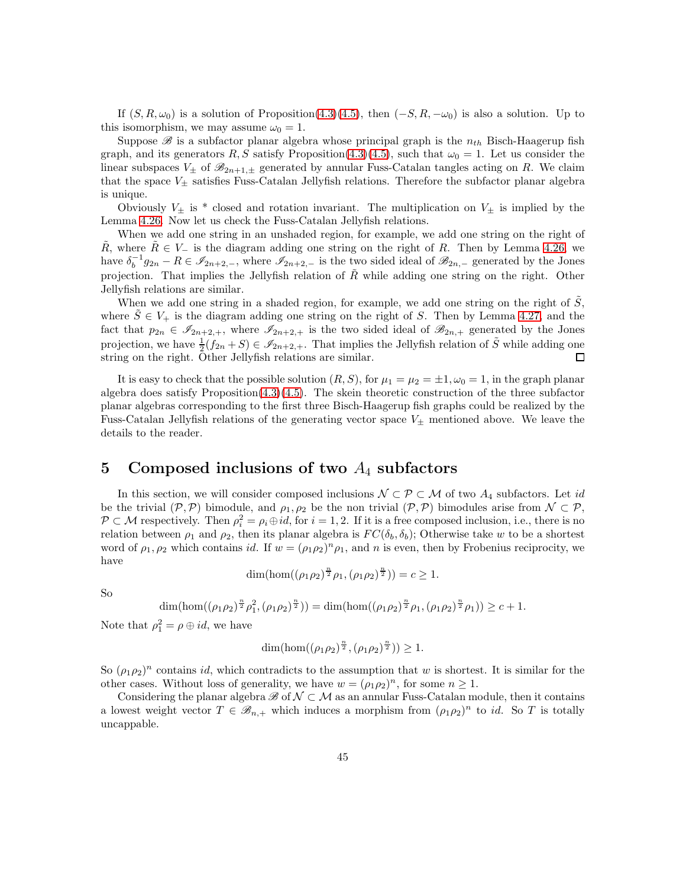If $(S, R, \omega_0)$ is a solution of Proposition(4.3)(4.5), then $(-S, R, -\omega_0)$ is also a solution. Up to this isomorphism, we may assume $\omega_0 = 1$.

Suppose $\mathscr{B}$ is a subfactor planar algebra whose principal graph is the $n_{th}$ Bisch-Haagerup fish graph, and its generators $R, S$ satisfy Proposition(4.3)(4.5), such that $\omega_0 = 1$. Let us consider the linear subspaces $V_\pm$ of $\mathscr{B}_{2n+1,\pm}$ generated by annular Fuss-Catalan tangles acting on $R$. We claim that the space $V_\pm$ satisfies Fuss-Catalan Jellyfish relations. Therefore the subfactor planar algebra is unique.

Obviously $V_\pm$ is * closed and rotation invariant. The multiplication on $V_\pm$ is implied by the Lemma 4.26. Now let us check the Fuss-Catalan Jellyfish relations.

When we add one string in an unshaded region, for example, we add one string on the right of $\tilde{R}$, where $\tilde{R} \in V_-$ is the diagram adding one string on the right of $R$. Then by Lemma 4.26, we have $\delta_b^{-1} g_{2n} - R \in \mathscr{I}_{2n+2,-}$, where $\mathscr{I}_{2n+2,-}$ is the two sided ideal of $\mathscr{B}_{2n,-}$ generated by the Jones projection. That implies the Jellyfish relation of $\tilde{R}$ while adding one string on the right. Other Jellyfish relations are similar.

When we add one string in a shaded region, for example, we add one string on the right of $\tilde{S}$, where $\tilde{S} \in V_+$ is the diagram adding one string on the right of $S$. Then by Lemma 4.27, and the fact that $p_{2n} \in \mathscr{I}_{2n+2,+}$, where $\mathscr{I}_{2n+2,+}$ is the two sided ideal of $\mathscr{B}_{2n,+}$ generated by the Jones projection, we have $\frac{1}{2}(f_{2n} + S) \in \mathscr{I}_{2n+2,+}$. That implies the Jellyfish relation of $\tilde{S}$ while adding one string on the right. Other Jellyfish relations are similar. □

It is easy to check that the possible solution $(R, S)$, for $\mu_1 = \mu_2 = \pm 1, \omega_0 = 1$, in the graph planar algebra does satisfy Proposition(4.3)(4.5). The skein theoretic construction of the three subfactor planar algebras corresponding to the first three Bisch-Haagerup fish graphs could be realized by the Fuss-Catalan Jellyfish relations of the generating vector space $V_\pm$ mentioned above. We leave the details to the reader.

# 5 Composed inclusions of two $A_4$ subfactors

In this section, we will consider composed inclusions $\mathcal{N} \subset \mathcal{P} \subset \mathcal{M}$ of two $A_4$ subfactors. Let $id$ be the trivial $(\mathcal{P}, \mathcal{P})$ bimodule, and $\rho_1, \rho_2$ be the non trivial $(\mathcal{P}, \mathcal{P})$ bimodules arise from $\mathcal{N} \subset \mathcal{P}$, $\mathcal{P} \subset \mathcal{M}$ respectively. Then $\rho_i^2 = \rho_i \oplus id$, for $i = 1, 2$. If it is a free composed inclusion, i.e., there is no relation between $\rho_1$ and $\rho_2$, then its planar algebra is $FC(\delta_b, \delta_b)$; Otherwise take $w$ to be a shortest word of $\rho_1, \rho_2$ which contains $id$. If $w = (\rho_1\rho_2)^n \rho_1$, and $n$ is even, then by Frobenius reciprocity, we have

$$\dim(\hom((\rho_1\rho_2)^{\frac{n}{2}}\rho_1, (\rho_1\rho_2)^{\frac{n}{2}})) = c \geq 1.$$

So

$$\dim(\hom((\rho_1\rho_2)^{\frac{n}{2}}\rho_1^2, (\rho_1\rho_2)^{\frac{n}{2}})) = \dim(\hom((\rho_1\rho_2)^{\frac{n}{2}}\rho_1, (\rho_1\rho_2)^{\frac{n}{2}}\rho_1)) \geq c + 1.$$

Note that $\rho_1^2 = \rho \oplus id$, we have

$$\dim(\hom((\rho_1\rho_2)^{\frac{n}{2}}, (\rho_1\rho_2)^{\frac{n}{2}})) \geq 1.$$

So $(\rho_1\rho_2)^n$ contains $id$, which contradicts to the assumption that $w$ is shortest. It is similar for the other cases. Without loss of generality, we have $w = (\rho_1\rho_2)^n$, for some $n \geq 1$.

Considering the planar algebra $\mathscr{B}$ of $\mathcal{N} \subset \mathcal{M}$ as an annular Fuss-Catalan module, then it contains a lowest weight vector $T \in \mathscr{B}_{n,+}$ which induces a morphism from $(\rho_1\rho_2)^n$ to $id$. So $T$ is totally uncappable.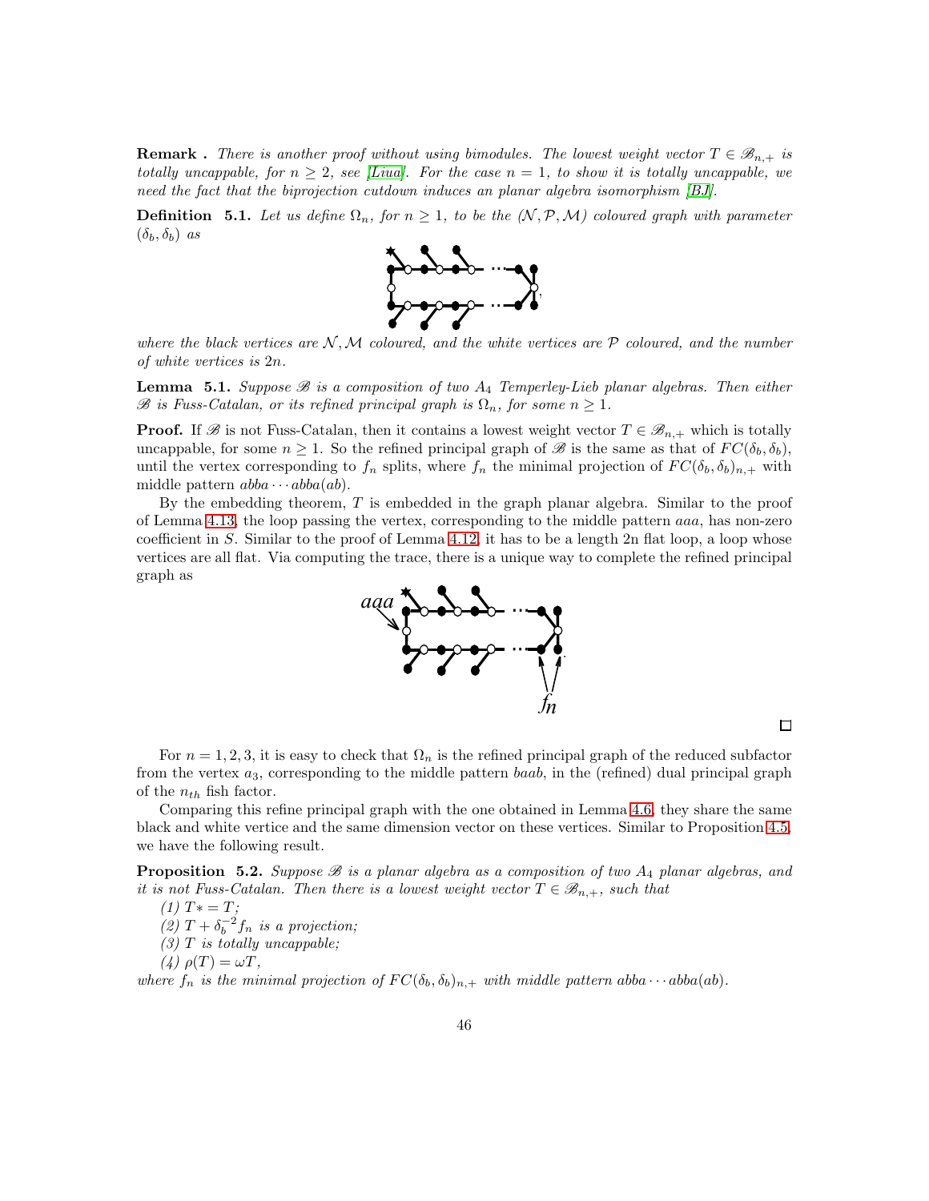**Remark .** *There is another proof without using bimodules. The lowest weight vector $T \in \mathscr{B}_{n,+}$ is totally uncappable, for $n \geq 2$, see [Liua]. For the case $n = 1$, to show it is totally uncappable, we need the fact that the biprojection cutdown induces an planar algebra isomorphism [BJ].*

**Definition 5.1.** *Let us define $\Omega_n$, for $n \geq 1$, to be the $(\mathcal{N}, \mathcal{P}, \mathcal{M})$ coloured graph with parameter $(\delta_b, \delta_b)$ as*

*where the black vertices are $\mathcal{N}, \mathcal{M}$ coloured, and the white vertices are $\mathcal{P}$ coloured, and the number of white vertices is $2n$.*

**Lemma 5.1.** *Suppose $\mathscr{B}$ is a composition of two $A_4$ Temperley-Lieb planar algebras. Then either $\mathscr{B}$ is Fuss-Catalan, or its refined principal graph is $\Omega_n$, for some $n \geq 1$.*

**Proof.** If $\mathscr{B}$ is not Fuss-Catalan, then it contains a lowest weight vector $T \in \mathscr{B}_{n,+}$ which is totally uncappable, for some $n \geq 1$. So the refined principal graph of $\mathscr{B}$ is the same as that of $FC(\delta_b, \delta_b)$, until the vertex corresponding to $f_n$ splits, where $f_n$ the minimal projection of $FC(\delta_b, \delta_b)_{n,+}$ with middle pattern $abba \cdots abba(ab)$.

By the embedding theorem, $T$ is embedded in the graph planar algebra. Similar to the proof of Lemma 4.13, the loop passing the vertex, corresponding to the middle pattern $aaa$, has non-zero coefficient in $S$. Similar to the proof of Lemma 4.12, it has to be a length 2n flat loop, a loop whose vertices are all flat. Via computing the trace, there is a unique way to complete the refined principal graph as

$\square$

For $n = 1, 2, 3$, it is easy to check that $\Omega_n$ is the refined principal graph of the reduced subfactor from the vertex $a_3$, corresponding to the middle pattern $baab$, in the (refined) dual principal graph of the $n_{th}$ fish factor.

Comparing this refine principal graph with the one obtained in Lemma 4.6, they share the same black and white vertice and the same dimension vector on these vertices. Similar to Proposition 4.5, we have the following result.

**Proposition 5.2.** *Suppose $\mathscr{B}$ is a planar algebra as a composition of two $A_4$ planar algebras, and it is not Fuss-Catalan. Then there is a lowest weight vector $T \in \mathscr{B}_{n,+}$, such that*

*(1) $T* = T$;*

*(2) $T + \delta_b^{-2} f_n$ is a projection;*

*(3) $T$ is totally uncappable;*

*(4) $\rho(T) = \omega T$,*

*where $f_n$ is the minimal projection of $FC(\delta_b, \delta_b)_{n,+}$ with middle pattern $abba \cdots abba(ab)$.*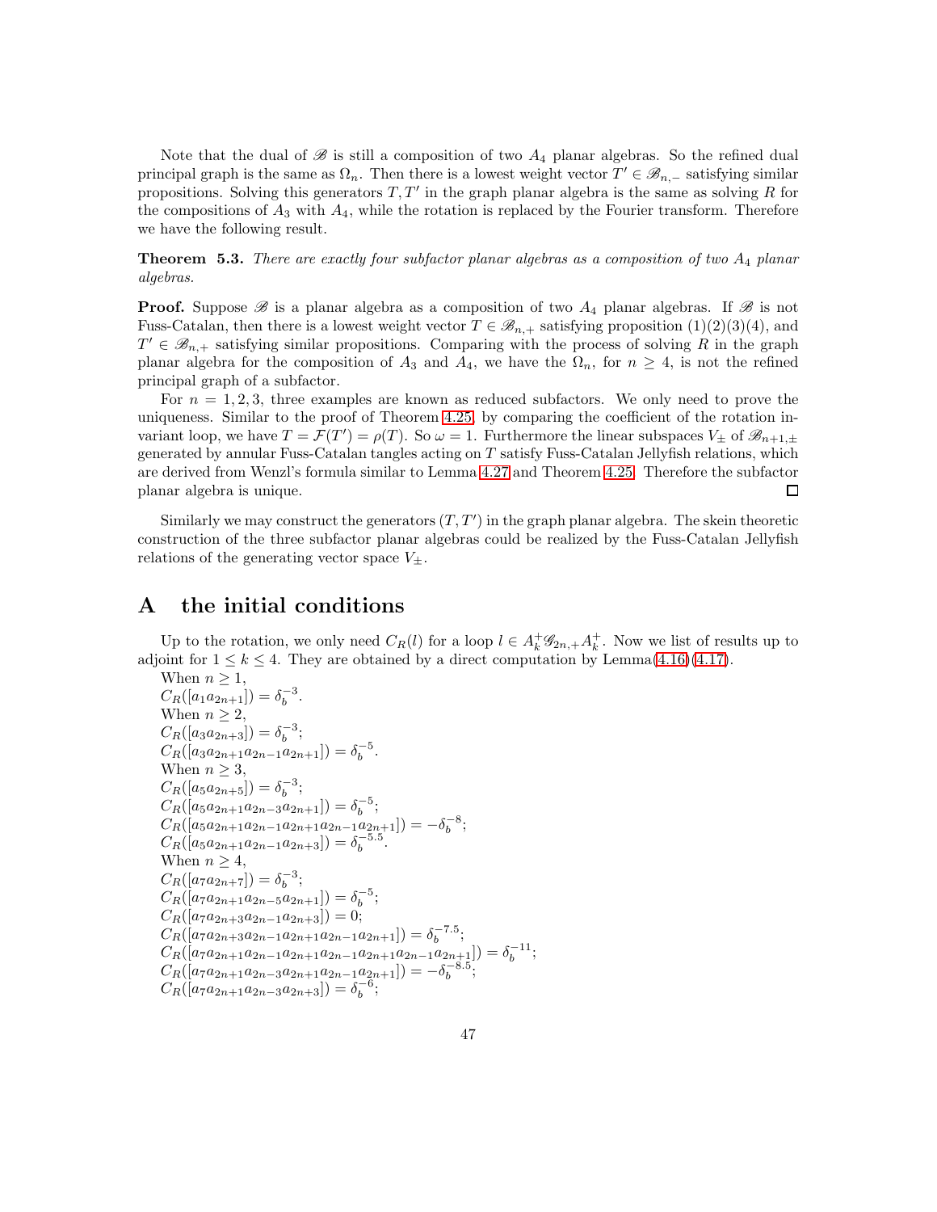Note that the dual of $\mathscr{B}$ is still a composition of two $A_4$ planar algebras. So the refined dual principal graph is the same as $\Omega_n$. Then there is a lowest weight vector $T' \in \mathscr{B}_{n,-}$ satisfying similar propositions. Solving this generators $T, T'$ in the graph planar algebra is the same as solving $R$ for the compositions of $A_3$ with $A_4$, while the rotation is replaced by the Fourier transform. Therefore we have the following result.

**Theorem 5.3.** *There are exactly four subfactor planar algebras as a composition of two $A_4$ planar algebras.*

**Proof.** Suppose $\mathscr{B}$ is a planar algebra as a composition of two $A_4$ planar algebras. If $\mathscr{B}$ is not Fuss-Catalan, then there is a lowest weight vector $T \in \mathscr{B}_{n,+}$ satisfying proposition (1)(2)(3)(4), and $T' \in \mathscr{B}_{n,+}$ satisfying similar propositions. Comparing with the process of solving $R$ in the graph planar algebra for the composition of $A_3$ and $A_4$, we have the $\Omega_n$, for $n \geq 4$, is not the refined principal graph of a subfactor.

For $n = 1, 2, 3$, three examples are known as reduced subfactors. We only need to prove the uniqueness. Similar to the proof of Theorem 4.25, by comparing the coefficient of the rotation invariant loop, we have $T = \mathcal{F}(T') = \rho(T)$. So $\omega = 1$. Furthermore the linear subspaces $V_{\pm}$ of $\mathscr{B}_{n+1,\pm}$ generated by annular Fuss-Catalan tangles acting on $T$ satisfy Fuss-Catalan Jellyfish relations, which are derived from Wenzl's formula similar to Lemma 4.27 and Theorem 4.25. Therefore the subfactor planar algebra is unique. ∎

Similarly we may construct the generators $(T, T')$ in the graph planar algebra. The skein theoretic construction of the three subfactor planar algebras could be realized by the Fuss-Catalan Jellyfish relations of the generating vector space $V_{\pm}$.

# A the initial conditions

Up to the rotation, we only need $C_R(l)$ for a loop $l \in A_k^+ \mathscr{G}_{2n,+} A_k^+$. Now we list of results up to adjoint for $1 \leq k \leq 4$. They are obtained by a direct computation by Lemma(4.16)(4.17).

When $n \geq 1$,
$C_R([a_1 a_{2n+1}]) = \delta_b^{-3}$.

When $n \geq 2$,
$C_R([a_3 a_{2n+3}]) = \delta_b^{-3}$;
$C_R([a_3 a_{2n+1} a_{2n-1} a_{2n+1}]) = \delta_b^{-5}$.

When $n \geq 3$,
$C_R([a_5 a_{2n+5}]) = \delta_b^{-3}$;
$C_R([a_5 a_{2n+1} a_{2n-3} a_{2n+1}]) = \delta_b^{-5}$;
$C_R([a_5 a_{2n+1} a_{2n-1} a_{2n+1} a_{2n-1} a_{2n+1}]) = -\delta_b^{-8}$;
$C_R([a_5 a_{2n+1} a_{2n-1} a_{2n+3}]) = \delta_b^{-5.5}$.

When $n \geq 4$,
$C_R([a_7 a_{2n+7}]) = \delta_b^{-3}$;
$C_R([a_7 a_{2n+1} a_{2n-5} a_{2n+1}]) = \delta_b^{-5}$;
$C_R([a_7 a_{2n+3} a_{2n-1} a_{2n+3}]) = 0$;
$C_R([a_7 a_{2n+3} a_{2n-1} a_{2n+1} a_{2n-1} a_{2n+1}]) = \delta_b^{-7.5}$;
$C_R([a_7 a_{2n+1} a_{2n-1} a_{2n+1} a_{2n-1} a_{2n+1} a_{2n-1} a_{2n+1}]) = \delta_b^{-11}$;
$C_R([a_7 a_{2n+1} a_{2n-3} a_{2n+1} a_{2n-1} a_{2n+1}]) = -\delta_b^{-8.5}$;
$C_R([a_7 a_{2n+1} a_{2n-3} a_{2n+3}]) = \delta_b^{-6}$;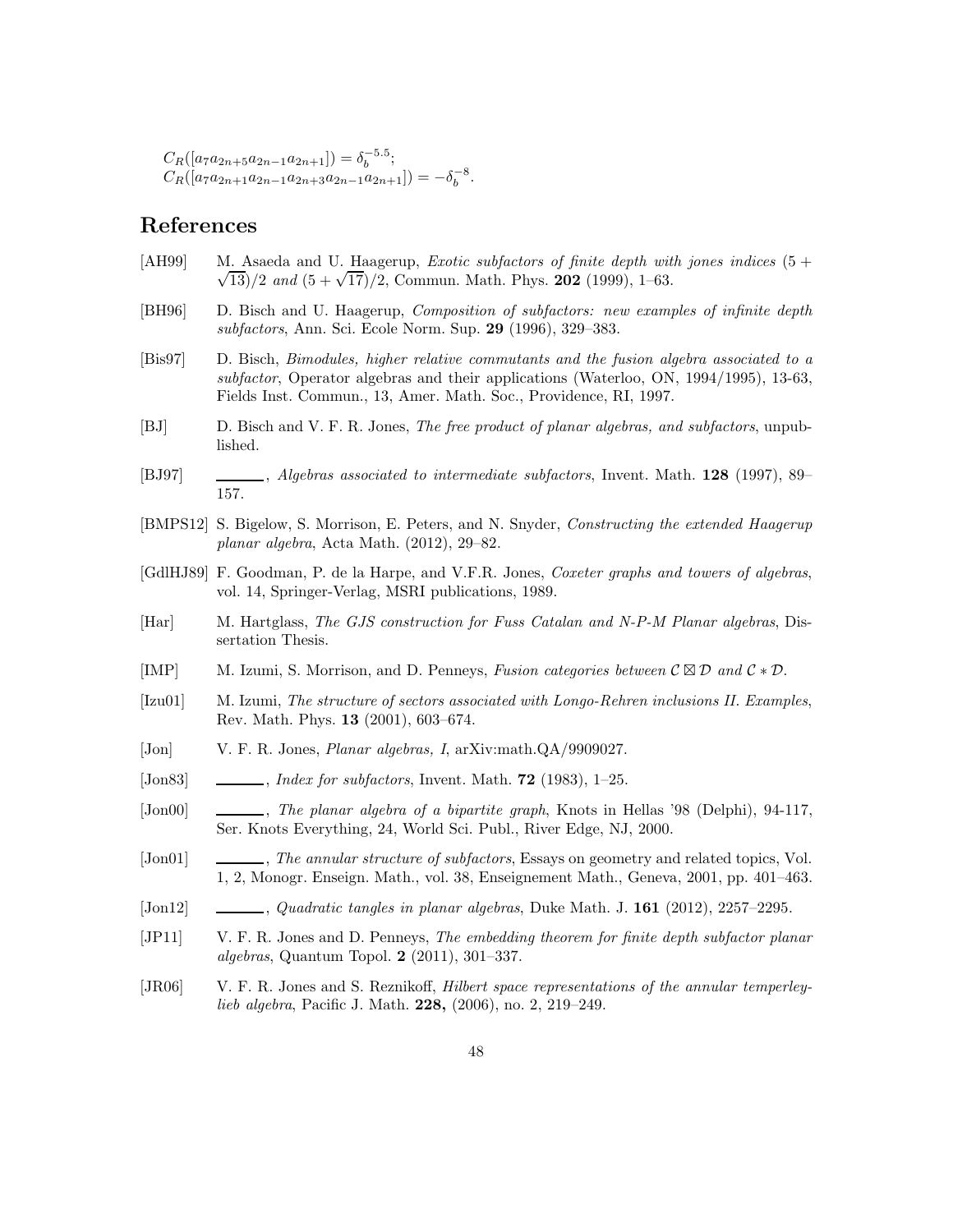$C_R([a_7 a_{2n+5} a_{2n-1} a_{2n+1}]) = \delta_b^{-5.5}$;
$C_R([a_7 a_{2n+1} a_{2n-1} a_{2n+3} a_{2n-1} a_{2n+1}]) = -\delta_b^{-8}$.

## References

[AH99] M. Asaeda and U. Haagerup, *Exotic subfactors of finite depth with jones indices $(5+\sqrt{13})/2$ and $(5+\sqrt{17})/2$*, Commun. Math. Phys. **202** (1999), 1–63.

[BH96] D. Bisch and U. Haagerup, *Composition of subfactors: new examples of infinite depth subfactors*, Ann. Sci. Ecole Norm. Sup. **29** (1996), 329–383.

[Bis97] D. Bisch, *Bimodules, higher relative commutants and the fusion algebra associated to a subfactor*, Operator algebras and their applications (Waterloo, ON, 1994/1995), 13-63, Fields Inst. Commun., 13, Amer. Math. Soc., Providence, RI, 1997.

[BJ] D. Bisch and V. F. R. Jones, *The free product of planar algebras, and subfactors*, unpublished.

[BJ97] ______, *Algebras associated to intermediate subfactors*, Invent. Math. **128** (1997), 89–157.

[BMPS12] S. Bigelow, S. Morrison, E. Peters, and N. Snyder, *Constructing the extended Haagerup planar algebra*, Acta Math. (2012), 29–82.

[GdlHJ89] F. Goodman, P. de la Harpe, and V.F.R. Jones, *Coxeter graphs and towers of algebras*, vol. 14, Springer-Verlag, MSRI publications, 1989.

[Har] M. Hartglass, *The GJS construction for Fuss Catalan and N-P-M Planar algebras*, Dissertation Thesis.

[IMP] M. Izumi, S. Morrison, and D. Penneys, *Fusion categories between $\mathcal{C} \boxtimes \mathcal{D}$ and $\mathcal{C} * \mathcal{D}$.*

[Izu01] M. Izumi, *The structure of sectors associated with Longo-Rehren inclusions II. Examples*, Rev. Math. Phys. **13** (2001), 603–674.

[Jon] V. F. R. Jones, *Planar algebras, I*, arXiv:math.QA/9909027.

[Jon83] ______, *Index for subfactors*, Invent. Math. **72** (1983), 1–25.

[Jon00] ______, *The planar algebra of a bipartite graph*, Knots in Hellas '98 (Delphi), 94-117, Ser. Knots Everything, 24, World Sci. Publ., River Edge, NJ, 2000.

[Jon01] ______, *The annular structure of subfactors*, Essays on geometry and related topics, Vol. 1, 2, Monogr. Enseign. Math., vol. 38, Enseignement Math., Geneva, 2001, pp. 401–463.

[Jon12] ______, *Quadratic tangles in planar algebras*, Duke Math. J. **161** (2012), 2257–2295.

[JP11] V. F. R. Jones and D. Penneys, *The embedding theorem for finite depth subfactor planar algebras*, Quantum Topol. **2** (2011), 301–337.

[JR06] V. F. R. Jones and S. Reznikoff, *Hilbert space representations of the annular temperley-lieb algebra*, Pacific J. Math. **228,** (2006), no. 2, 219–249.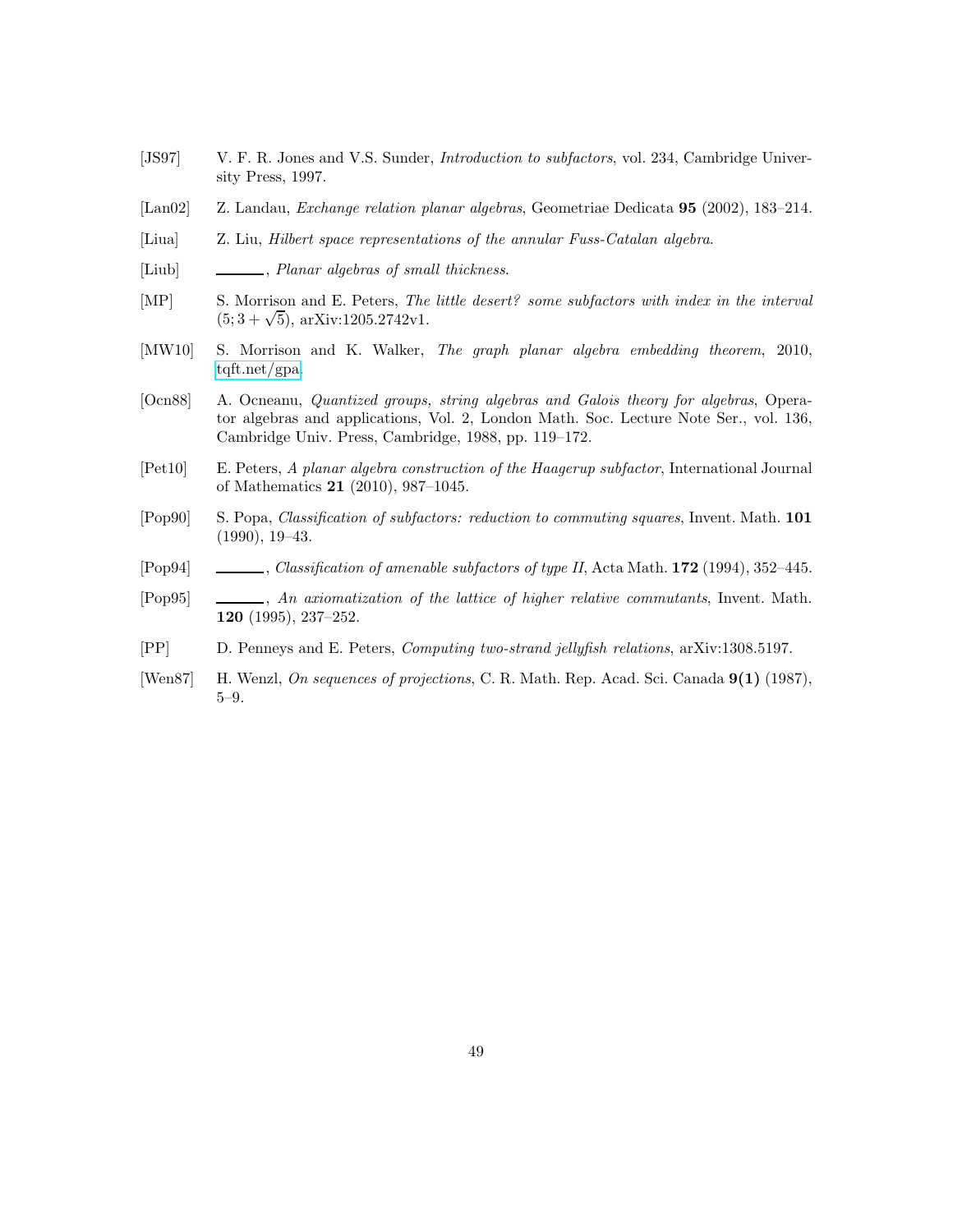[JS97] V. F. R. Jones and V.S. Sunder, *Introduction to subfactors*, vol. 234, Cambridge University Press, 1997.

[Lan02] Z. Landau, *Exchange relation planar algebras*, Geometriae Dedicata **95** (2002), 183–214.

[Liua] Z. Liu, *Hilbert space representations of the annular Fuss-Catalan algebra*.

[Liub] ———, *Planar algebras of small thickness*.

[MP] S. Morrison and E. Peters, *The little desert? some subfactors with index in the interval* $(5; 3+\sqrt{5})$, arXiv:1205.2742v1.

[MW10] S. Morrison and K. Walker, *The graph planar algebra embedding theorem*, 2010, tqft.net/gpa.

[Ocn88] A. Ocneanu, *Quantized groups, string algebras and Galois theory for algebras*, Operator algebras and applications, Vol. 2, London Math. Soc. Lecture Note Ser., vol. 136, Cambridge Univ. Press, Cambridge, 1988, pp. 119–172.

[Pet10] E. Peters, *A planar algebra construction of the Haagerup subfactor*, International Journal of Mathematics **21** (2010), 987–1045.

[Pop90] S. Popa, *Classification of subfactors: reduction to commuting squares*, Invent. Math. **101** (1990), 19–43.

[Pop94] ———, *Classification of amenable subfactors of type II*, Acta Math. **172** (1994), 352–445.

[Pop95] ———, *An axiomatization of the lattice of higher relative commutants*, Invent. Math. **120** (1995), 237–252.

[PP] D. Penneys and E. Peters, *Computing two-strand jellyfish relations*, arXiv:1308.5197.

[Wen87] H. Wenzl, *On sequences of projections*, C. R. Math. Rep. Acad. Sci. Canada **9(1)** (1987), 5–9.